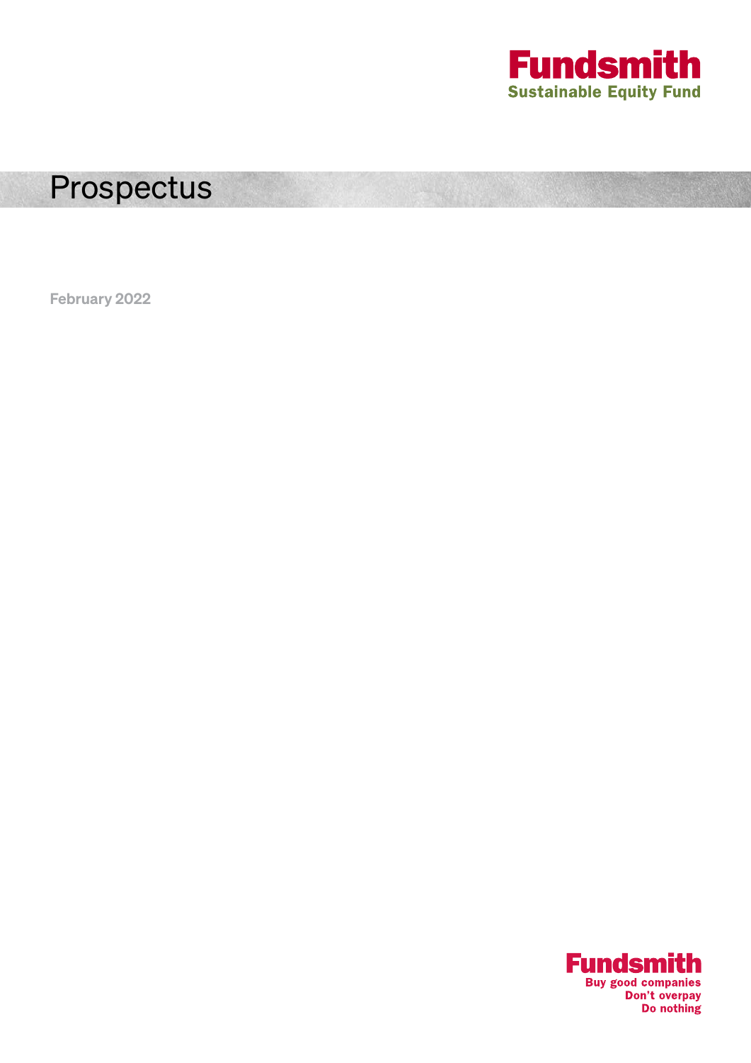**Fundsmith**
**Sustainable Equity Fund**

# Prospectus

February 2022

**Fundsmith**
**Buy good companies**
**Don't overpay**
**Do nothing**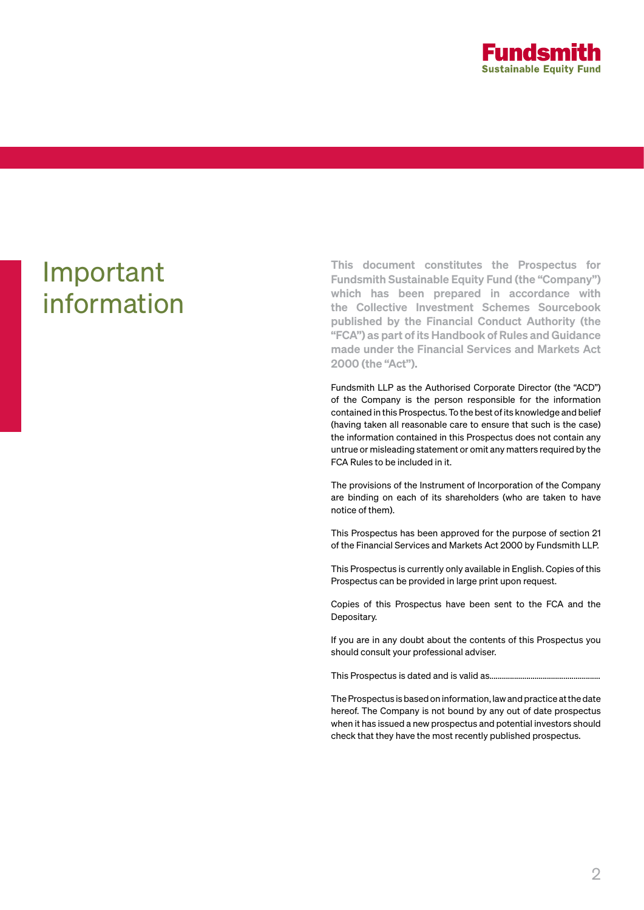# Important information

**This document constitutes the Prospectus for Fundsmith Sustainable Equity Fund (the "Company") which has been prepared in accordance with the Collective Investment Schemes Sourcebook published by the Financial Conduct Authority (the "FCA") as part of its Handbook of Rules and Guidance made under the Financial Services and Markets Act 2000 (the "Act").**

Fundsmith LLP as the Authorised Corporate Director (the "ACD") of the Company is the person responsible for the information contained in this Prospectus. To the best of its knowledge and belief (having taken all reasonable care to ensure that such is the case) the information contained in this Prospectus does not contain any untrue or misleading statement or omit any matters required by the FCA Rules to be included in it.

The provisions of the Instrument of Incorporation of the Company are binding on each of its shareholders (who are taken to have notice of them).

This Prospectus has been approved for the purpose of section 21 of the Financial Services and Markets Act 2000 by Fundsmith LLP.

This Prospectus is currently only available in English. Copies of this Prospectus can be provided in large print upon request.

Copies of this Prospectus have been sent to the FCA and the Depositary.

If you are in any doubt about the contents of this Prospectus you should consult your professional adviser.

This Prospectus is dated and is valid as......................................................

The Prospectus is based on information, law and practice at the date hereof. The Company is not bound by any out of date prospectus when it has issued a new prospectus and potential investors should check that they have the most recently published prospectus.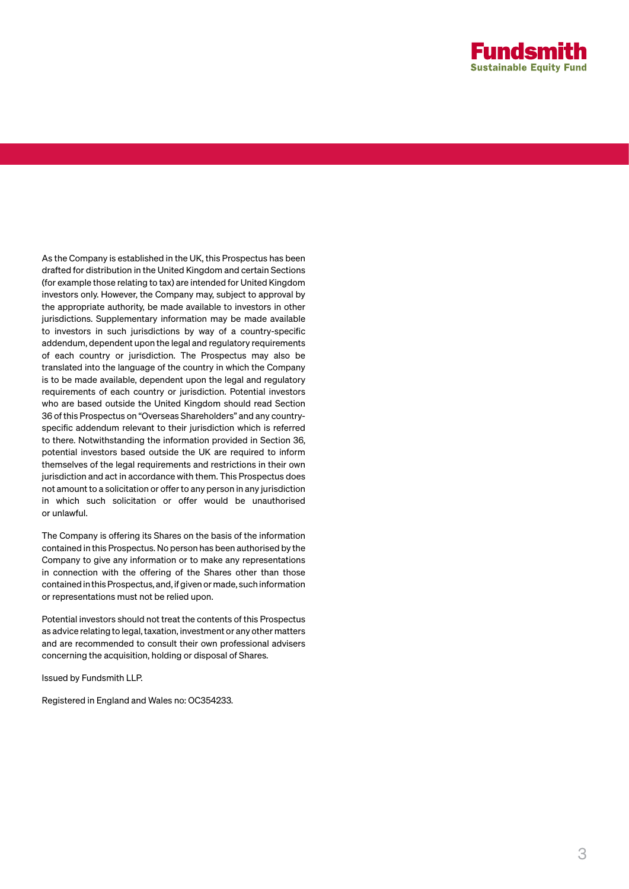As the Company is established in the UK, this Prospectus has been drafted for distribution in the United Kingdom and certain Sections (for example those relating to tax) are intended for United Kingdom investors only. However, the Company may, subject to approval by the appropriate authority, be made available to investors in other jurisdictions. Supplementary information may be made available to investors in such jurisdictions by way of a country-specific addendum, dependent upon the legal and regulatory requirements of each country or jurisdiction. The Prospectus may also be translated into the language of the country in which the Company is to be made available, dependent upon the legal and regulatory requirements of each country or jurisdiction. Potential investors who are based outside the United Kingdom should read Section 36 of this Prospectus on "Overseas Shareholders" and any country-specific addendum relevant to their jurisdiction which is referred to there. Notwithstanding the information provided in Section 36, potential investors based outside the UK are required to inform themselves of the legal requirements and restrictions in their own jurisdiction and act in accordance with them. This Prospectus does not amount to a solicitation or offer to any person in any jurisdiction in which such solicitation or offer would be unauthorised or unlawful.

The Company is offering its Shares on the basis of the information contained in this Prospectus. No person has been authorised by the Company to give any information or to make any representations in connection with the offering of the Shares other than those contained in this Prospectus, and, if given or made, such information or representations must not be relied upon.

Potential investors should not treat the contents of this Prospectus as advice relating to legal, taxation, investment or any other matters and are recommended to consult their own professional advisers concerning the acquisition, holding or disposal of Shares.

Issued by Fundsmith LLP.

Registered in England and Wales no: OC354233.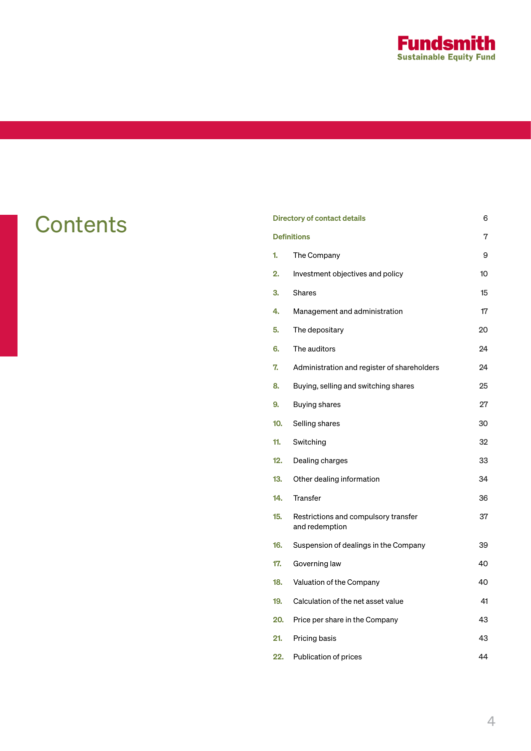# Contents

| | | |
|---|---|---|
| **Directory of contact details** | | 6 |
| **Definitions** | | 7 |
| **1.** | The Company | 9 |
| **2.** | Investment objectives and policy | 10 |
| **3.** | Shares | 15 |
| **4.** | Management and administration | 17 |
| **5.** | The depositary | 20 |
| **6.** | The auditors | 24 |
| **7.** | Administration and register of shareholders | 24 |
| **8.** | Buying, selling and switching shares | 25 |
| **9.** | Buying shares | 27 |
| **10.** | Selling shares | 30 |
| **11.** | Switching | 32 |
| **12.** | Dealing charges | 33 |
| **13.** | Other dealing information | 34 |
| **14.** | Transfer | 36 |
| **15.** | Restrictions and compulsory transfer and redemption | 37 |
| **16.** | Suspension of dealings in the Company | 39 |
| **17.** | Governing law | 40 |
| **18.** | Valuation of the Company | 40 |
| **19.** | Calculation of the net asset value | 41 |
| **20.** | Price per share in the Company | 43 |
| **21.** | Pricing basis | 43 |
| **22.** | Publication of prices | 44 |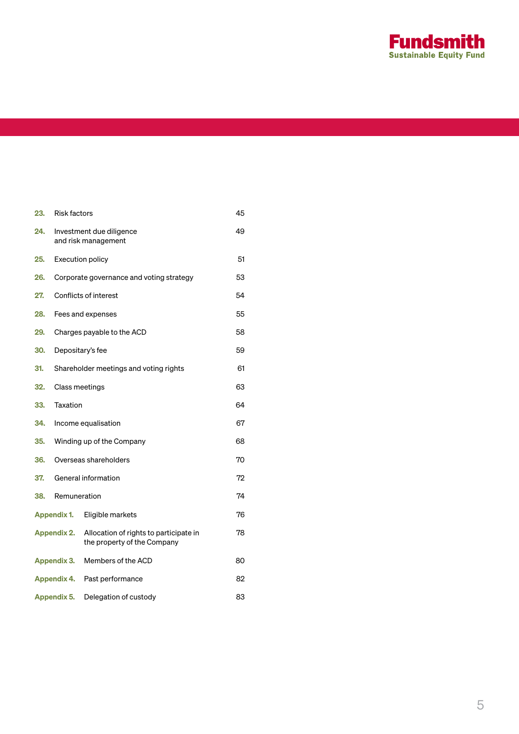| | | |
|---|---|---|
| **23.** | Risk factors | 45 |
| **24.** | Investment due diligence and risk management | 49 |
| **25.** | Execution policy | 51 |
| **26.** | Corporate governance and voting strategy | 53 |
| **27.** | Conflicts of interest | 54 |
| **28.** | Fees and expenses | 55 |
| **29.** | Charges payable to the ACD | 58 |
| **30.** | Depositary's fee | 59 |
| **31.** | Shareholder meetings and voting rights | 61 |
| **32.** | Class meetings | 63 |
| **33.** | Taxation | 64 |
| **34.** | Income equalisation | 67 |
| **35.** | Winding up of the Company | 68 |
| **36.** | Overseas shareholders | 70 |
| **37.** | General information | 72 |
| **38.** | Remuneration | 74 |
| **Appendix 1.** | Eligible markets | 76 |
| **Appendix 2.** | Allocation of rights to participate in the property of the Company | 78 |
| **Appendix 3.** | Members of the ACD | 80 |
| **Appendix 4.** | Past performance | 82 |
| **Appendix 5.** | Delegation of custody | 83 |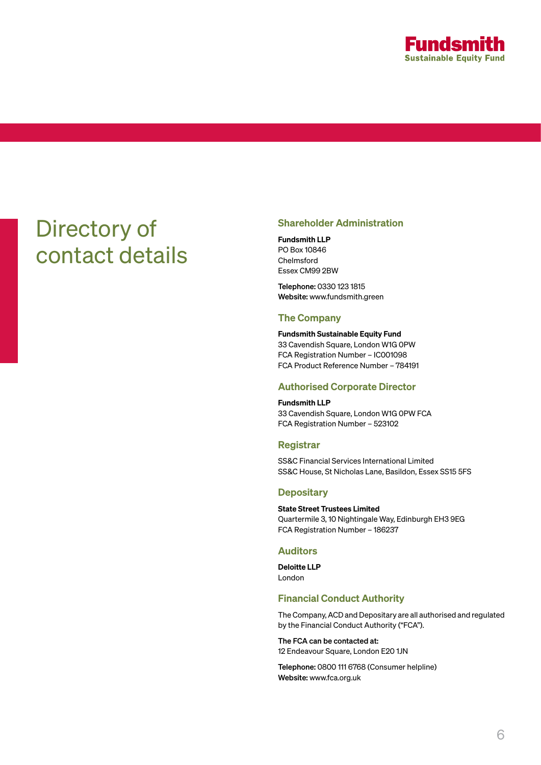# Directory of contact details

## Shareholder Administration

**Fundsmith LLP**
PO Box 10846
Chelmsford
Essex CM99 2BW

**Telephone:** 0330 123 1815
**Website:** www.fundsmith.green

## The Company

**Fundsmith Sustainable Equity Fund**
33 Cavendish Square, London W1G 0PW
FCA Registration Number – IC001098
FCA Product Reference Number – 784191

## Authorised Corporate Director

**Fundsmith LLP**
33 Cavendish Square, London W1G 0PW FCA
FCA Registration Number – 523102

## Registrar

SS&C Financial Services International Limited
SS&C House, St Nicholas Lane, Basildon, Essex SS15 5FS

## Depositary

**State Street Trustees Limited**
Quartermile 3, 10 Nightingale Way, Edinburgh EH3 9EG
FCA Registration Number – 186237

## Auditors

**Deloitte LLP**
London

## Financial Conduct Authority

The Company, ACD and Depositary are all authorised and regulated by the Financial Conduct Authority ("FCA").

**The FCA can be contacted at:**
12 Endeavour Square, London E20 1JN

**Telephone:** 0800 111 6768 (Consumer helpline)
**Website:** www.fca.org.uk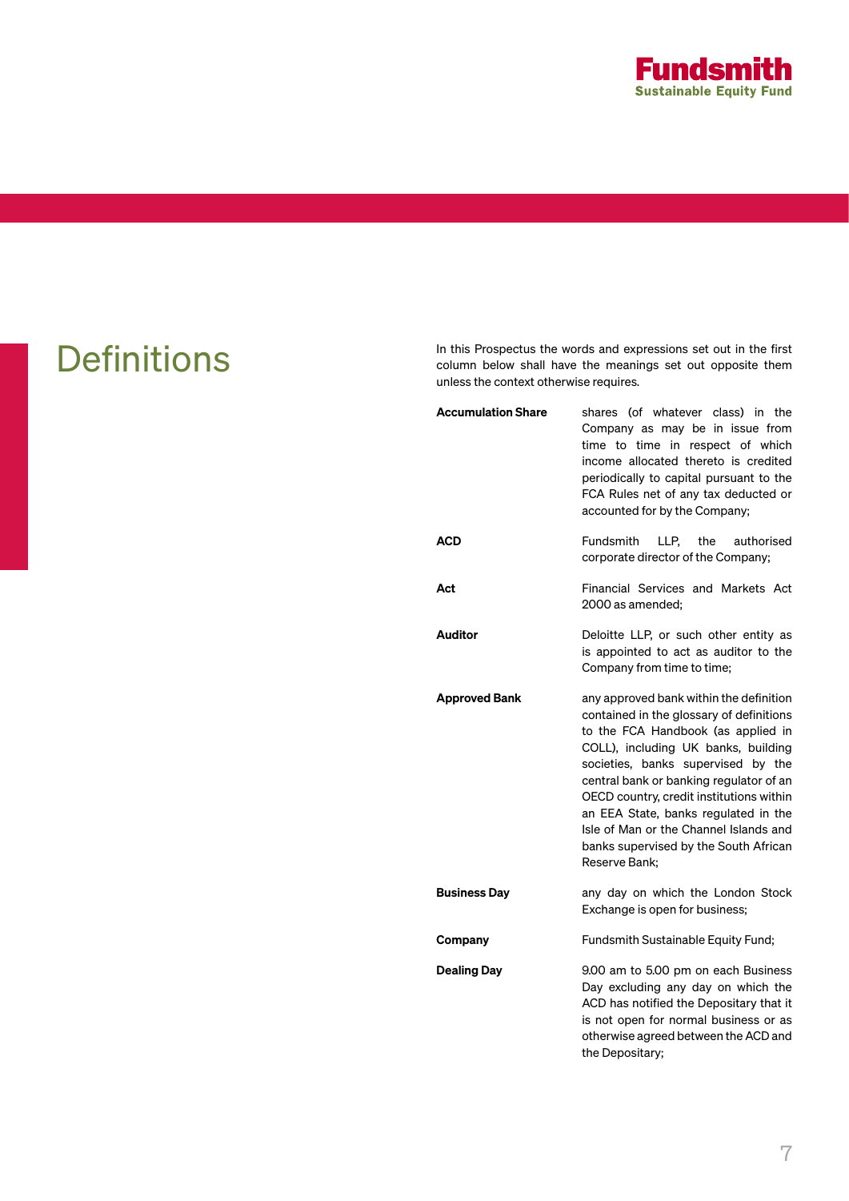# Definitions

In this Prospectus the words and expressions set out in the first column below shall have the meanings set out opposite them unless the context otherwise requires.

| | |
|---|---|
| **Accumulation Share** | shares (of whatever class) in the Company as may be in issue from time to time in respect of which income allocated thereto is credited periodically to capital pursuant to the FCA Rules net of any tax deducted or accounted for by the Company; |
| **ACD** | Fundsmith LLP, the authorised corporate director of the Company; |
| **Act** | Financial Services and Markets Act 2000 as amended; |
| **Auditor** | Deloitte LLP, or such other entity as is appointed to act as auditor to the Company from time to time; |
| **Approved Bank** | any approved bank within the definition contained in the glossary of definitions to the FCA Handbook (as applied in COLL), including UK banks, building societies, banks supervised by the central bank or banking regulator of an OECD country, credit institutions within an EEA State, banks regulated in the Isle of Man or the Channel Islands and banks supervised by the South African Reserve Bank; |
| **Business Day** | any day on which the London Stock Exchange is open for business; |
| **Company** | Fundsmith Sustainable Equity Fund; |
| **Dealing Day** | 9.00 am to 5.00 pm on each Business Day excluding any day on which the ACD has notified the Depositary that it is not open for normal business or as otherwise agreed between the ACD and the Depositary; |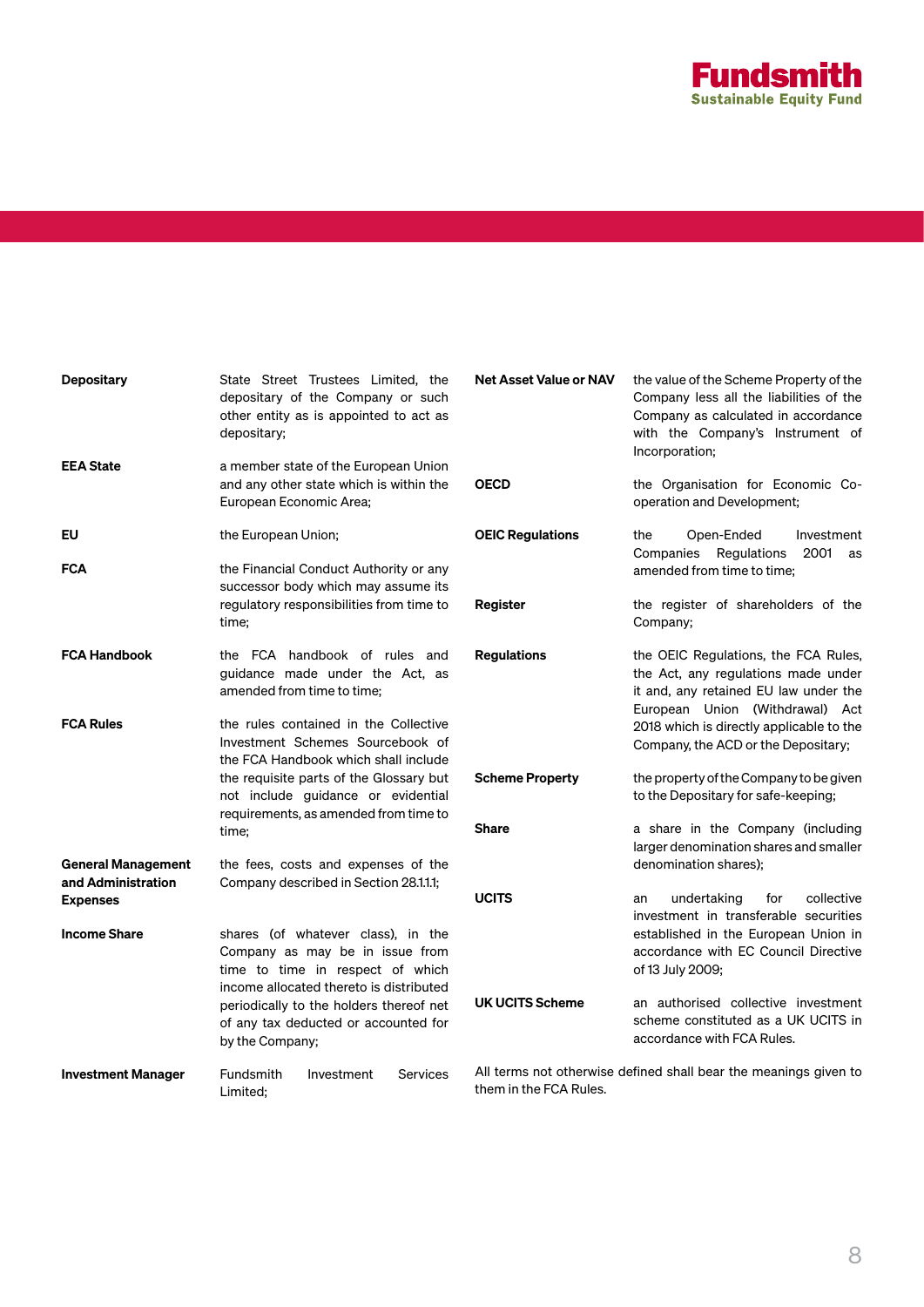**Depositary** State Street Trustees Limited, the depositary of the Company or such other entity as is appointed to act as depositary;

**EEA State** a member state of the European Union and any other state which is within the European Economic Area;

**EU** the European Union;

**FCA** the Financial Conduct Authority or any successor body which may assume its regulatory responsibilities from time to time;

**FCA Handbook** the FCA handbook of rules and guidance made under the Act, as amended from time to time;

**FCA Rules** the rules contained in the Collective Investment Schemes Sourcebook of the FCA Handbook which shall include the requisite parts of the Glossary but not include guidance or evidential requirements, as amended from time to time;

**General Management and Administration Expenses** the fees, costs and expenses of the Company described in Section 28.1.1.1;

**Income Share** shares (of whatever class), in the Company as may be in issue from time to time in respect of which income allocated thereto is distributed periodically to the holders thereof net of any tax deducted or accounted for by the Company;

**Investment Manager** Fundsmith Investment Services Limited;

**Net Asset Value or NAV** the value of the Scheme Property of the Company less all the liabilities of the Company as calculated in accordance with the Company's Instrument of Incorporation;

**OECD** the Organisation for Economic Co-operation and Development;

**OEIC Regulations** the Open-Ended Investment Companies Regulations 2001 as amended from time to time;

**Register** the register of shareholders of the Company;

**Regulations** the OEIC Regulations, the FCA Rules, the Act, any regulations made under it and, any retained EU law under the European Union (Withdrawal) Act 2018 which is directly applicable to the Company, the ACD or the Depositary;

**Scheme Property** the property of the Company to be given to the Depositary for safe-keeping;

**Share** a share in the Company (including larger denomination shares and smaller denomination shares);

**UCITS** an undertaking for collective investment in transferable securities established in the European Union in accordance with EC Council Directive of 13 July 2009;

**UK UCITS Scheme** an authorised collective investment scheme constituted as a UK UCITS in accordance with FCA Rules.

All terms not otherwise defined shall bear the meanings given to them in the FCA Rules.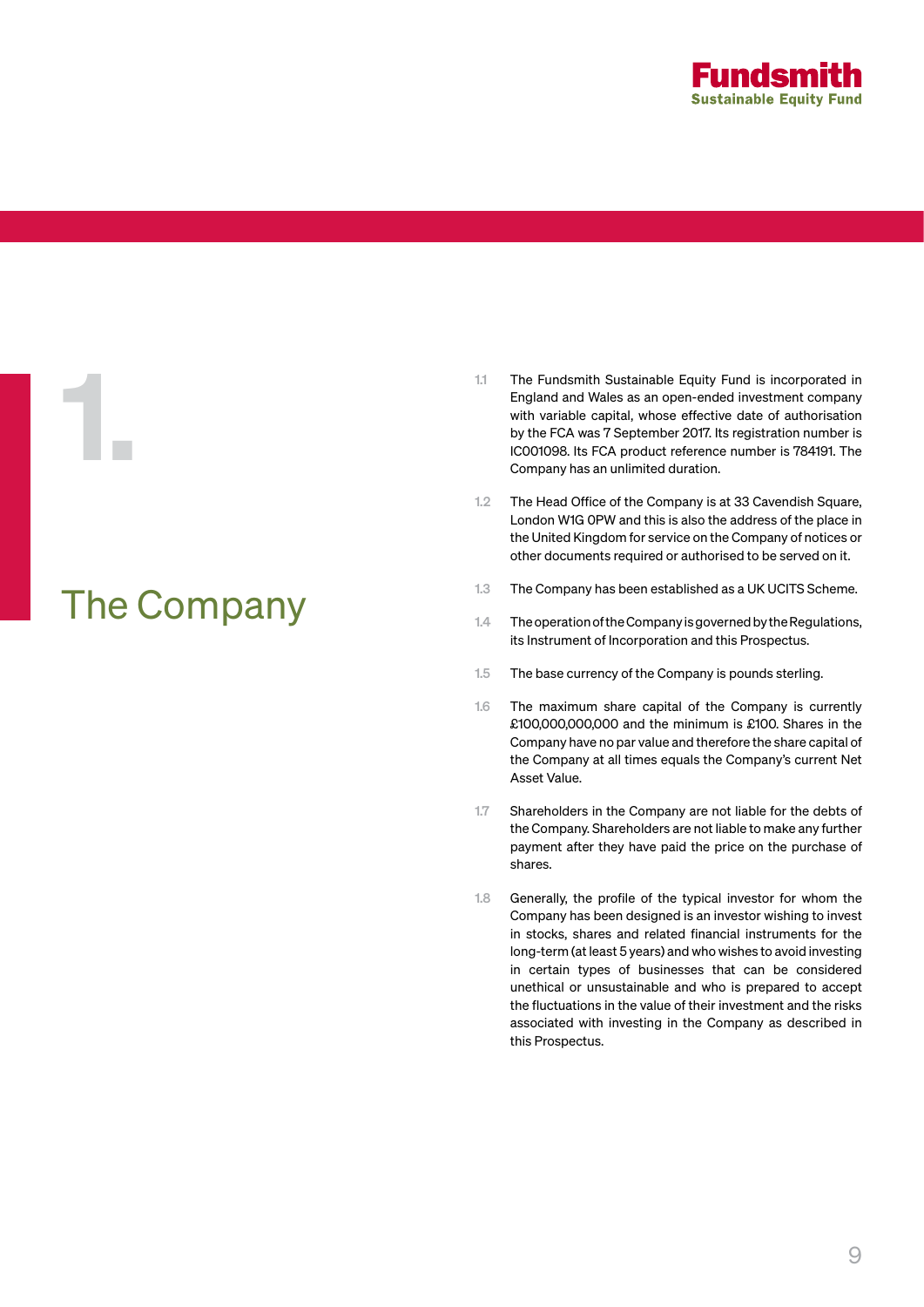# 1. The Company

1.1 The Fundsmith Sustainable Equity Fund is incorporated in England and Wales as an open-ended investment company with variable capital, whose effective date of authorisation by the FCA was 7 September 2017. Its registration number is IC001098. Its FCA product reference number is 784191. The Company has an unlimited duration.

1.2 The Head Office of the Company is at 33 Cavendish Square, London W1G 0PW and this is also the address of the place in the United Kingdom for service on the Company of notices or other documents required or authorised to be served on it.

1.3 The Company has been established as a UK UCITS Scheme.

1.4 The operation of the Company is governed by the Regulations, its Instrument of Incorporation and this Prospectus.

1.5 The base currency of the Company is pounds sterling.

1.6 The maximum share capital of the Company is currently £100,000,000,000 and the minimum is £100. Shares in the Company have no par value and therefore the share capital of the Company at all times equals the Company's current Net Asset Value.

1.7 Shareholders in the Company are not liable for the debts of the Company. Shareholders are not liable to make any further payment after they have paid the price on the purchase of shares.

1.8 Generally, the profile of the typical investor for whom the Company has been designed is an investor wishing to invest in stocks, shares and related financial instruments for the long-term (at least 5 years) and who wishes to avoid investing in certain types of businesses that can be considered unethical or unsustainable and who is prepared to accept the fluctuations in the value of their investment and the risks associated with investing in the Company as described in this Prospectus.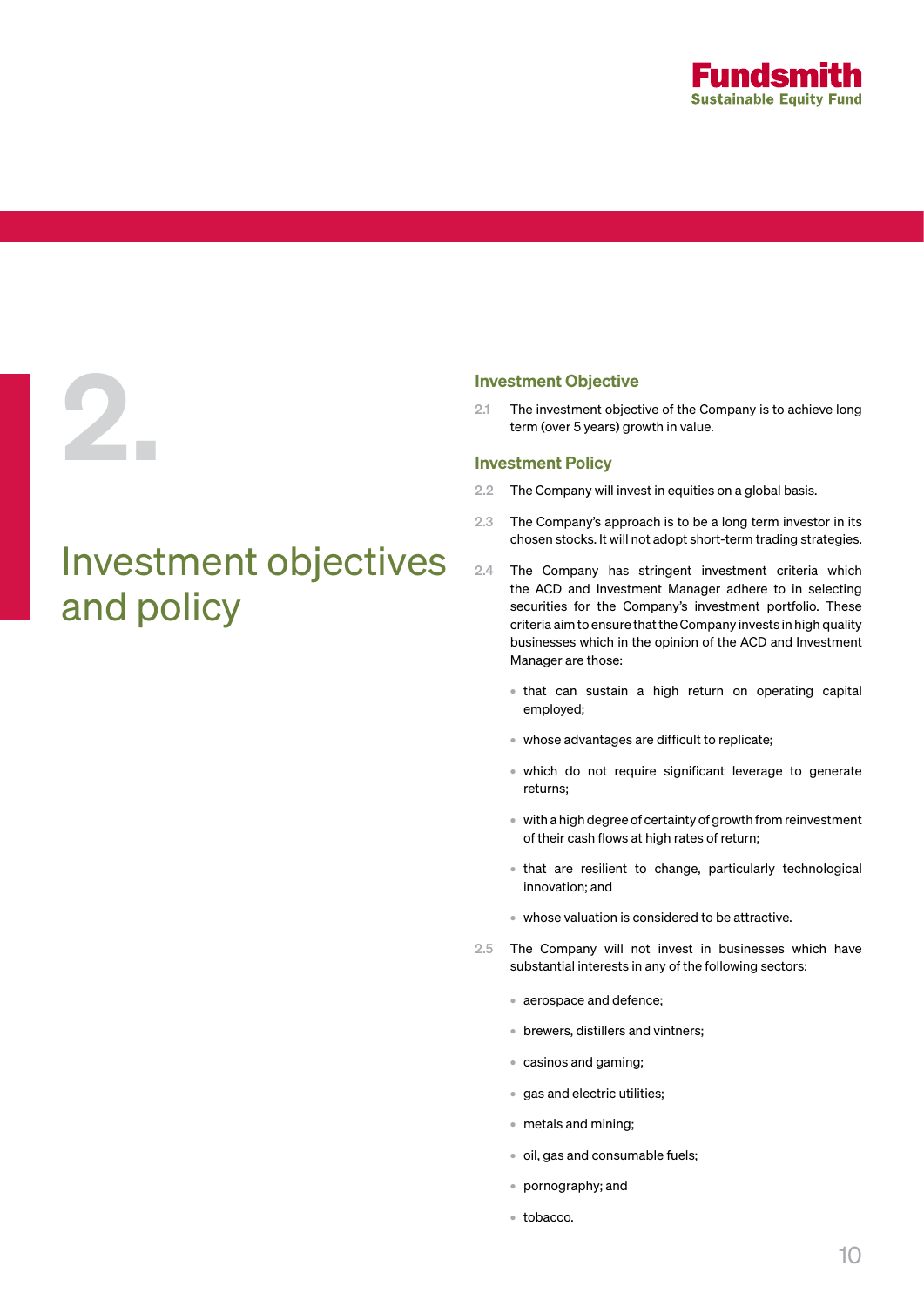# 2. Investment objectives and policy

## Investment Objective

2.1 The investment objective of the Company is to achieve long term (over 5 years) growth in value.

## Investment Policy

2.2 The Company will invest in equities on a global basis.

2.3 The Company's approach is to be a long term investor in its chosen stocks. It will not adopt short-term trading strategies.

2.4 The Company has stringent investment criteria which the ACD and Investment Manager adhere to in selecting securities for the Company's investment portfolio. These criteria aim to ensure that the Company invests in high quality businesses which in the opinion of the ACD and Investment Manager are those:

- that can sustain a high return on operating capital employed;
- whose advantages are difficult to replicate;
- which do not require significant leverage to generate returns;
- with a high degree of certainty of growth from reinvestment of their cash flows at high rates of return;
- that are resilient to change, particularly technological innovation; and
- whose valuation is considered to be attractive.

2.5 The Company will not invest in businesses which have substantial interests in any of the following sectors:

- aerospace and defence;
- brewers, distillers and vintners;
- casinos and gaming;
- gas and electric utilities;
- metals and mining;
- oil, gas and consumable fuels;
- pornography; and
- tobacco.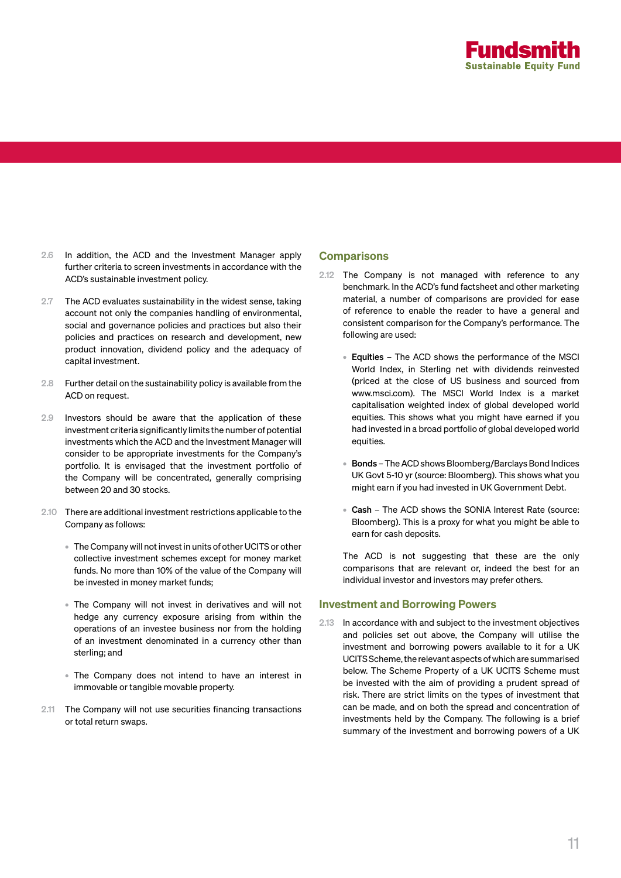2.6 In addition, the ACD and the Investment Manager apply further criteria to screen investments in accordance with the ACD's sustainable investment policy.

2.7 The ACD evaluates sustainability in the widest sense, taking account not only the companies handling of environmental, social and governance policies and practices but also their policies and practices on research and development, new product innovation, dividend policy and the adequacy of capital investment.

2.8 Further detail on the sustainability policy is available from the ACD on request.

2.9 Investors should be aware that the application of these investment criteria significantly limits the number of potential investments which the ACD and the Investment Manager will consider to be appropriate investments for the Company's portfolio. It is envisaged that the investment portfolio of the Company will be concentrated, generally comprising between 20 and 30 stocks.

2.10 There are additional investment restrictions applicable to the Company as follows:

- The Company will not invest in units of other UCITS or other collective investment schemes except for money market funds. No more than 10% of the value of the Company will be invested in money market funds;
- The Company will not invest in derivatives and will not hedge any currency exposure arising from within the operations of an investee business nor from the holding of an investment denominated in a currency other than sterling; and
- The Company does not intend to have an interest in immovable or tangible movable property.

2.11 The Company will not use securities financing transactions or total return swaps.

## Comparisons

2.12 The Company is not managed with reference to any benchmark. In the ACD's fund factsheet and other marketing material, a number of comparisons are provided for ease of reference to enable the reader to have a general and consistent comparison for the Company's performance. The following are used:

- **Equities** – The ACD shows the performance of the MSCI World Index, in Sterling net with dividends reinvested (priced at the close of US business and sourced from www.msci.com). The MSCI World Index is a market capitalisation weighted index of global developed world equities. This shows what you might have earned if you had invested in a broad portfolio of global developed world equities.
- **Bonds** – The ACD shows Bloomberg/Barclays Bond Indices UK Govt 5-10 yr (source: Bloomberg). This shows what you might earn if you had invested in UK Government Debt.
- **Cash** – The ACD shows the SONIA Interest Rate (source: Bloomberg). This is a proxy for what you might be able to earn for cash deposits.

The ACD is not suggesting that these are the only comparisons that are relevant or, indeed the best for an individual investor and investors may prefer others.

## Investment and Borrowing Powers

2.13 In accordance with and subject to the investment objectives and policies set out above, the Company will utilise the investment and borrowing powers available to it for a UK UCITS Scheme, the relevant aspects of which are summarised below. The Scheme Property of a UK UCITS Scheme must be invested with the aim of providing a prudent spread of risk. There are strict limits on the types of investment that can be made, and on both the spread and concentration of investments held by the Company. The following is a brief summary of the investment and borrowing powers of a UK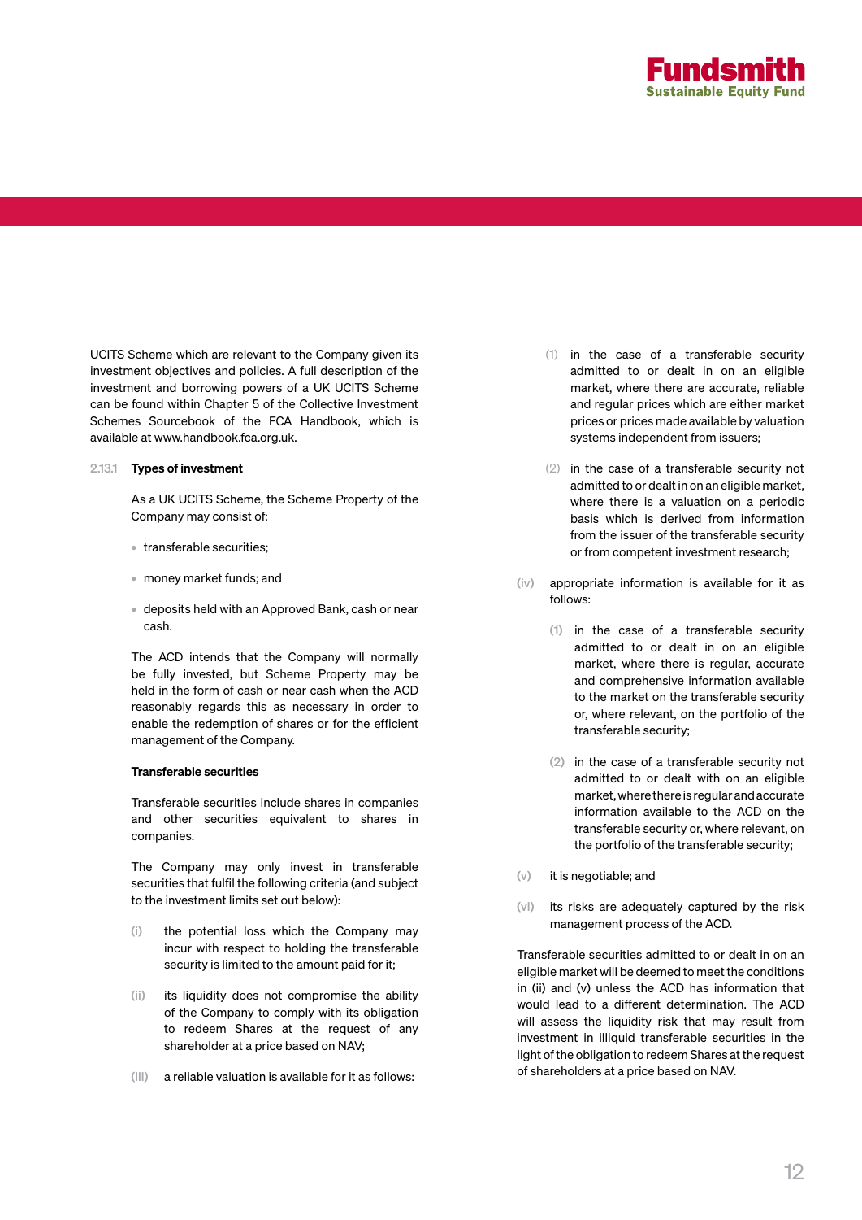UCITS Scheme which are relevant to the Company given its investment objectives and policies. A full description of the investment and borrowing powers of a UK UCITS Scheme can be found within Chapter 5 of the Collective Investment Schemes Sourcebook of the FCA Handbook, which is available at www.handbook.fca.org.uk.

2.13.1 **Types of investment**

As a UK UCITS Scheme, the Scheme Property of the Company may consist of:

- transferable securities;
- money market funds; and
- deposits held with an Approved Bank, cash or near cash.

The ACD intends that the Company will normally be fully invested, but Scheme Property may be held in the form of cash or near cash when the ACD reasonably regards this as necessary in order to enable the redemption of shares or for the efficient management of the Company.

**Transferable securities**

Transferable securities include shares in companies and other securities equivalent to shares in companies.

The Company may only invest in transferable securities that fulfil the following criteria (and subject to the investment limits set out below):

(i) the potential loss which the Company may incur with respect to holding the transferable security is limited to the amount paid for it;

(ii) its liquidity does not compromise the ability of the Company to comply with its obligation to redeem Shares at the request of any shareholder at a price based on NAV;

(iii) a reliable valuation is available for it as follows:

(1) in the case of a transferable security admitted to or dealt in on an eligible market, where there are accurate, reliable and regular prices which are either market prices or prices made available by valuation systems independent from issuers;

(2) in the case of a transferable security not admitted to or dealt in on an eligible market, where there is a valuation on a periodic basis which is derived from information from the issuer of the transferable security or from competent investment research;

(iv) appropriate information is available for it as follows:

(1) in the case of a transferable security admitted to or dealt in on an eligible market, where there is regular, accurate and comprehensive information available to the market on the transferable security or, where relevant, on the portfolio of the transferable security;

(2) in the case of a transferable security not admitted to or dealt with on an eligible market, where there is regular and accurate information available to the ACD on the transferable security or, where relevant, on the portfolio of the transferable security;

(v) it is negotiable; and

(vi) its risks are adequately captured by the risk management process of the ACD.

Transferable securities admitted to or dealt in on an eligible market will be deemed to meet the conditions in (ii) and (v) unless the ACD has information that would lead to a different determination. The ACD will assess the liquidity risk that may result from investment in illiquid transferable securities in the light of the obligation to redeem Shares at the request of shareholders at a price based on NAV.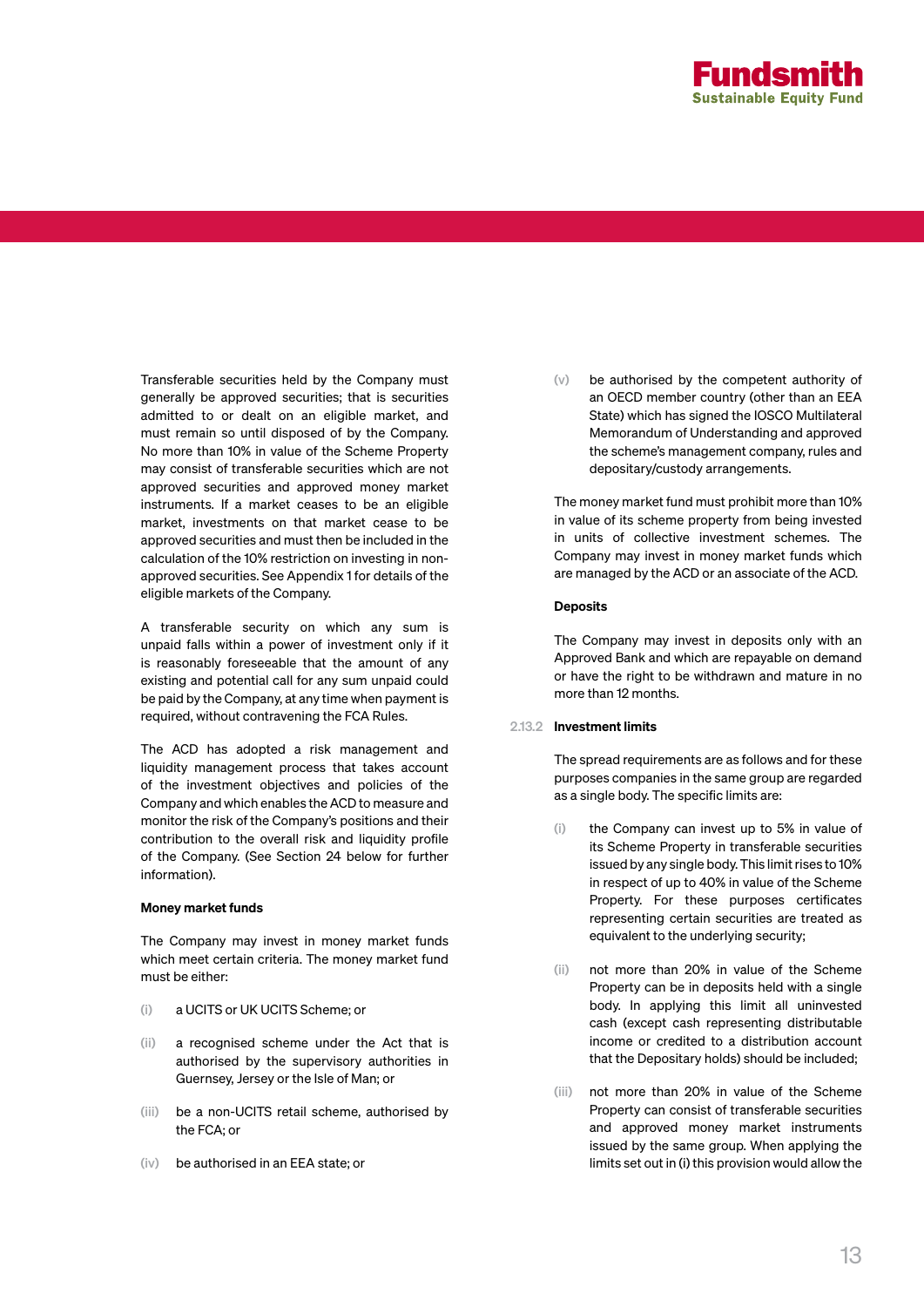Transferable securities held by the Company must generally be approved securities; that is securities admitted to or dealt on an eligible market, and must remain so until disposed of by the Company. No more than 10% in value of the Scheme Property may consist of transferable securities which are not approved securities and approved money market instruments. If a market ceases to be an eligible market, investments on that market cease to be approved securities and must then be included in the calculation of the 10% restriction on investing in non-approved securities. See Appendix 1 for details of the eligible markets of the Company.

A transferable security on which any sum is unpaid falls within a power of investment only if it is reasonably foreseeable that the amount of any existing and potential call for any sum unpaid could be paid by the Company, at any time when payment is required, without contravening the FCA Rules.

The ACD has adopted a risk management and liquidity management process that takes account of the investment objectives and policies of the Company and which enables the ACD to measure and monitor the risk of the Company's positions and their contribution to the overall risk and liquidity profile of the Company. (See Section 24 below for further information).

**Money market funds**

The Company may invest in money market funds which meet certain criteria. The money market fund must be either:

(i) a UCITS or UK UCITS Scheme; or

(ii) a recognised scheme under the Act that is authorised by the supervisory authorities in Guernsey, Jersey or the Isle of Man; or

(iii) be a non-UCITS retail scheme, authorised by the FCA; or

(iv) be authorised in an EEA state; or

(v) be authorised by the competent authority of an OECD member country (other than an EEA State) which has signed the IOSCO Multilateral Memorandum of Understanding and approved the scheme's management company, rules and depositary/custody arrangements.

The money market fund must prohibit more than 10% in value of its scheme property from being invested in units of collective investment schemes. The Company may invest in money market funds which are managed by the ACD or an associate of the ACD.

**Deposits**

The Company may invest in deposits only with an Approved Bank and which are repayable on demand or have the right to be withdrawn and mature in no more than 12 months.

### 2.13.2 Investment limits

The spread requirements are as follows and for these purposes companies in the same group are regarded as a single body. The specific limits are:

(i) the Company can invest up to 5% in value of its Scheme Property in transferable securities issued by any single body. This limit rises to 10% in respect of up to 40% in value of the Scheme Property. For these purposes certificates representing certain securities are treated as equivalent to the underlying security;

(ii) not more than 20% in value of the Scheme Property can be in deposits held with a single body. In applying this limit all uninvested cash (except cash representing distributable income or credited to a distribution account that the Depositary holds) should be included;

(iii) not more than 20% in value of the Scheme Property can consist of transferable securities and approved money market instruments issued by the same group. When applying the limits set out in (i) this provision would allow the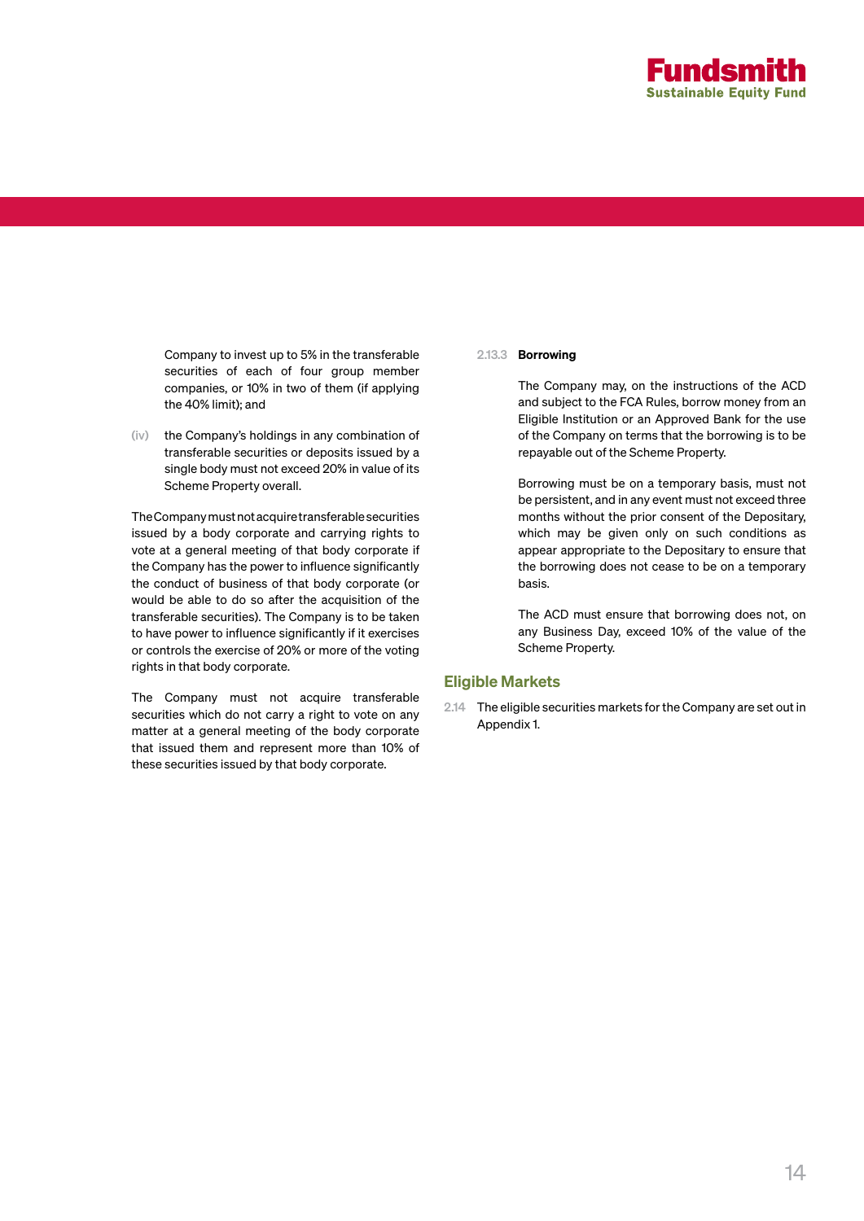Company to invest up to 5% in the transferable securities of each of four group member companies, or 10% in two of them (if applying the 40% limit); and

(iv) the Company's holdings in any combination of transferable securities or deposits issued by a single body must not exceed 20% in value of its Scheme Property overall.

The Company must not acquire transferable securities issued by a body corporate and carrying rights to vote at a general meeting of that body corporate if the Company has the power to influence significantly the conduct of business of that body corporate (or would be able to do so after the acquisition of the transferable securities). The Company is to be taken to have power to influence significantly if it exercises or controls the exercise of 20% or more of the voting rights in that body corporate.

The Company must not acquire transferable securities which do not carry a right to vote on any matter at a general meeting of the body corporate that issued them and represent more than 10% of these securities issued by that body corporate.

2.13.3 **Borrowing**

The Company may, on the instructions of the ACD and subject to the FCA Rules, borrow money from an Eligible Institution or an Approved Bank for the use of the Company on terms that the borrowing is to be repayable out of the Scheme Property.

Borrowing must be on a temporary basis, must not be persistent, and in any event must not exceed three months without the prior consent of the Depositary, which may be given only on such conditions as appear appropriate to the Depositary to ensure that the borrowing does not cease to be on a temporary basis.

The ACD must ensure that borrowing does not, on any Business Day, exceed 10% of the value of the Scheme Property.

## Eligible Markets

2.14 The eligible securities markets for the Company are set out in Appendix 1.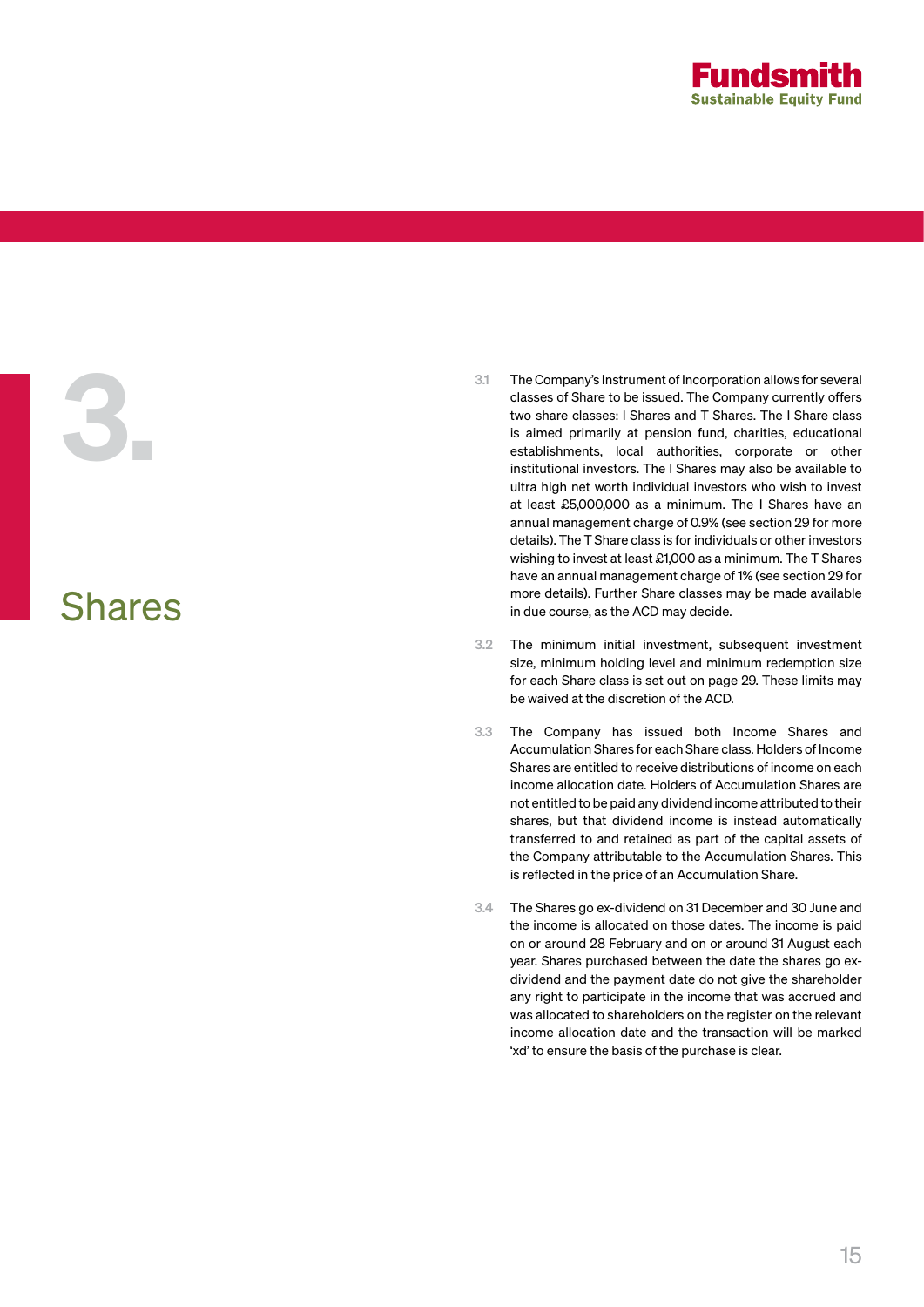# 3. Shares

3.1 The Company's Instrument of Incorporation allows for several classes of Share to be issued. The Company currently offers two share classes: I Shares and T Shares. The I Share class is aimed primarily at pension fund, charities, educational establishments, local authorities, corporate or other institutional investors. The I Shares may also be available to ultra high net worth individual investors who wish to invest at least £5,000,000 as a minimum. The I Shares have an annual management charge of 0.9% (see section 29 for more details). The T Share class is for individuals or other investors wishing to invest at least £1,000 as a minimum. The T Shares have an annual management charge of 1% (see section 29 for more details). Further Share classes may be made available in due course, as the ACD may decide.

3.2 The minimum initial investment, subsequent investment size, minimum holding level and minimum redemption size for each Share class is set out on page 29. These limits may be waived at the discretion of the ACD.

3.3 The Company has issued both Income Shares and Accumulation Shares for each Share class. Holders of Income Shares are entitled to receive distributions of income on each income allocation date. Holders of Accumulation Shares are not entitled to be paid any dividend income attributed to their shares, but that dividend income is instead automatically transferred to and retained as part of the capital assets of the Company attributable to the Accumulation Shares. This is reflected in the price of an Accumulation Share.

3.4 The Shares go ex-dividend on 31 December and 30 June and the income is allocated on those dates. The income is paid on or around 28 February and on or around 31 August each year. Shares purchased between the date the shares go ex-dividend and the payment date do not give the shareholder any right to participate in the income that was accrued and was allocated to shareholders on the register on the relevant income allocation date and the transaction will be marked 'xd' to ensure the basis of the purchase is clear.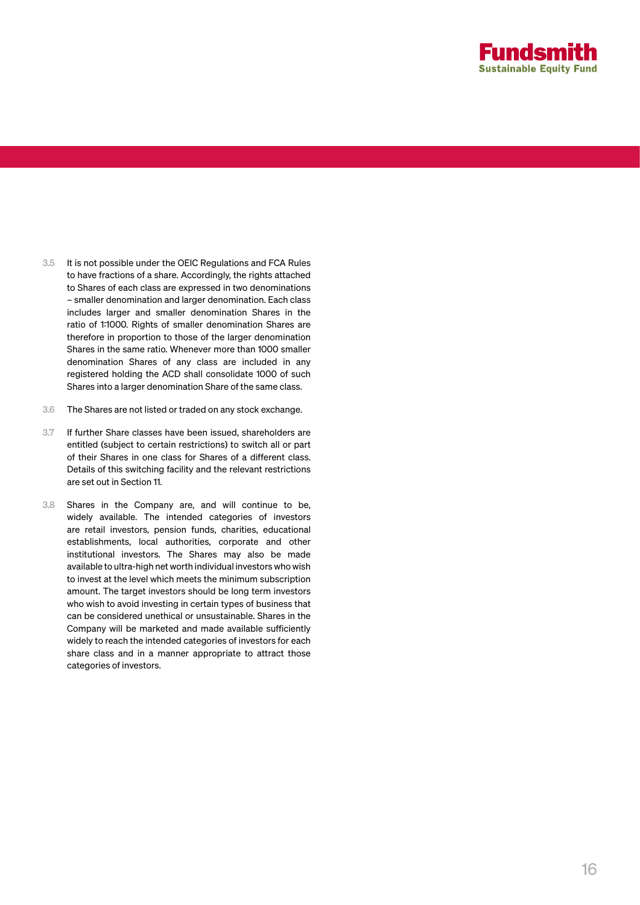3.5 It is not possible under the OEIC Regulations and FCA Rules to have fractions of a share. Accordingly, the rights attached to Shares of each class are expressed in two denominations – smaller denomination and larger denomination. Each class includes larger and smaller denomination Shares in the ratio of 1:1000. Rights of smaller denomination Shares are therefore in proportion to those of the larger denomination Shares in the same ratio. Whenever more than 1000 smaller denomination Shares of any class are included in any registered holding the ACD shall consolidate 1000 of such Shares into a larger denomination Share of the same class.

3.6 The Shares are not listed or traded on any stock exchange.

3.7 If further Share classes have been issued, shareholders are entitled (subject to certain restrictions) to switch all or part of their Shares in one class for Shares of a different class. Details of this switching facility and the relevant restrictions are set out in Section 11.

3.8 Shares in the Company are, and will continue to be, widely available. The intended categories of investors are retail investors, pension funds, charities, educational establishments, local authorities, corporate and other institutional investors. The Shares may also be made available to ultra-high net worth individual investors who wish to invest at the level which meets the minimum subscription amount. The target investors should be long term investors who wish to avoid investing in certain types of business that can be considered unethical or unsustainable. Shares in the Company will be marketed and made available sufficiently widely to reach the intended categories of investors for each share class and in a manner appropriate to attract those categories of investors.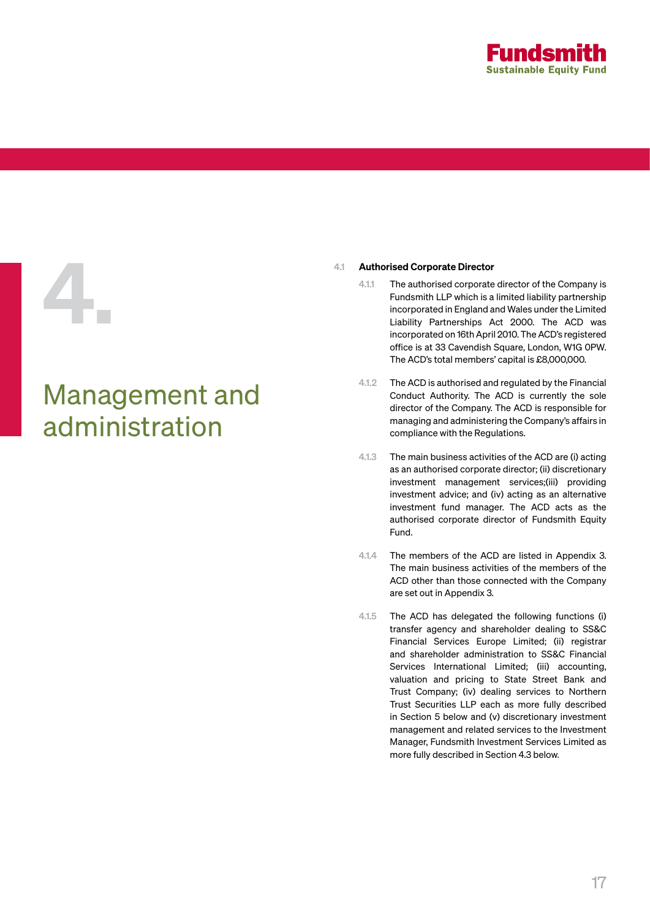# 4. Management and administration

## 4.1 Authorised Corporate Director

4.1.1 The authorised corporate director of the Company is Fundsmith LLP which is a limited liability partnership incorporated in England and Wales under the Limited Liability Partnerships Act 2000. The ACD was incorporated on 16th April 2010. The ACD's registered office is at 33 Cavendish Square, London, W1G 0PW. The ACD's total members' capital is £8,000,000.

4.1.2 The ACD is authorised and regulated by the Financial Conduct Authority. The ACD is currently the sole director of the Company. The ACD is responsible for managing and administering the Company's affairs in compliance with the Regulations.

4.1.3 The main business activities of the ACD are (i) acting as an authorised corporate director; (ii) discretionary investment management services;(iii) providing investment advice; and (iv) acting as an alternative investment fund manager. The ACD acts as the authorised corporate director of Fundsmith Equity Fund.

4.1.4 The members of the ACD are listed in Appendix 3. The main business activities of the members of the ACD other than those connected with the Company are set out in Appendix 3.

4.1.5 The ACD has delegated the following functions (i) transfer agency and shareholder dealing to SS&C Financial Services Europe Limited; (ii) registrar and shareholder administration to SS&C Financial Services International Limited; (iii) accounting, valuation and pricing to State Street Bank and Trust Company; (iv) dealing services to Northern Trust Securities LLP each as more fully described in Section 5 below and (v) discretionary investment management and related services to the Investment Manager, Fundsmith Investment Services Limited as more fully described in Section 4.3 below.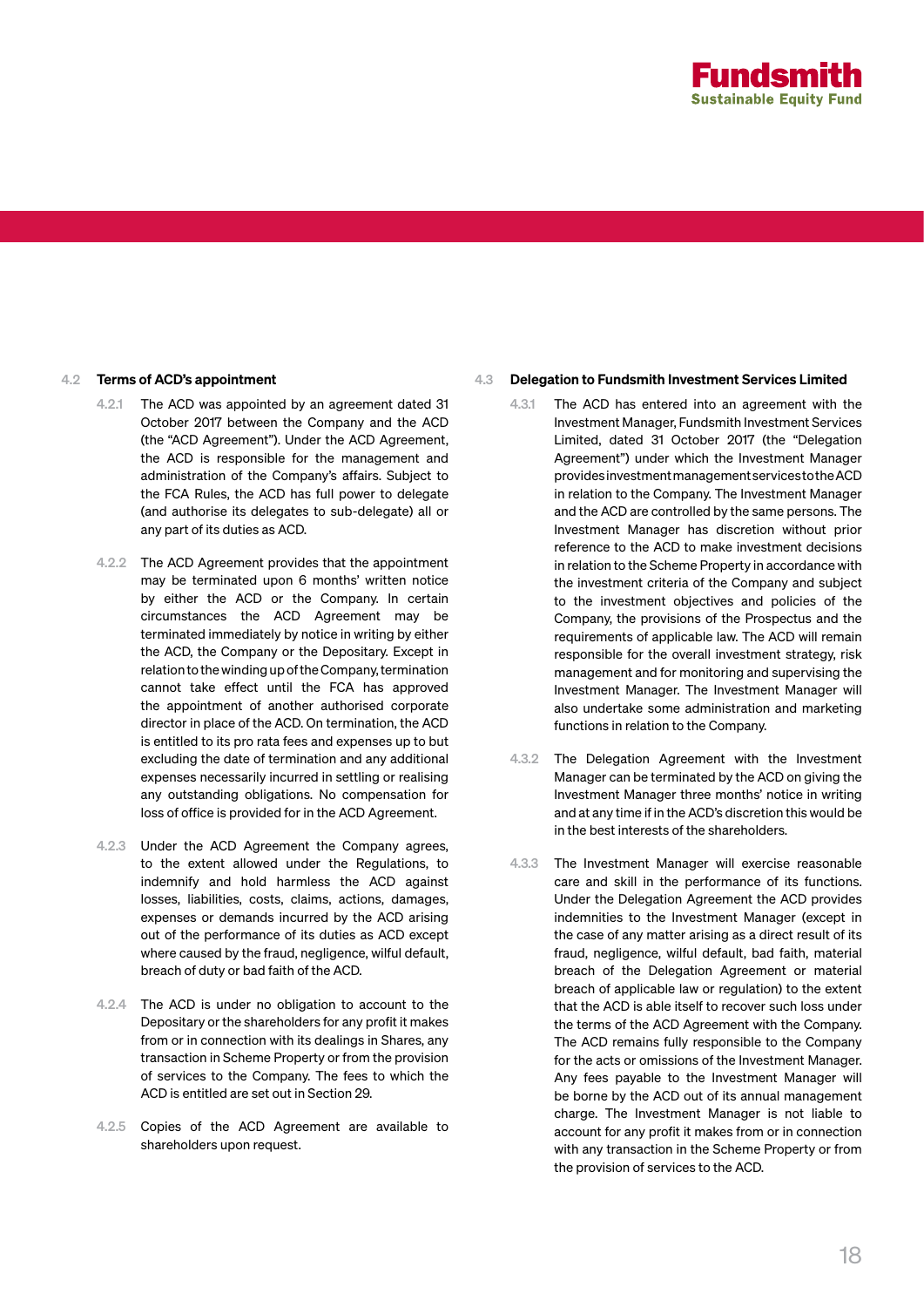### 4.2 Terms of ACD's appointment

4.2.1 The ACD was appointed by an agreement dated 31 October 2017 between the Company and the ACD (the "ACD Agreement"). Under the ACD Agreement, the ACD is responsible for the management and administration of the Company's affairs. Subject to the FCA Rules, the ACD has full power to delegate (and authorise its delegates to sub-delegate) all or any part of its duties as ACD.

4.2.2 The ACD Agreement provides that the appointment may be terminated upon 6 months' written notice by either the ACD or the Company. In certain circumstances the ACD Agreement may be terminated immediately by notice in writing by either the ACD, the Company or the Depositary. Except in relation to the winding up of the Company, termination cannot take effect until the FCA has approved the appointment of another authorised corporate director in place of the ACD. On termination, the ACD is entitled to its pro rata fees and expenses up to but excluding the date of termination and any additional expenses necessarily incurred in settling or realising any outstanding obligations. No compensation for loss of office is provided for in the ACD Agreement.

4.2.3 Under the ACD Agreement the Company agrees, to the extent allowed under the Regulations, to indemnify and hold harmless the ACD against losses, liabilities, costs, claims, actions, damages, expenses or demands incurred by the ACD arising out of the performance of its duties as ACD except where caused by the fraud, negligence, wilful default, breach of duty or bad faith of the ACD.

4.2.4 The ACD is under no obligation to account to the Depositary or the shareholders for any profit it makes from or in connection with its dealings in Shares, any transaction in Scheme Property or from the provision of services to the Company. The fees to which the ACD is entitled are set out in Section 29.

4.2.5 Copies of the ACD Agreement are available to shareholders upon request.

### 4.3 Delegation to Fundsmith Investment Services Limited

4.3.1 The ACD has entered into an agreement with the Investment Manager, Fundsmith Investment Services Limited, dated 31 October 2017 (the "Delegation Agreement") under which the Investment Manager provides investment management services to the ACD in relation to the Company. The Investment Manager and the ACD are controlled by the same persons. The Investment Manager has discretion without prior reference to the ACD to make investment decisions in relation to the Scheme Property in accordance with the investment criteria of the Company and subject to the investment objectives and policies of the Company, the provisions of the Prospectus and the requirements of applicable law. The ACD will remain responsible for the overall investment strategy, risk management and for monitoring and supervising the Investment Manager. The Investment Manager will also undertake some administration and marketing functions in relation to the Company.

4.3.2 The Delegation Agreement with the Investment Manager can be terminated by the ACD on giving the Investment Manager three months' notice in writing and at any time if in the ACD's discretion this would be in the best interests of the shareholders.

4.3.3 The Investment Manager will exercise reasonable care and skill in the performance of its functions. Under the Delegation Agreement the ACD provides indemnities to the Investment Manager (except in the case of any matter arising as a direct result of its fraud, negligence, wilful default, bad faith, material breach of the Delegation Agreement or material breach of applicable law or regulation) to the extent that the ACD is able itself to recover such loss under the terms of the ACD Agreement with the Company. The ACD remains fully responsible to the Company for the acts or omissions of the Investment Manager. Any fees payable to the Investment Manager will be borne by the ACD out of its annual management charge. The Investment Manager is not liable to account for any profit it makes from or in connection with any transaction in the Scheme Property or from the provision of services to the ACD.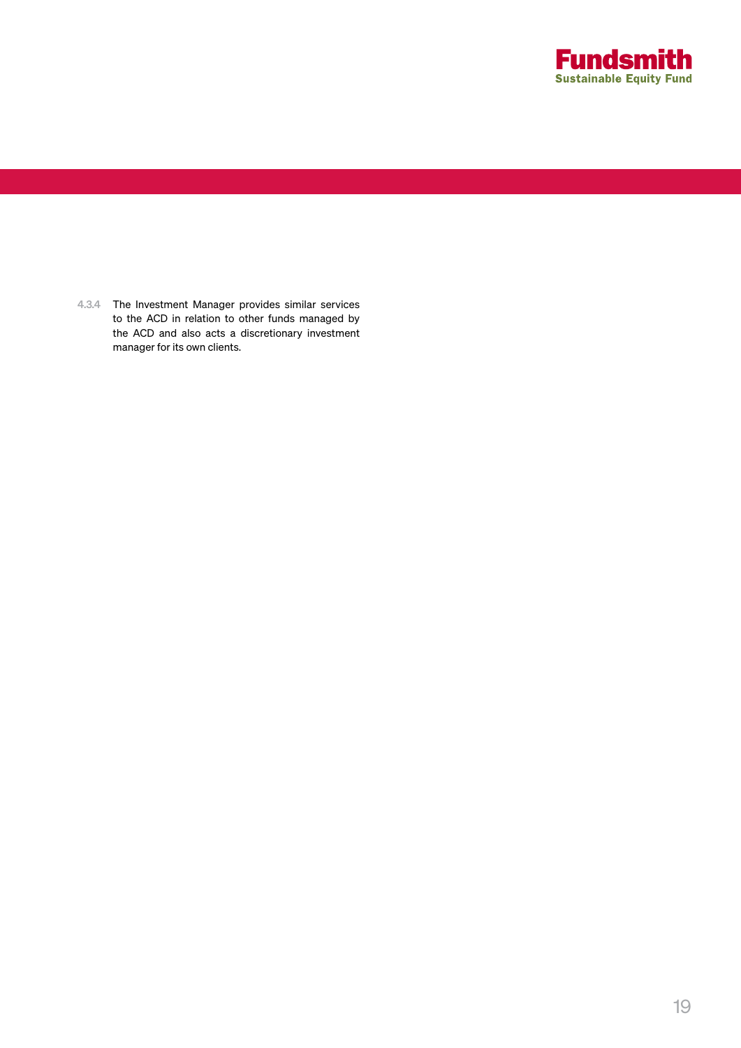4.3.4 The Investment Manager provides similar services to the ACD in relation to other funds managed by the ACD and also acts a discretionary investment manager for its own clients.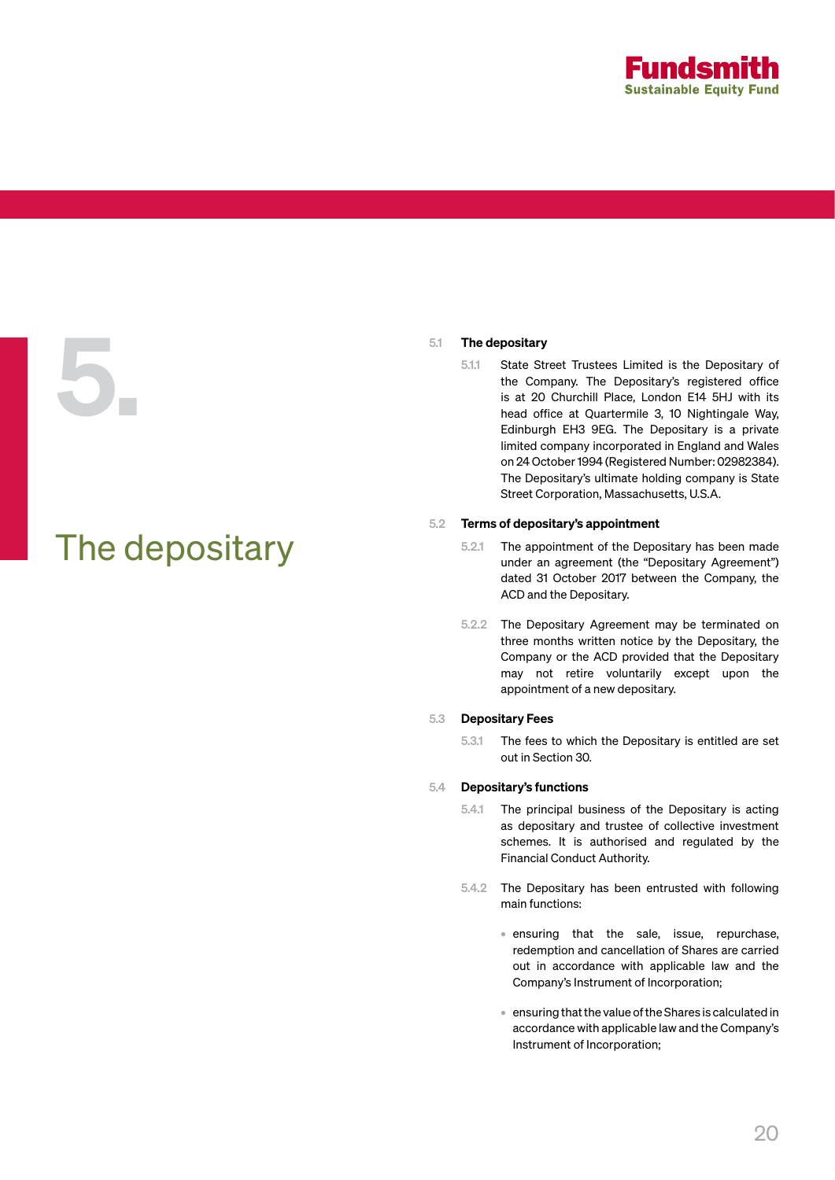# 5. The depositary

## 5.1 The depositary

5.1.1 State Street Trustees Limited is the Depositary of the Company. The Depositary's registered office is at 20 Churchill Place, London E14 5HJ with its head office at Quartermile 3, 10 Nightingale Way, Edinburgh EH3 9EG. The Depositary is a private limited company incorporated in England and Wales on 24 October 1994 (Registered Number: 02982384). The Depositary's ultimate holding company is State Street Corporation, Massachusetts, U.S.A.

## 5.2 Terms of depositary's appointment

5.2.1 The appointment of the Depositary has been made under an agreement (the "Depositary Agreement") dated 31 October 2017 between the Company, the ACD and the Depositary.

5.2.2 The Depositary Agreement may be terminated on three months written notice by the Depositary, the Company or the ACD provided that the Depositary may not retire voluntarily except upon the appointment of a new depositary.

## 5.3 Depositary Fees

5.3.1 The fees to which the Depositary is entitled are set out in Section 30.

## 5.4 Depositary's functions

5.4.1 The principal business of the Depositary is acting as depositary and trustee of collective investment schemes. It is authorised and regulated by the Financial Conduct Authority.

5.4.2 The Depositary has been entrusted with following main functions:

- ensuring that the sale, issue, repurchase, redemption and cancellation of Shares are carried out in accordance with applicable law and the Company's Instrument of Incorporation;
- ensuring that the value of the Shares is calculated in accordance with applicable law and the Company's Instrument of Incorporation;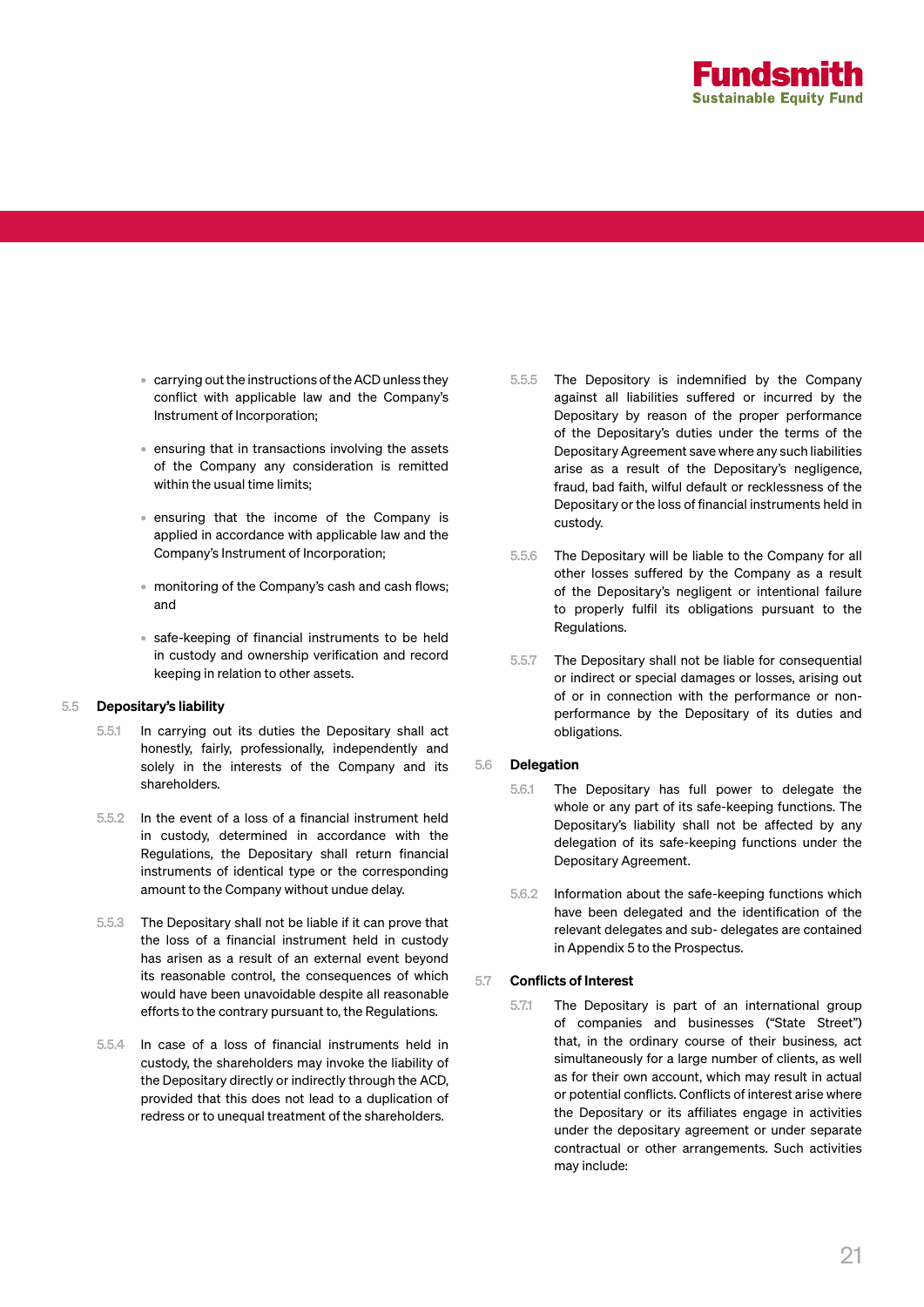- carrying out the instructions of the ACD unless they conflict with applicable law and the Company's Instrument of Incorporation;
- ensuring that in transactions involving the assets of the Company any consideration is remitted within the usual time limits;
- ensuring that the income of the Company is applied in accordance with applicable law and the Company's Instrument of Incorporation;
- monitoring of the Company's cash and cash flows; and
- safe-keeping of financial instruments to be held in custody and ownership verification and record keeping in relation to other assets.

## 5.5 Depositary's liability

5.5.1 In carrying out its duties the Depositary shall act honestly, fairly, professionally, independently and solely in the interests of the Company and its shareholders.

5.5.2 In the event of a loss of a financial instrument held in custody, determined in accordance with the Regulations, the Depositary shall return financial instruments of identical type or the corresponding amount to the Company without undue delay.

5.5.3 The Depositary shall not be liable if it can prove that the loss of a financial instrument held in custody has arisen as a result of an external event beyond its reasonable control, the consequences of which would have been unavoidable despite all reasonable efforts to the contrary pursuant to, the Regulations.

5.5.4 In case of a loss of financial instruments held in custody, the shareholders may invoke the liability of the Depositary directly or indirectly through the ACD, provided that this does not lead to a duplication of redress or to unequal treatment of the shareholders.

5.5.5 The Depository is indemnified by the Company against all liabilities suffered or incurred by the Depositary by reason of the proper performance of the Depositary's duties under the terms of the Depositary Agreement save where any such liabilities arise as a result of the Depositary's negligence, fraud, bad faith, wilful default or recklessness of the Depositary or the loss of financial instruments held in custody.

5.5.6 The Depositary will be liable to the Company for all other losses suffered by the Company as a result of the Depositary's negligent or intentional failure to properly fulfil its obligations pursuant to the Regulations.

5.5.7 The Depositary shall not be liable for consequential or indirect or special damages or losses, arising out of or in connection with the performance or non-performance by the Depositary of its duties and obligations.

## 5.6 Delegation

5.6.1 The Depositary has full power to delegate the whole or any part of its safe-keeping functions. The Depositary's liability shall not be affected by any delegation of its safe-keeping functions under the Depositary Agreement.

5.6.2 Information about the safe-keeping functions which have been delegated and the identification of the relevant delegates and sub- delegates are contained in Appendix 5 to the Prospectus.

## 5.7 Conflicts of Interest

5.7.1 The Depositary is part of an international group of companies and businesses ("State Street") that, in the ordinary course of their business, act simultaneously for a large number of clients, as well as for their own account, which may result in actual or potential conflicts. Conflicts of interest arise where the Depositary or its affiliates engage in activities under the depositary agreement or under separate contractual or other arrangements. Such activities may include: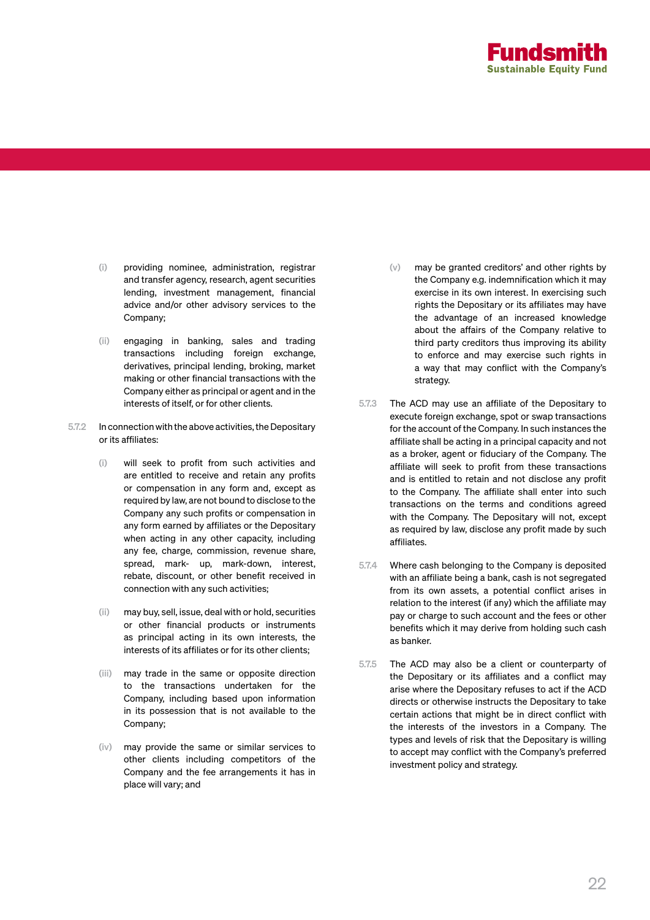(i) providing nominee, administration, registrar and transfer agency, research, agent securities lending, investment management, financial advice and/or other advisory services to the Company;

(ii) engaging in banking, sales and trading transactions including foreign exchange, derivatives, principal lending, broking, market making or other financial transactions with the Company either as principal or agent and in the interests of itself, or for other clients.

5.7.2 In connection with the above activities, the Depositary or its affiliates:

(i) will seek to profit from such activities and are entitled to receive and retain any profits or compensation in any form and, except as required by law, are not bound to disclose to the Company any such profits or compensation in any form earned by affiliates or the Depositary when acting in any other capacity, including any fee, charge, commission, revenue share, spread, mark- up, mark-down, interest, rebate, discount, or other benefit received in connection with any such activities;

(ii) may buy, sell, issue, deal with or hold, securities or other financial products or instruments as principal acting in its own interests, the interests of its affiliates or for its other clients;

(iii) may trade in the same or opposite direction to the transactions undertaken for the Company, including based upon information in its possession that is not available to the Company;

(iv) may provide the same or similar services to other clients including competitors of the Company and the fee arrangements it has in place will vary; and

(v) may be granted creditors' and other rights by the Company e.g. indemnification which it may exercise in its own interest. In exercising such rights the Depositary or its affiliates may have the advantage of an increased knowledge about the affairs of the Company relative to third party creditors thus improving its ability to enforce and may exercise such rights in a way that may conflict with the Company's strategy.

5.7.3 The ACD may use an affiliate of the Depositary to execute foreign exchange, spot or swap transactions for the account of the Company. In such instances the affiliate shall be acting in a principal capacity and not as a broker, agent or fiduciary of the Company. The affiliate will seek to profit from these transactions and is entitled to retain and not disclose any profit to the Company. The affiliate shall enter into such transactions on the terms and conditions agreed with the Company. The Depositary will not, except as required by law, disclose any profit made by such affiliates.

5.7.4 Where cash belonging to the Company is deposited with an affiliate being a bank, cash is not segregated from its own assets, a potential conflict arises in relation to the interest (if any) which the affiliate may pay or charge to such account and the fees or other benefits which it may derive from holding such cash as banker.

5.7.5 The ACD may also be a client or counterparty of the Depositary or its affiliates and a conflict may arise where the Depositary refuses to act if the ACD directs or otherwise instructs the Depositary to take certain actions that might be in direct conflict with the interests of the investors in a Company. The types and levels of risk that the Depositary is willing to accept may conflict with the Company's preferred investment policy and strategy.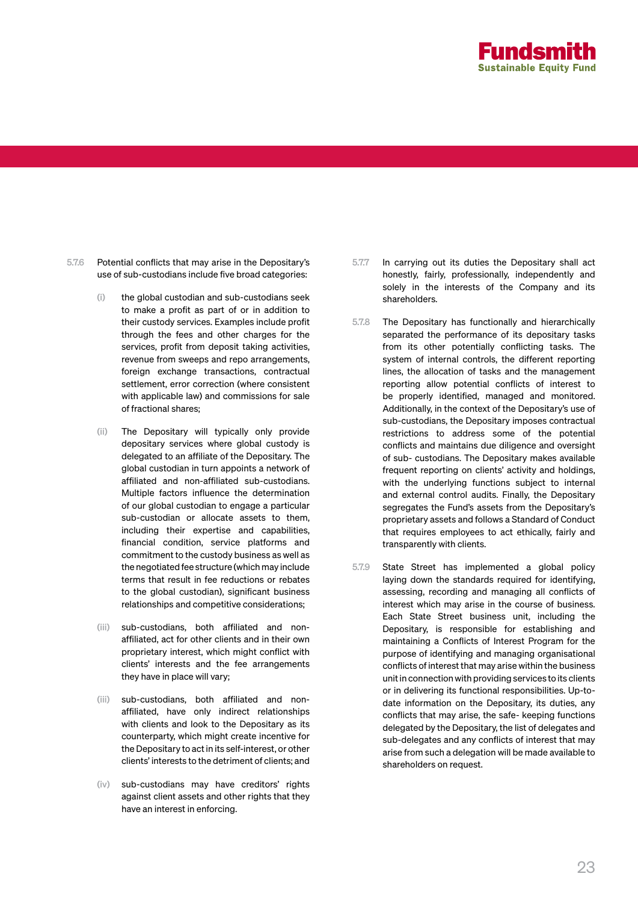5.7.6 Potential conflicts that may arise in the Depositary's use of sub-custodians include five broad categories:

(i) the global custodian and sub-custodians seek to make a profit as part of or in addition to their custody services. Examples include profit through the fees and other charges for the services, profit from deposit taking activities, revenue from sweeps and repo arrangements, foreign exchange transactions, contractual settlement, error correction (where consistent with applicable law) and commissions for sale of fractional shares;

(ii) The Depositary will typically only provide depositary services where global custody is delegated to an affiliate of the Depositary. The global custodian in turn appoints a network of affiliated and non-affiliated sub-custodians. Multiple factors influence the determination of our global custodian to engage a particular sub-custodian or allocate assets to them, including their expertise and capabilities, financial condition, service platforms and commitment to the custody business as well as the negotiated fee structure (which may include terms that result in fee reductions or rebates to the global custodian), significant business relationships and competitive considerations;

(iii) sub-custodians, both affiliated and non-affiliated, act for other clients and in their own proprietary interest, which might conflict with clients' interests and the fee arrangements they have in place will vary;

(iii) sub-custodians, both affiliated and non-affiliated, have only indirect relationships with clients and look to the Depositary as its counterparty, which might create incentive for the Depositary to act in its self-interest, or other clients' interests to the detriment of clients; and

(iv) sub-custodians may have creditors' rights against client assets and other rights that they have an interest in enforcing.

5.7.7 In carrying out its duties the Depositary shall act honestly, fairly, professionally, independently and solely in the interests of the Company and its shareholders.

5.7.8 The Depositary has functionally and hierarchically separated the performance of its depositary tasks from its other potentially conflicting tasks. The system of internal controls, the different reporting lines, the allocation of tasks and the management reporting allow potential conflicts of interest to be properly identified, managed and monitored. Additionally, in the context of the Depositary's use of sub- custodians, the Depositary imposes contractual restrictions to address some of the potential conflicts and maintains due diligence and oversight of sub- custodians. The Depositary makes available frequent reporting on clients' activity and holdings, with the underlying functions subject to internal and external control audits. Finally, the Depositary segregates the Fund's assets from the Depositary's proprietary assets and follows a Standard of Conduct that requires employees to act ethically, fairly and transparently with clients.

5.7.9 State Street has implemented a global policy laying down the standards required for identifying, assessing, recording and managing all conflicts of interest which may arise in the course of business. Each State Street business unit, including the Depositary, is responsible for establishing and maintaining a Conflicts of Interest Program for the purpose of identifying and managing organisational conflicts of interest that may arise within the business unit in connection with providing services to its clients or in delivering its functional responsibilities. Up-to-date information on the Depositary, its duties, any conflicts that may arise, the safe- keeping functions delegated by the Depositary, the list of delegates and sub-delegates and any conflicts of interest that may arise from such a delegation will be made available to shareholders on request.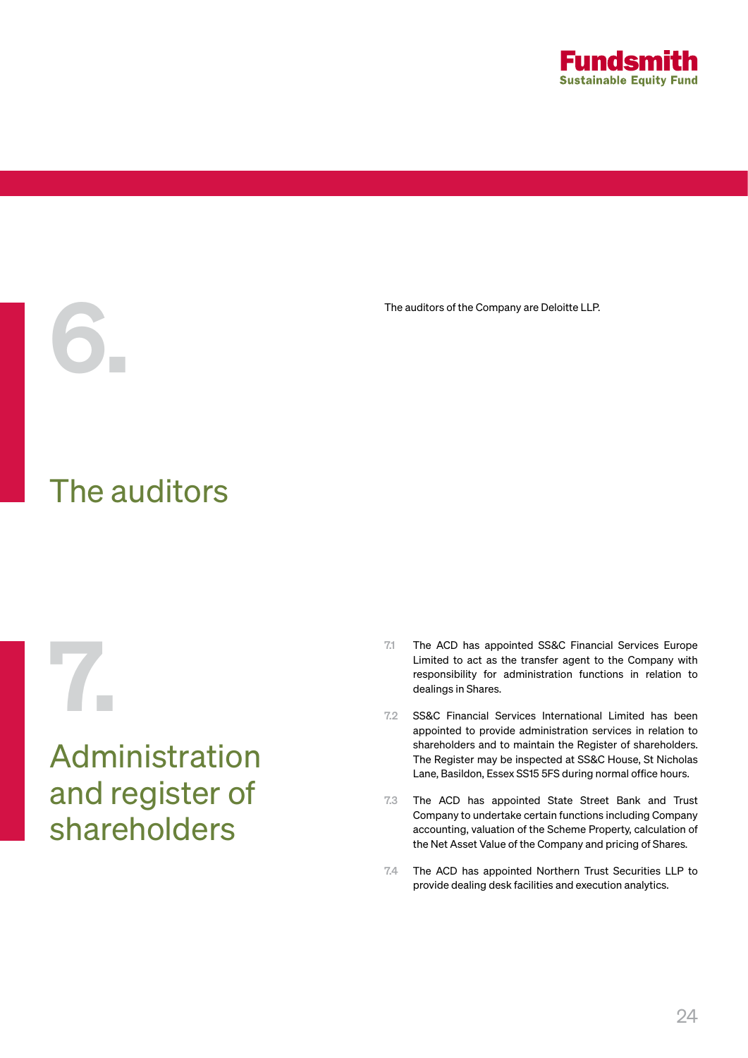## 6. The auditors

The auditors of the Company are Deloitte LLP.

## 7. Administration and register of shareholders

7.1 The ACD has appointed SS&C Financial Services Europe Limited to act as the transfer agent to the Company with responsibility for administration functions in relation to dealings in Shares.

7.2 SS&C Financial Services International Limited has been appointed to provide administration services in relation to shareholders and to maintain the Register of shareholders. The Register may be inspected at SS&C House, St Nicholas Lane, Basildon, Essex SS15 5FS during normal office hours.

7.3 The ACD has appointed State Street Bank and Trust Company to undertake certain functions including Company accounting, valuation of the Scheme Property, calculation of the Net Asset Value of the Company and pricing of Shares.

7.4 The ACD has appointed Northern Trust Securities LLP to provide dealing desk facilities and execution analytics.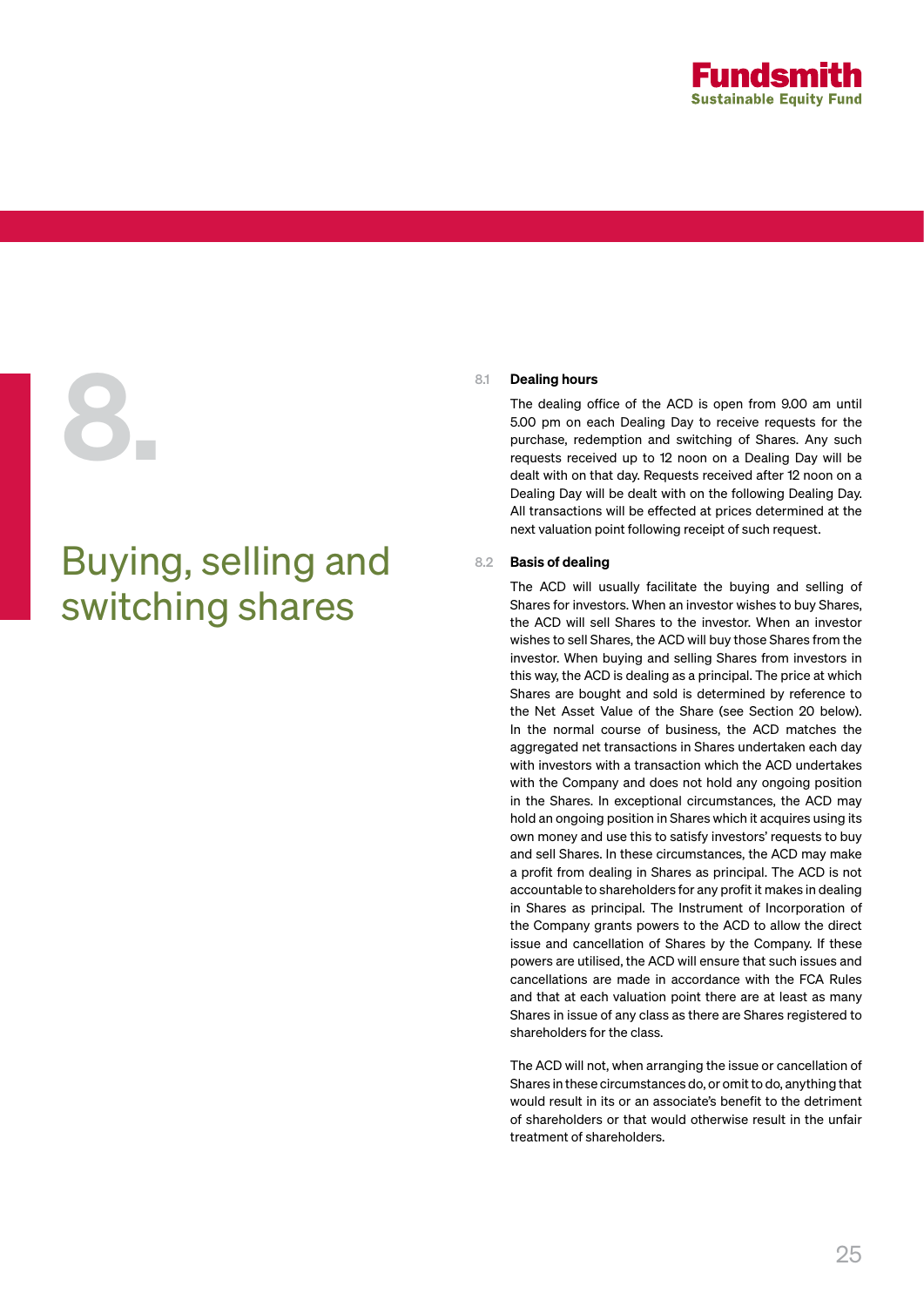# 8. Buying, selling and switching shares

## 8.1 Dealing hours

The dealing office of the ACD is open from 9.00 am until 5.00 pm on each Dealing Day to receive requests for the purchase, redemption and switching of Shares. Any such requests received up to 12 noon on a Dealing Day will be dealt with on that day. Requests received after 12 noon on a Dealing Day will be dealt with on the following Dealing Day. All transactions will be effected at prices determined at the next valuation point following receipt of such request.

## 8.2 Basis of dealing

The ACD will usually facilitate the buying and selling of Shares for investors. When an investor wishes to buy Shares, the ACD will sell Shares to the investor. When an investor wishes to sell Shares, the ACD will buy those Shares from the investor. When buying and selling Shares from investors in this way, the ACD is dealing as a principal. The price at which Shares are bought and sold is determined by reference to the Net Asset Value of the Share (see Section 20 below). In the normal course of business, the ACD matches the aggregated net transactions in Shares undertaken each day with investors with a transaction which the ACD undertakes with the Company and does not hold any ongoing position in the Shares. In exceptional circumstances, the ACD may hold an ongoing position in Shares which it acquires using its own money and use this to satisfy investors' requests to buy and sell Shares. In these circumstances, the ACD may make a profit from dealing in Shares as principal. The ACD is not accountable to shareholders for any profit it makes in dealing in Shares as principal. The Instrument of Incorporation of the Company grants powers to the ACD to allow the direct issue and cancellation of Shares by the Company. If these powers are utilised, the ACD will ensure that such issues and cancellations are made in accordance with the FCA Rules and that at each valuation point there are at least as many Shares in issue of any class as there are Shares registered to shareholders for the class.

The ACD will not, when arranging the issue or cancellation of Shares in these circumstances do, or omit to do, anything that would result in its or an associate's benefit to the detriment of shareholders or that would otherwise result in the unfair treatment of shareholders.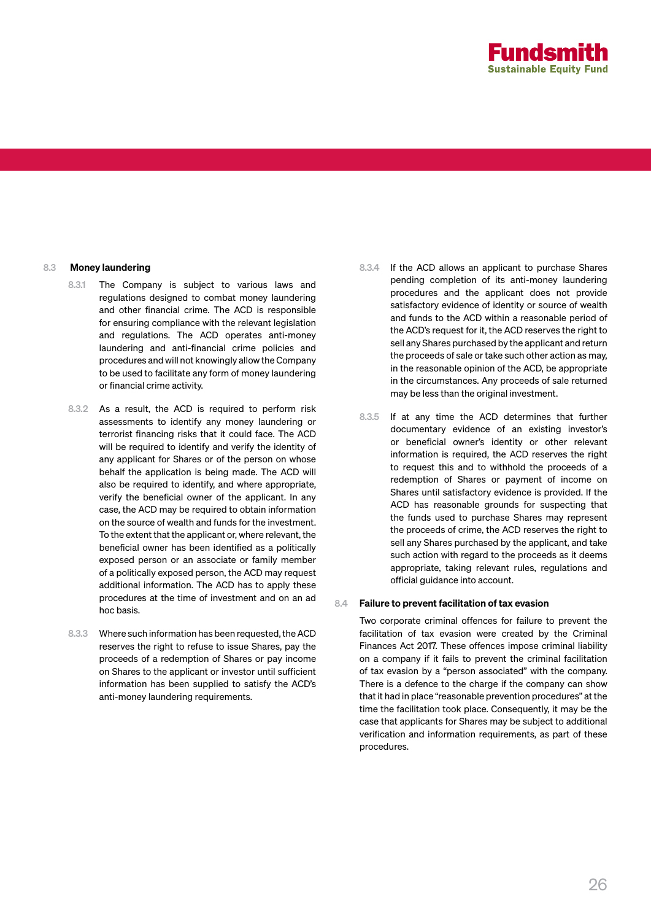## 8.3 Money laundering

8.3.1 The Company is subject to various laws and regulations designed to combat money laundering and other financial crime. The ACD is responsible for ensuring compliance with the relevant legislation and regulations. The ACD operates anti-money laundering and anti-financial crime policies and procedures and will not knowingly allow the Company to be used to facilitate any form of money laundering or financial crime activity.

8.3.2 As a result, the ACD is required to perform risk assessments to identify any money laundering or terrorist financing risks that it could face. The ACD will be required to identify and verify the identity of any applicant for Shares or of the person on whose behalf the application is being made. The ACD will also be required to identify, and where appropriate, verify the beneficial owner of the applicant. In any case, the ACD may be required to obtain information on the source of wealth and funds for the investment. To the extent that the applicant or, where relevant, the beneficial owner has been identified as a politically exposed person or an associate or family member of a politically exposed person, the ACD may request additional information. The ACD has to apply these procedures at the time of investment and on an ad hoc basis.

8.3.3 Where such information has been requested, the ACD reserves the right to refuse to issue Shares, pay the proceeds of a redemption of Shares or pay income on Shares to the applicant or investor until sufficient information has been supplied to satisfy the ACD's anti-money laundering requirements.

8.3.4 If the ACD allows an applicant to purchase Shares pending completion of its anti-money laundering procedures and the applicant does not provide satisfactory evidence of identity or source of wealth and funds to the ACD within a reasonable period of the ACD's request for it, the ACD reserves the right to sell any Shares purchased by the applicant and return the proceeds of sale or take such other action as may, in the reasonable opinion of the ACD, be appropriate in the circumstances. Any proceeds of sale returned may be less than the original investment.

8.3.5 If at any time the ACD determines that further documentary evidence of an existing investor's or beneficial owner's identity or other relevant information is required, the ACD reserves the right to request this and to withhold the proceeds of a redemption of Shares or payment of income on Shares until satisfactory evidence is provided. If the ACD has reasonable grounds for suspecting that the funds used to purchase Shares may represent the proceeds of crime, the ACD reserves the right to sell any Shares purchased by the applicant, and take such action with regard to the proceeds as it deems appropriate, taking relevant rules, regulations and official guidance into account.

## 8.4 Failure to prevent facilitation of tax evasion

Two corporate criminal offences for failure to prevent the facilitation of tax evasion were created by the Criminal Finances Act 2017. These offences impose criminal liability on a company if it fails to prevent the criminal facilitation of tax evasion by a "person associated" with the company. There is a defence to the charge if the company can show that it had in place "reasonable prevention procedures" at the time the facilitation took place. Consequently, it may be the case that applicants for Shares may be subject to additional verification and information requirements, as part of these procedures.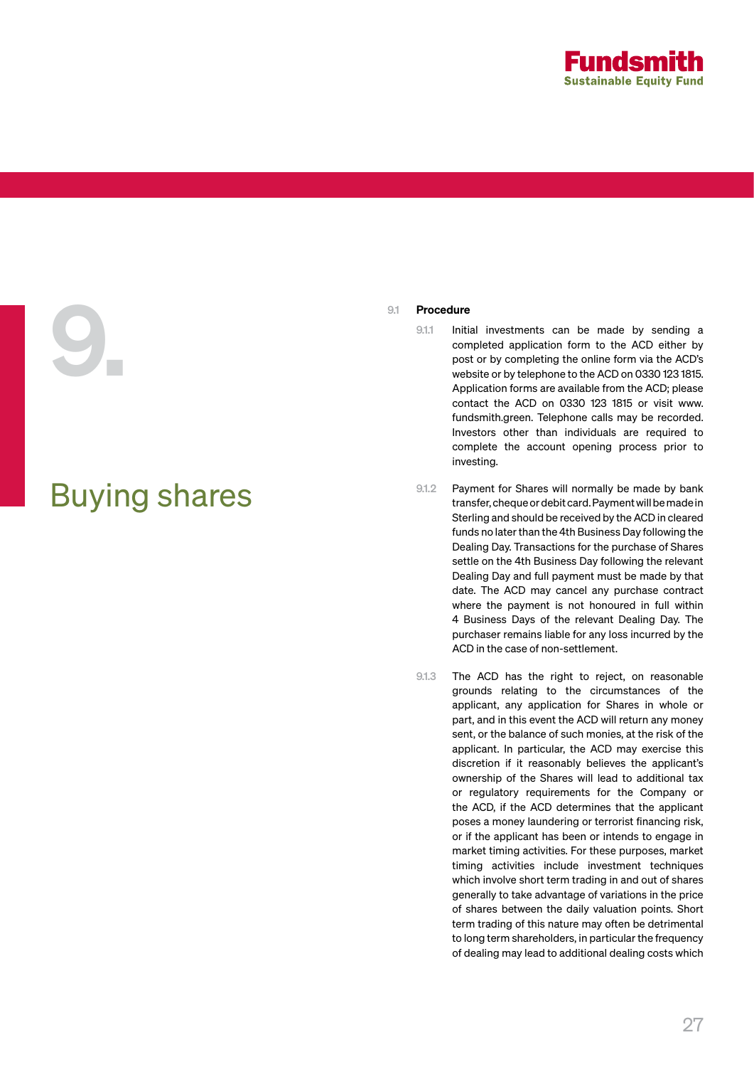# 9. Buying shares

## 9.1 Procedure

9.1.1 Initial investments can be made by sending a completed application form to the ACD either by post or by completing the online form via the ACD's website or by telephone to the ACD on 0330 123 1815. Application forms are available from the ACD; please contact the ACD on 0330 123 1815 or visit www.fundsmith.green. Telephone calls may be recorded. Investors other than individuals are required to complete the account opening process prior to investing.

9.1.2 Payment for Shares will normally be made by bank transfer, cheque or debit card. Payment will be made in Sterling and should be received by the ACD in cleared funds no later than the 4th Business Day following the Dealing Day. Transactions for the purchase of Shares settle on the 4th Business Day following the relevant Dealing Day and full payment must be made by that date. The ACD may cancel any purchase contract where the payment is not honoured in full within 4 Business Days of the relevant Dealing Day. The purchaser remains liable for any loss incurred by the ACD in the case of non-settlement.

9.1.3 The ACD has the right to reject, on reasonable grounds relating to the circumstances of the applicant, any application for Shares in whole or part, and in this event the ACD will return any money sent, or the balance of such monies, at the risk of the applicant. In particular, the ACD may exercise this discretion if it reasonably believes the applicant's ownership of the Shares will lead to additional tax or regulatory requirements for the Company or the ACD, if the ACD determines that the applicant poses a money laundering or terrorist financing risk, or if the applicant has been or intends to engage in market timing activities. For these purposes, market timing activities include investment techniques which involve short term trading in and out of shares generally to take advantage of variations in the price of shares between the daily valuation points. Short term trading of this nature may often be detrimental to long term shareholders, in particular the frequency of dealing may lead to additional dealing costs which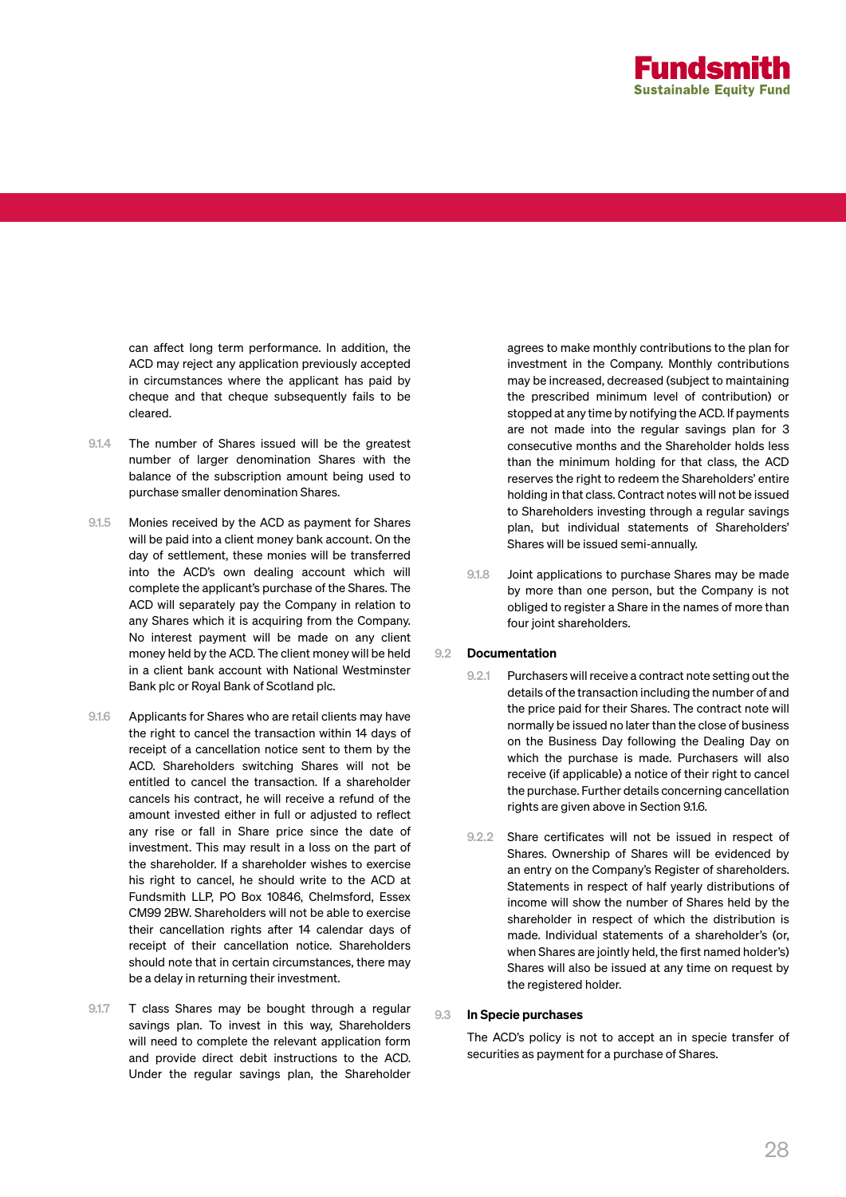can affect long term performance. In addition, the ACD may reject any application previously accepted in circumstances where the applicant has paid by cheque and that cheque subsequently fails to be cleared.

9.1.4 The number of Shares issued will be the greatest number of larger denomination Shares with the balance of the subscription amount being used to purchase smaller denomination Shares.

9.1.5 Monies received by the ACD as payment for Shares will be paid into a client money bank account. On the day of settlement, these monies will be transferred into the ACD's own dealing account which will complete the applicant's purchase of the Shares. The ACD will separately pay the Company in relation to any Shares which it is acquiring from the Company. No interest payment will be made on any client money held by the ACD. The client money will be held in a client bank account with National Westminster Bank plc or Royal Bank of Scotland plc.

9.1.6 Applicants for Shares who are retail clients may have the right to cancel the transaction within 14 days of receipt of a cancellation notice sent to them by the ACD. Shareholders switching Shares will not be entitled to cancel the transaction. If a shareholder cancels his contract, he will receive a refund of the amount invested either in full or adjusted to reflect any rise or fall in Share price since the date of investment. This may result in a loss on the part of the shareholder. If a shareholder wishes to exercise his right to cancel, he should write to the ACD at Fundsmith LLP, PO Box 10846, Chelmsford, Essex CM99 2BW. Shareholders will not be able to exercise their cancellation rights after 14 calendar days of receipt of their cancellation notice. Shareholders should note that in certain circumstances, there may be a delay in returning their investment.

9.1.7 T class Shares may be bought through a regular savings plan. To invest in this way, Shareholders will need to complete the relevant application form and provide direct debit instructions to the ACD. Under the regular savings plan, the Shareholder agrees to make monthly contributions to the plan for investment in the Company. Monthly contributions may be increased, decreased (subject to maintaining the prescribed minimum level of contribution) or stopped at any time by notifying the ACD. If payments are not made into the regular savings plan for 3 consecutive months and the Shareholder holds less than the minimum holding for that class, the ACD reserves the right to redeem the Shareholders' entire holding in that class. Contract notes will not be issued to Shareholders investing through a regular savings plan, but individual statements of Shareholders' Shares will be issued semi-annually.

9.1.8 Joint applications to purchase Shares may be made by more than one person, but the Company is not obliged to register a Share in the names of more than four joint shareholders.

## 9.2 Documentation

9.2.1 Purchasers will receive a contract note setting out the details of the transaction including the number of and the price paid for their Shares. The contract note will normally be issued no later than the close of business on the Business Day following the Dealing Day on which the purchase is made. Purchasers will also receive (if applicable) a notice of their right to cancel the purchase. Further details concerning cancellation rights are given above in Section 9.1.6.

9.2.2 Share certificates will not be issued in respect of Shares. Ownership of Shares will be evidenced by an entry on the Company's Register of shareholders. Statements in respect of half yearly distributions of income will show the number of Shares held by the shareholder in respect of which the distribution is made. Individual statements of a shareholder's (or, when Shares are jointly held, the first named holder's) Shares will also be issued at any time on request by the registered holder.

## 9.3 In Specie purchases

The ACD's policy is not to accept an in specie transfer of securities as payment for a purchase of Shares.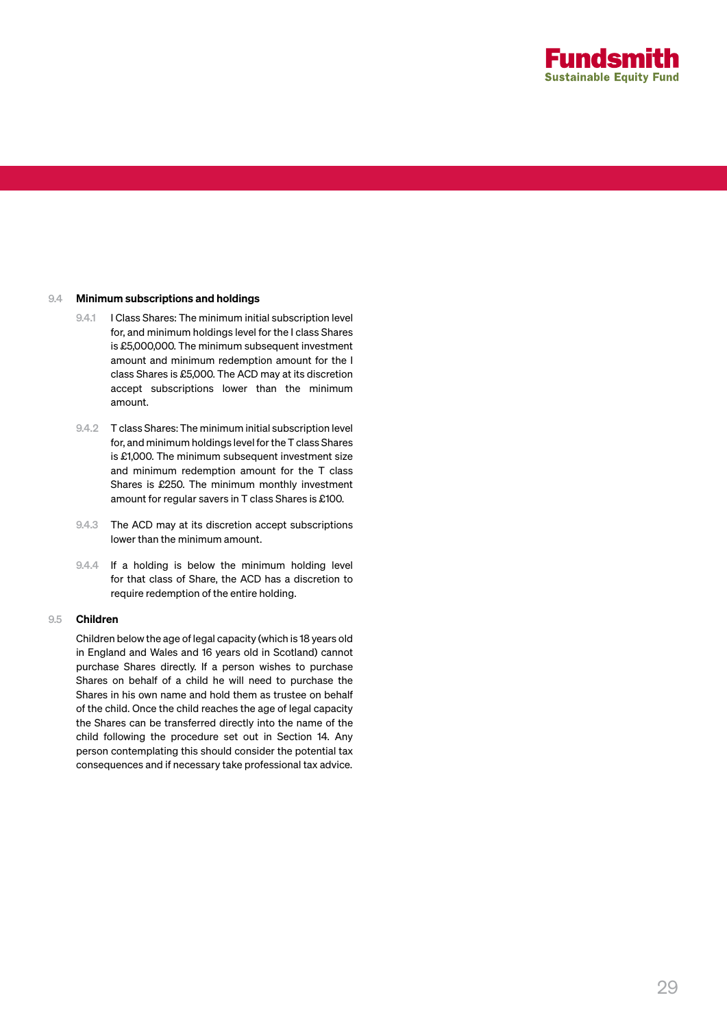### 9.4 Minimum subscriptions and holdings

9.4.1 I Class Shares: The minimum initial subscription level for, and minimum holdings level for the I class Shares is £5,000,000. The minimum subsequent investment amount and minimum redemption amount for the I class Shares is £5,000. The ACD may at its discretion accept subscriptions lower than the minimum amount.

9.4.2 T class Shares: The minimum initial subscription level for, and minimum holdings level for the T class Shares is £1,000. The minimum subsequent investment size and minimum redemption amount for the T class Shares is £250. The minimum monthly investment amount for regular savers in T class Shares is £100.

9.4.3 The ACD may at its discretion accept subscriptions lower than the minimum amount.

9.4.4 If a holding is below the minimum holding level for that class of Share, the ACD has a discretion to require redemption of the entire holding.

### 9.5 Children

Children below the age of legal capacity (which is 18 years old in England and Wales and 16 years old in Scotland) cannot purchase Shares directly. If a person wishes to purchase Shares on behalf of a child he will need to purchase the Shares in his own name and hold them as trustee on behalf of the child. Once the child reaches the age of legal capacity the Shares can be transferred directly into the name of the child following the procedure set out in Section 14. Any person contemplating this should consider the potential tax consequences and if necessary take professional tax advice.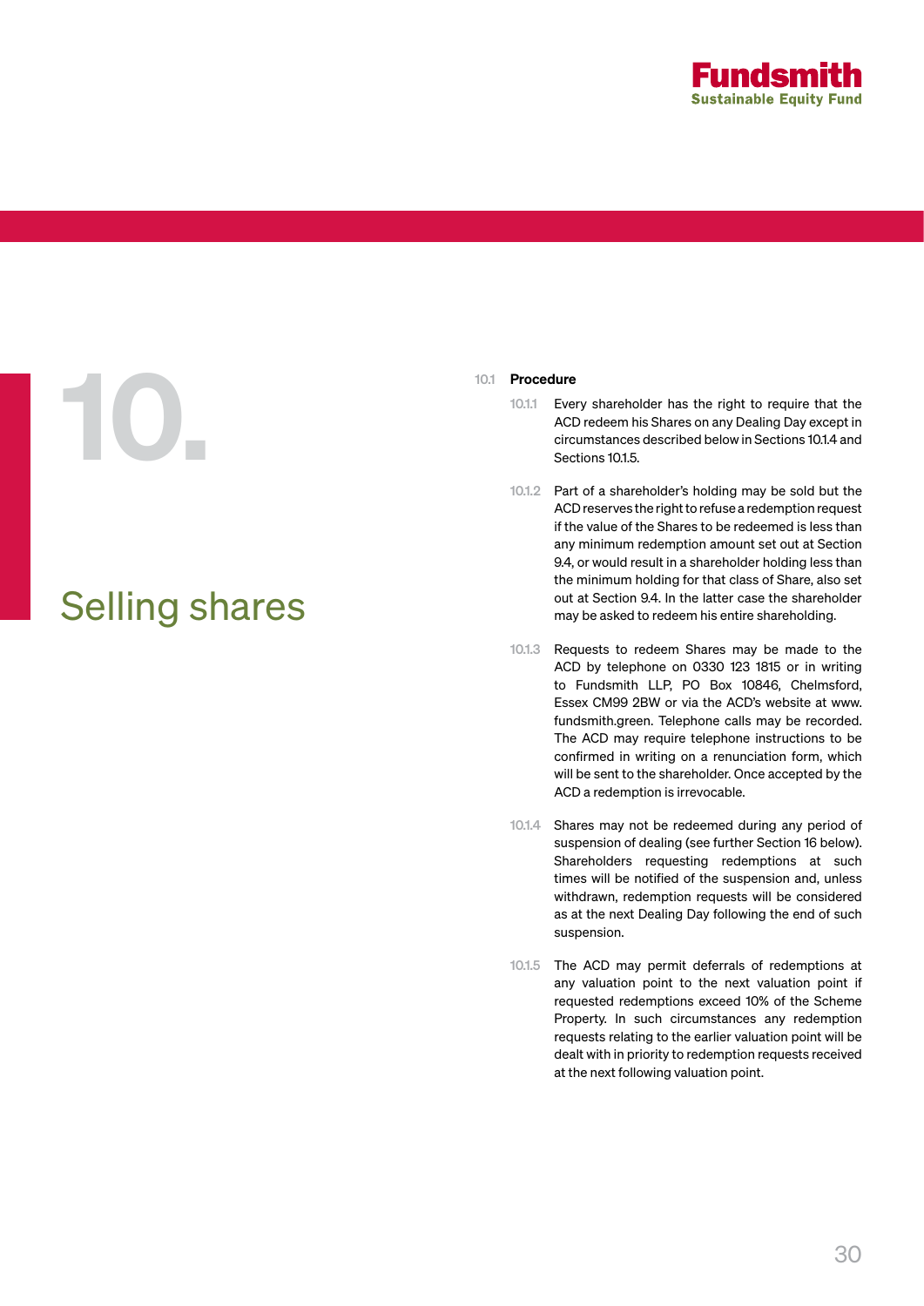# 10. Selling shares

## 10.1 Procedure

10.1.1 Every shareholder has the right to require that the ACD redeem his Shares on any Dealing Day except in circumstances described below in Sections 10.1.4 and Sections 10.1.5.

10.1.2 Part of a shareholder's holding may be sold but the ACD reserves the right to refuse a redemption request if the value of the Shares to be redeemed is less than any minimum redemption amount set out at Section 9.4, or would result in a shareholder holding less than the minimum holding for that class of Share, also set out at Section 9.4. In the latter case the shareholder may be asked to redeem his entire shareholding.

10.1.3 Requests to redeem Shares may be made to the ACD by telephone on 0330 123 1815 or in writing to Fundsmith LLP, PO Box 10846, Chelmsford, Essex CM99 2BW or via the ACD's website at www.fundsmith.green. Telephone calls may be recorded. The ACD may require telephone instructions to be confirmed in writing on a renunciation form, which will be sent to the shareholder. Once accepted by the ACD a redemption is irrevocable.

10.1.4 Shares may not be redeemed during any period of suspension of dealing (see further Section 16 below). Shareholders requesting redemptions at such times will be notified of the suspension and, unless withdrawn, redemption requests will be considered as at the next Dealing Day following the end of such suspension.

10.1.5 The ACD may permit deferrals of redemptions at any valuation point to the next valuation point if requested redemptions exceed 10% of the Scheme Property. In such circumstances any redemption requests relating to the earlier valuation point will be dealt with in priority to redemption requests received at the next following valuation point.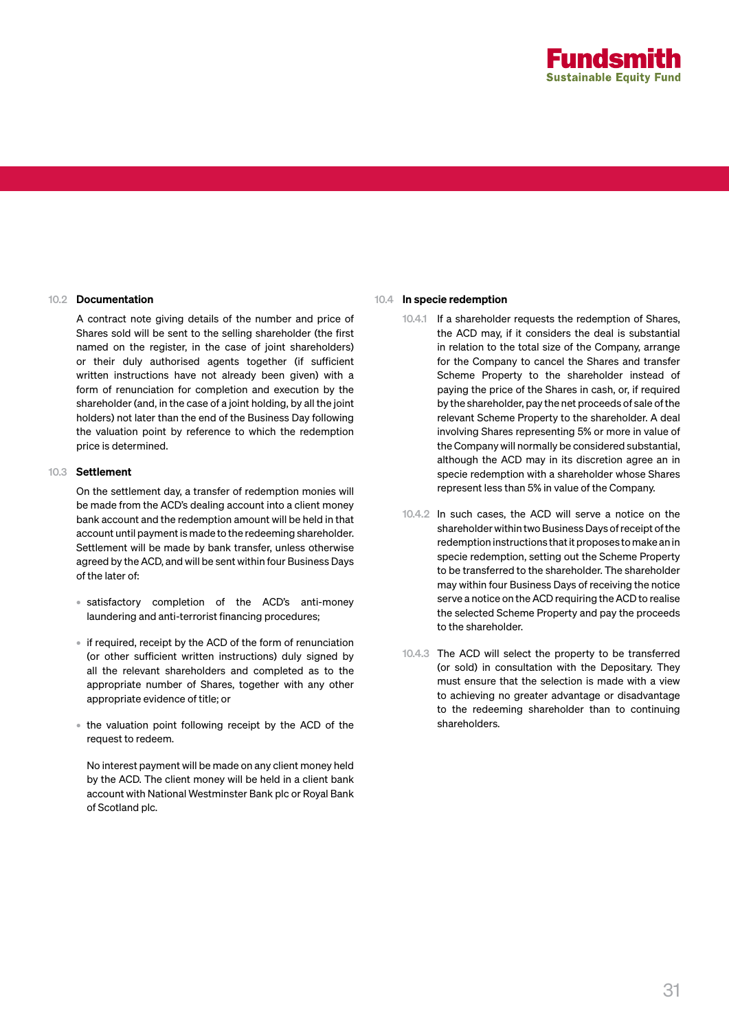### 10.2 Documentation

A contract note giving details of the number and price of Shares sold will be sent to the selling shareholder (the first named on the register, in the case of joint shareholders) or their duly authorised agents together (if sufficient written instructions have not already been given) with a form of renunciation for completion and execution by the shareholder (and, in the case of a joint holding, by all the joint holders) not later than the end of the Business Day following the valuation point by reference to which the redemption price is determined.

### 10.3 Settlement

On the settlement day, a transfer of redemption monies will be made from the ACD's dealing account into a client money bank account and the redemption amount will be held in that account until payment is made to the redeeming shareholder. Settlement will be made by bank transfer, unless otherwise agreed by the ACD, and will be sent within four Business Days of the later of:

- satisfactory completion of the ACD's anti-money laundering and anti-terrorist financing procedures;
- if required, receipt by the ACD of the form of renunciation (or other sufficient written instructions) duly signed by all the relevant shareholders and completed as to the appropriate number of Shares, together with any other appropriate evidence of title; or
- the valuation point following receipt by the ACD of the request to redeem.

No interest payment will be made on any client money held by the ACD. The client money will be held in a client bank account with National Westminster Bank plc or Royal Bank of Scotland plc.

### 10.4 In specie redemption

10.4.1 If a shareholder requests the redemption of Shares, the ACD may, if it considers the deal is substantial in relation to the total size of the Company, arrange for the Company to cancel the Shares and transfer Scheme Property to the shareholder instead of paying the price of the Shares in cash, or, if required by the shareholder, pay the net proceeds of sale of the relevant Scheme Property to the shareholder. A deal involving Shares representing 5% or more in value of the Company will normally be considered substantial, although the ACD may in its discretion agree an in specie redemption with a shareholder whose Shares represent less than 5% in value of the Company.

10.4.2 In such cases, the ACD will serve a notice on the shareholder within two Business Days of receipt of the redemption instructions that it proposes to make an in specie redemption, setting out the Scheme Property to be transferred to the shareholder. The shareholder may within four Business Days of receiving the notice serve a notice on the ACD requiring the ACD to realise the selected Scheme Property and pay the proceeds to the shareholder.

10.4.3 The ACD will select the property to be transferred (or sold) in consultation with the Depositary. They must ensure that the selection is made with a view to achieving no greater advantage or disadvantage to the redeeming shareholder than to continuing shareholders.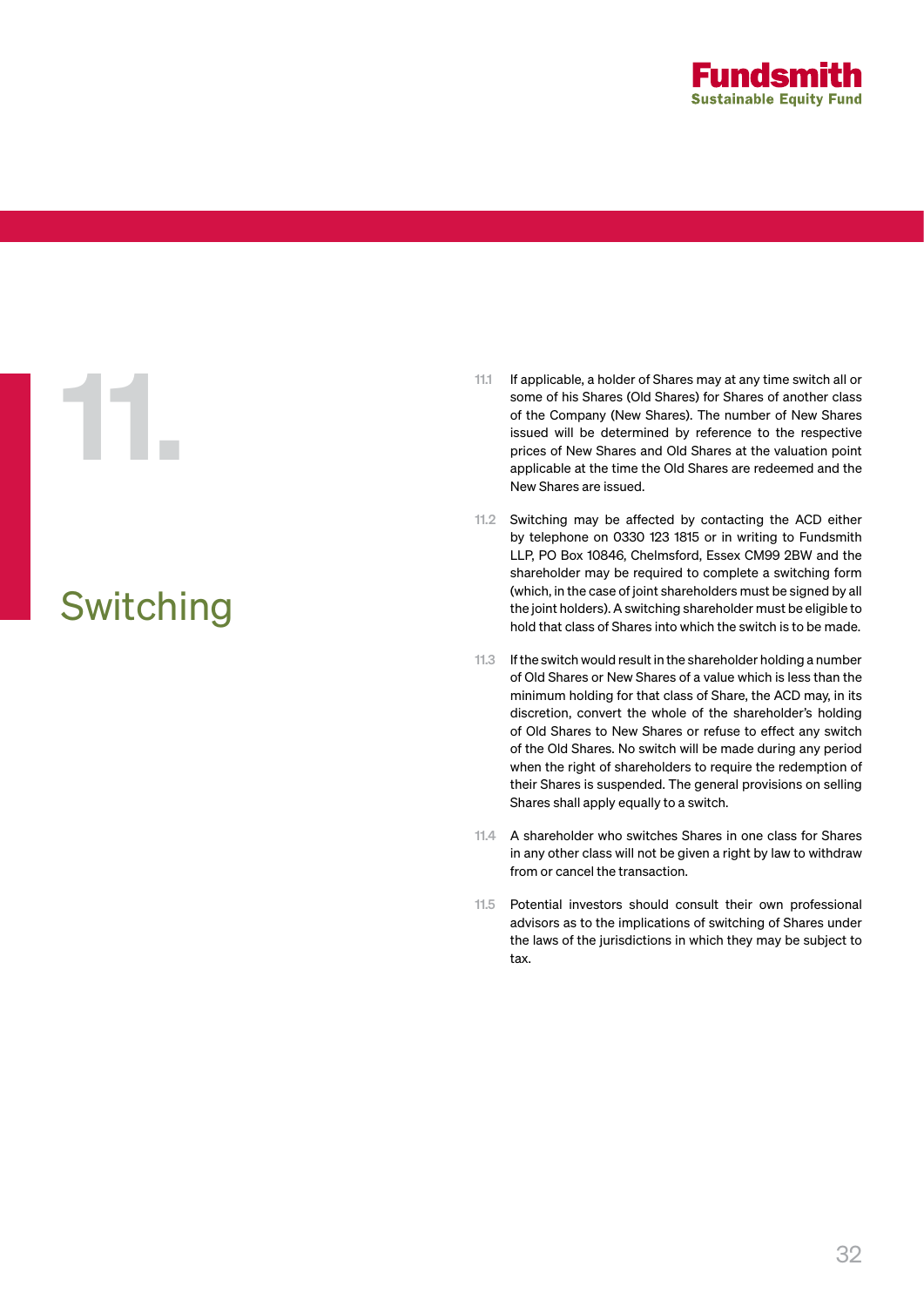# 11. Switching

11.1 If applicable, a holder of Shares may at any time switch all or some of his Shares (Old Shares) for Shares of another class of the Company (New Shares). The number of New Shares issued will be determined by reference to the respective prices of New Shares and Old Shares at the valuation point applicable at the time the Old Shares are redeemed and the New Shares are issued.

11.2 Switching may be affected by contacting the ACD either by telephone on 0330 123 1815 or in writing to Fundsmith LLP, PO Box 10846, Chelmsford, Essex CM99 2BW and the shareholder may be required to complete a switching form (which, in the case of joint shareholders must be signed by all the joint holders). A switching shareholder must be eligible to hold that class of Shares into which the switch is to be made.

11.3 If the switch would result in the shareholder holding a number of Old Shares or New Shares of a value which is less than the minimum holding for that class of Share, the ACD may, in its discretion, convert the whole of the shareholder's holding of Old Shares to New Shares or refuse to effect any switch of the Old Shares. No switch will be made during any period when the right of shareholders to require the redemption of their Shares is suspended. The general provisions on selling Shares shall apply equally to a switch.

11.4 A shareholder who switches Shares in one class for Shares in any other class will not be given a right by law to withdraw from or cancel the transaction.

11.5 Potential investors should consult their own professional advisors as to the implications of switching of Shares under the laws of the jurisdictions in which they may be subject to tax.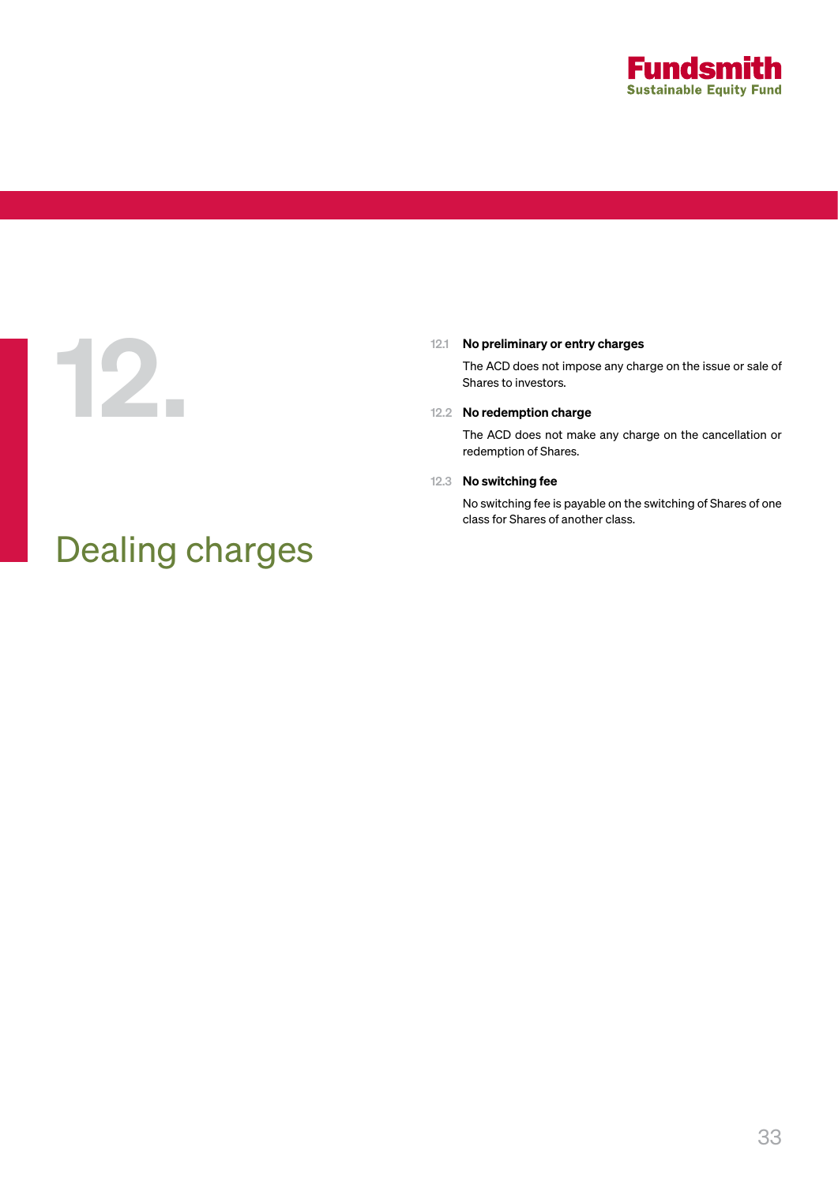# 12. Dealing charges

**12.1 No preliminary or entry charges**

The ACD does not impose any charge on the issue or sale of Shares to investors.

**12.2 No redemption charge**

The ACD does not make any charge on the cancellation or redemption of Shares.

**12.3 No switching fee**

No switching fee is payable on the switching of Shares of one class for Shares of another class.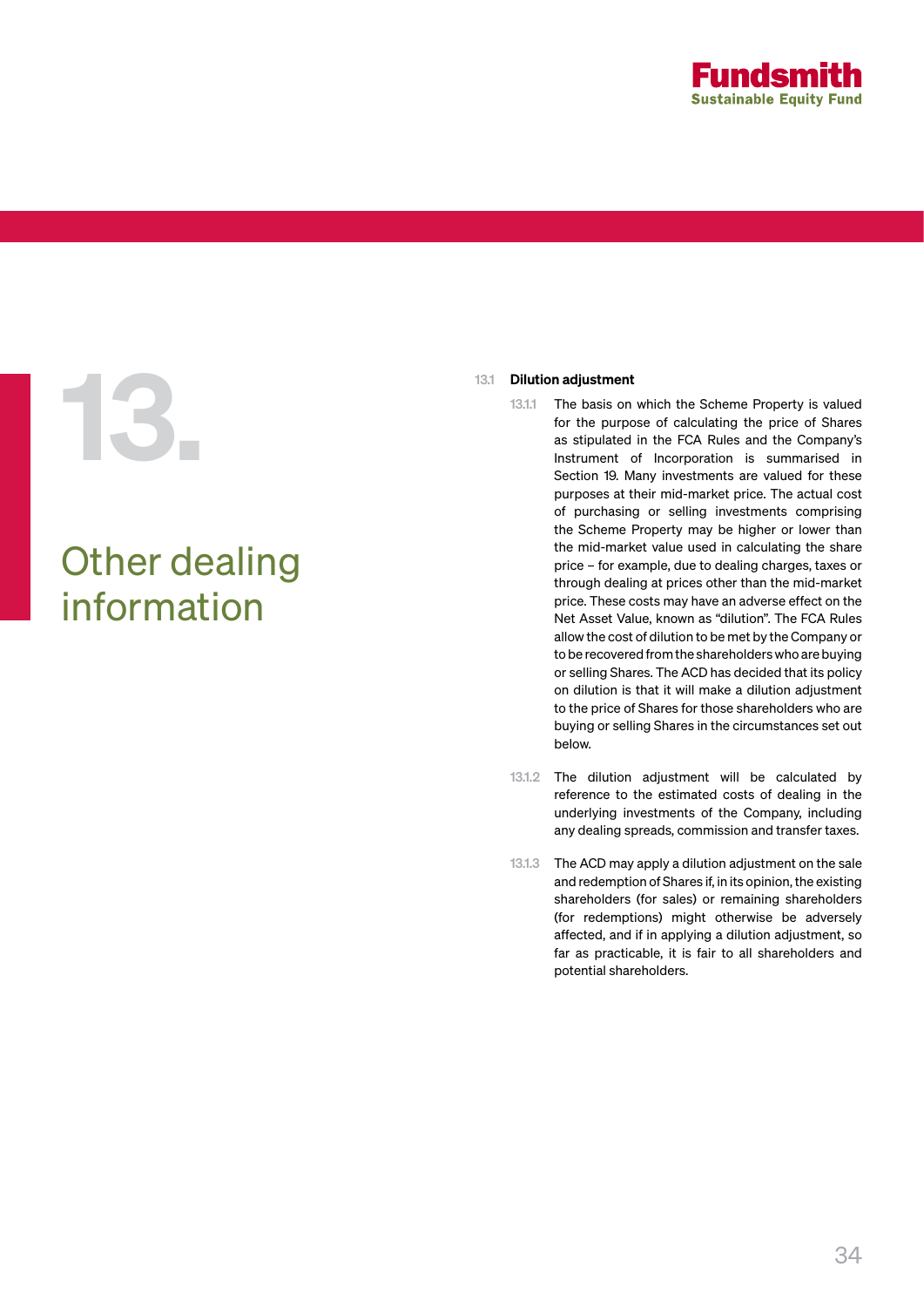# 13. Other dealing information

## 13.1 Dilution adjustment

13.1.1 The basis on which the Scheme Property is valued for the purpose of calculating the price of Shares as stipulated in the FCA Rules and the Company's Instrument of Incorporation is summarised in Section 19. Many investments are valued for these purposes at their mid-market price. The actual cost of purchasing or selling investments comprising the Scheme Property may be higher or lower than the mid-market value used in calculating the share price – for example, due to dealing charges, taxes or through dealing at prices other than the mid-market price. These costs may have an adverse effect on the Net Asset Value, known as "dilution". The FCA Rules allow the cost of dilution to be met by the Company or to be recovered from the shareholders who are buying or selling Shares. The ACD has decided that its policy on dilution is that it will make a dilution adjustment to the price of Shares for those shareholders who are buying or selling Shares in the circumstances set out below.

13.1.2 The dilution adjustment will be calculated by reference to the estimated costs of dealing in the underlying investments of the Company, including any dealing spreads, commission and transfer taxes.

13.1.3 The ACD may apply a dilution adjustment on the sale and redemption of Shares if, in its opinion, the existing shareholders (for sales) or remaining shareholders (for redemptions) might otherwise be adversely affected, and if in applying a dilution adjustment, so far as practicable, it is fair to all shareholders and potential shareholders.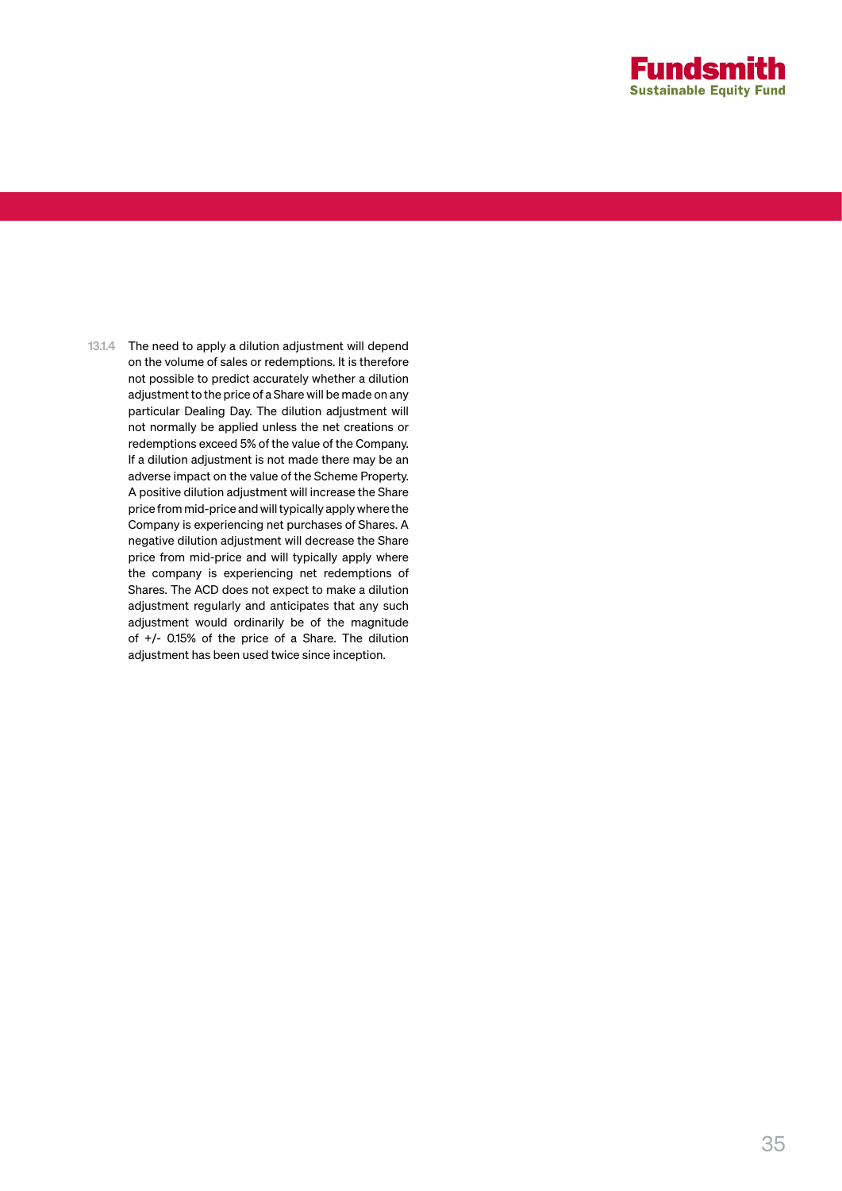13.1.4 The need to apply a dilution adjustment will depend on the volume of sales or redemptions. It is therefore not possible to predict accurately whether a dilution adjustment to the price of a Share will be made on any particular Dealing Day. The dilution adjustment will not normally be applied unless the net creations or redemptions exceed 5% of the value of the Company. If a dilution adjustment is not made there may be an adverse impact on the value of the Scheme Property. A positive dilution adjustment will increase the Share price from mid-price and will typically apply where the Company is experiencing net purchases of Shares. A negative dilution adjustment will decrease the Share price from mid-price and will typically apply where the company is experiencing net redemptions of Shares. The ACD does not expect to make a dilution adjustment regularly and anticipates that any such adjustment would ordinarily be of the magnitude of +/- 0.15% of the price of a Share. The dilution adjustment has been used twice since inception.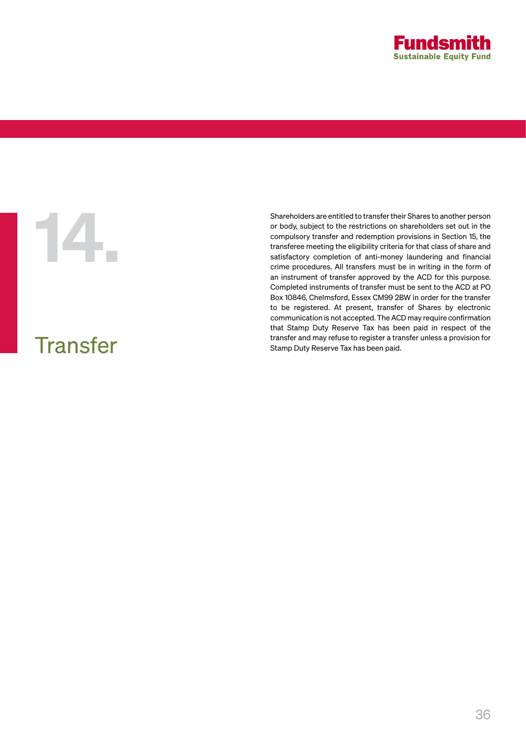# 14. Transfer

Shareholders are entitled to transfer their Shares to another person or body, subject to the restrictions on shareholders set out in the compulsory transfer and redemption provisions in Section 15, the transferee meeting the eligibility criteria for that class of share and satisfactory completion of anti-money laundering and financial crime procedures. All transfers must be in writing in the form of an instrument of transfer approved by the ACD for this purpose. Completed instruments of transfer must be sent to the ACD at PO Box 10846, Chelmsford, Essex CM99 2BW in order for the transfer to be registered. At present, transfer of Shares by electronic communication is not accepted. The ACD may require confirmation that Stamp Duty Reserve Tax has been paid in respect of the transfer and may refuse to register a transfer unless a provision for Stamp Duty Reserve Tax has been paid.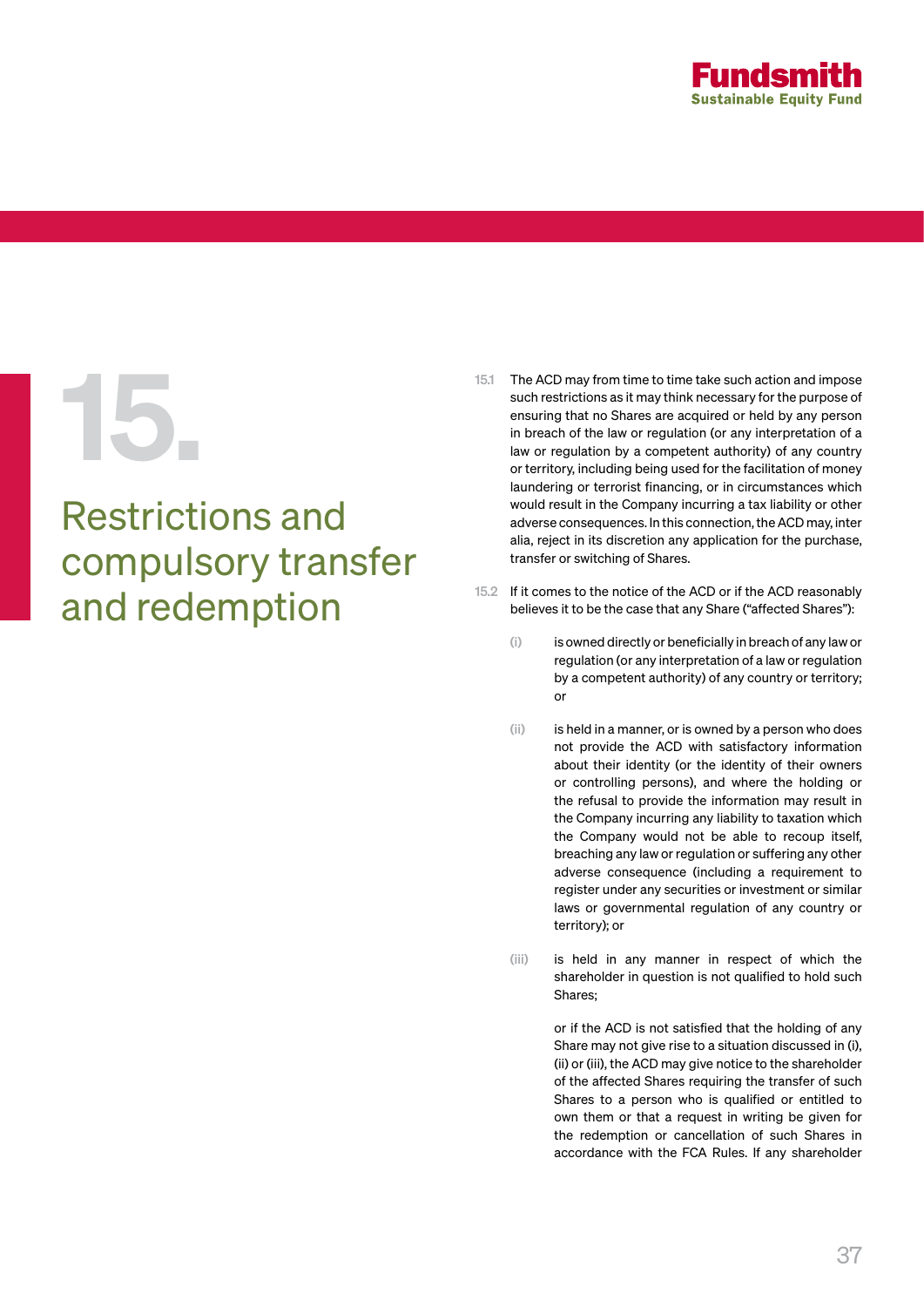# 15. Restrictions and compulsory transfer and redemption

15.1 The ACD may from time to time take such action and impose such restrictions as it may think necessary for the purpose of ensuring that no Shares are acquired or held by any person in breach of the law or regulation (or any interpretation of a law or regulation by a competent authority) of any country or territory, including being used for the facilitation of money laundering or terrorist financing, or in circumstances which would result in the Company incurring a tax liability or other adverse consequences. In this connection, the ACD may, inter alia, reject in its discretion any application for the purchase, transfer or switching of Shares.

15.2 If it comes to the notice of the ACD or if the ACD reasonably believes it to be the case that any Share ("affected Shares"):

(i) is owned directly or beneficially in breach of any law or regulation (or any interpretation of a law or regulation by a competent authority) of any country or territory; or

(ii) is held in a manner, or is owned by a person who does not provide the ACD with satisfactory information about their identity (or the identity of their owners or controlling persons), and where the holding or the refusal to provide the information may result in the Company incurring any liability to taxation which the Company would not be able to recoup itself, breaching any law or regulation or suffering any other adverse consequence (including a requirement to register under any securities or investment or similar laws or governmental regulation of any country or territory); or

(iii) is held in any manner in respect of which the shareholder in question is not qualified to hold such Shares;

or if the ACD is not satisfied that the holding of any Share may not give rise to a situation discussed in (i), (ii) or (iii), the ACD may give notice to the shareholder of the affected Shares requiring the transfer of such Shares to a person who is qualified or entitled to own them or that a request in writing be given for the redemption or cancellation of such Shares in accordance with the FCA Rules. If any shareholder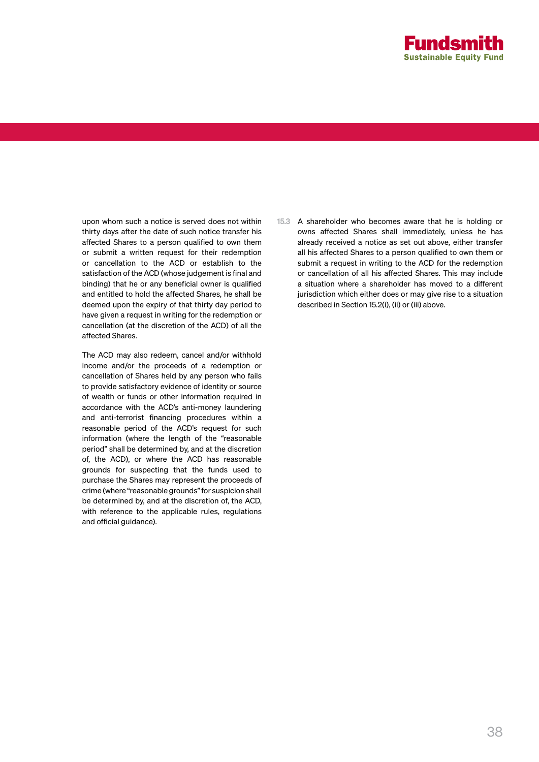upon whom such a notice is served does not within thirty days after the date of such notice transfer his affected Shares to a person qualified to own them or submit a written request for their redemption or cancellation to the ACD or establish to the satisfaction of the ACD (whose judgement is final and binding) that he or any beneficial owner is qualified and entitled to hold the affected Shares, he shall be deemed upon the expiry of that thirty day period to have given a request in writing for the redemption or cancellation (at the discretion of the ACD) of all the affected Shares.

The ACD may also redeem, cancel and/or withhold income and/or the proceeds of a redemption or cancellation of Shares held by any person who fails to provide satisfactory evidence of identity or source of wealth or funds or other information required in accordance with the ACD's anti-money laundering and anti-terrorist financing procedures within a reasonable period of the ACD's request for such information (where the length of the "reasonable period" shall be determined by, and at the discretion of, the ACD), or where the ACD has reasonable grounds for suspecting that the funds used to purchase the Shares may represent the proceeds of crime (where "reasonable grounds" for suspicion shall be determined by, and at the discretion of, the ACD, with reference to the applicable rules, regulations and official guidance).

15.3 A shareholder who becomes aware that he is holding or owns affected Shares shall immediately, unless he has already received a notice as set out above, either transfer all his affected Shares to a person qualified to own them or submit a request in writing to the ACD for the redemption or cancellation of all his affected Shares. This may include a situation where a shareholder has moved to a different jurisdiction which either does or may give rise to a situation described in Section 15.2(i), (ii) or (iii) above.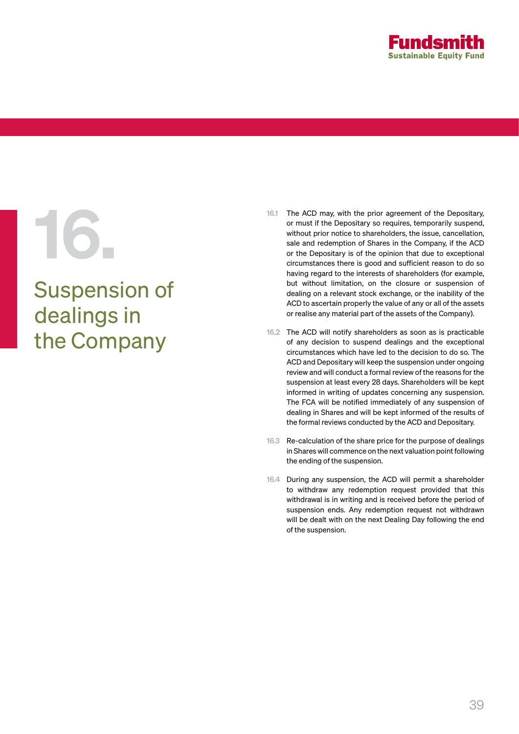# 16. Suspension of dealings in the Company

16.1 The ACD may, with the prior agreement of the Depositary, or must if the Depositary so requires, temporarily suspend, without prior notice to shareholders, the issue, cancellation, sale and redemption of Shares in the Company, if the ACD or the Depositary is of the opinion that due to exceptional circumstances there is good and sufficient reason to do so having regard to the interests of shareholders (for example, but without limitation, on the closure or suspension of dealing on a relevant stock exchange, or the inability of the ACD to ascertain properly the value of any or all of the assets or realise any material part of the assets of the Company).

16.2 The ACD will notify shareholders as soon as is practicable of any decision to suspend dealings and the exceptional circumstances which have led to the decision to do so. The ACD and Depositary will keep the suspension under ongoing review and will conduct a formal review of the reasons for the suspension at least every 28 days. Shareholders will be kept informed in writing of updates concerning any suspension. The FCA will be notified immediately of any suspension of dealing in Shares and will be kept informed of the results of the formal reviews conducted by the ACD and Depositary.

16.3 Re-calculation of the share price for the purpose of dealings in Shares will commence on the next valuation point following the ending of the suspension.

16.4 During any suspension, the ACD will permit a shareholder to withdraw any redemption request provided that this withdrawal is in writing and is received before the period of suspension ends. Any redemption request not withdrawn will be dealt with on the next Dealing Day following the end of the suspension.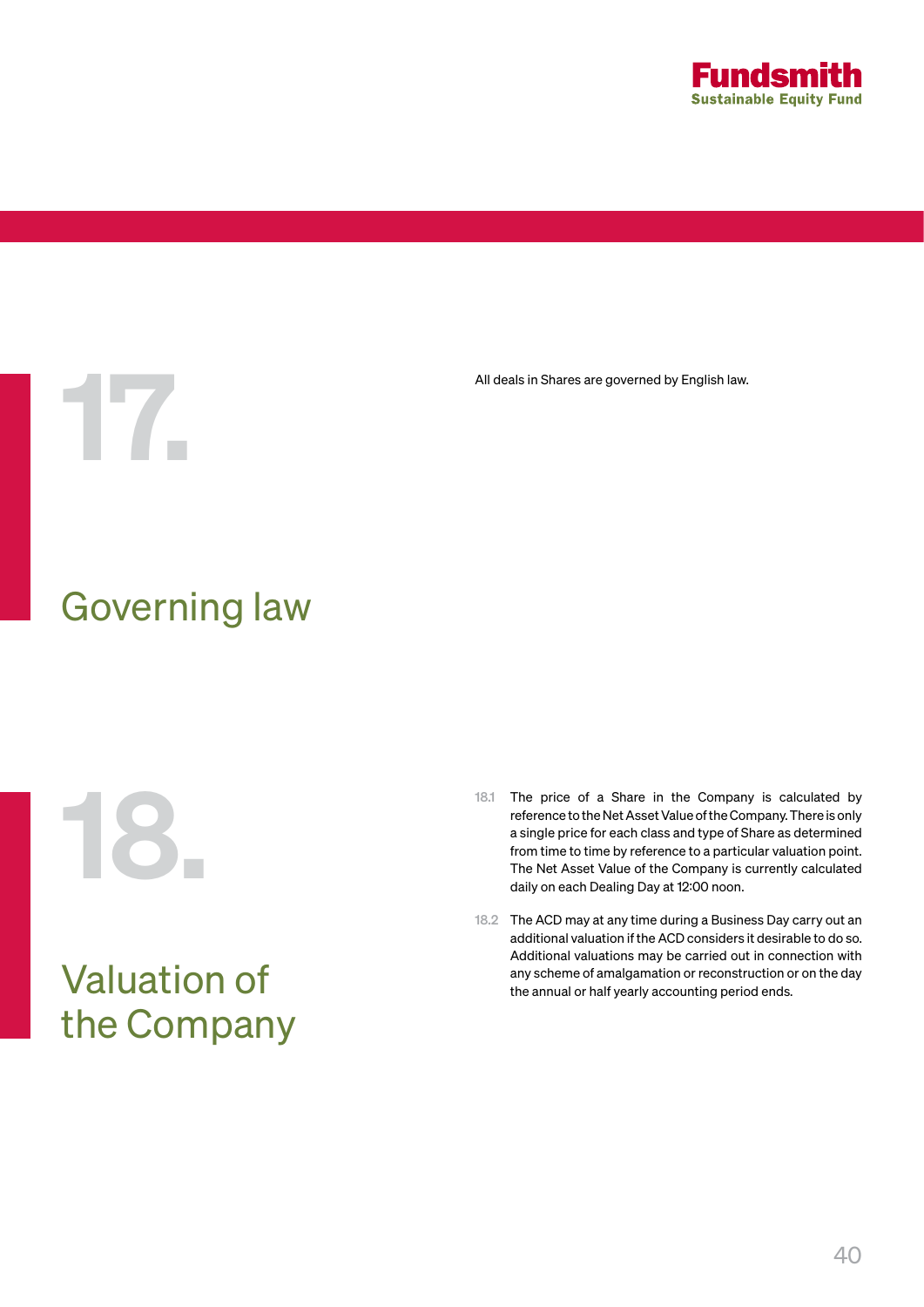# 17. Governing law

All deals in Shares are governed by English law.

# 18. Valuation of the Company

18.1 The price of a Share in the Company is calculated by reference to the Net Asset Value of the Company. There is only a single price for each class and type of Share as determined from time to time by reference to a particular valuation point. The Net Asset Value of the Company is currently calculated daily on each Dealing Day at 12:00 noon.

18.2 The ACD may at any time during a Business Day carry out an additional valuation if the ACD considers it desirable to do so. Additional valuations may be carried out in connection with any scheme of amalgamation or reconstruction or on the day the annual or half yearly accounting period ends.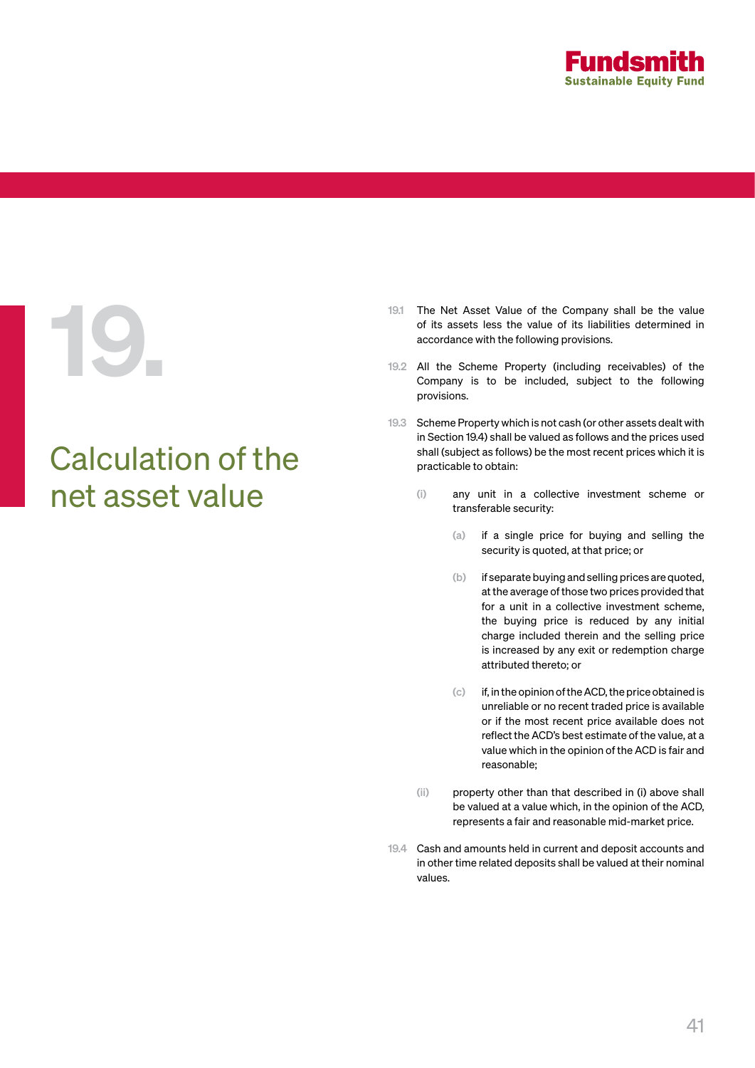# 19. Calculation of the net asset value

19.1 The Net Asset Value of the Company shall be the value of its assets less the value of its liabilities determined in accordance with the following provisions.

19.2 All the Scheme Property (including receivables) of the Company is to be included, subject to the following provisions.

19.3 Scheme Property which is not cash (or other assets dealt with in Section 19.4) shall be valued as follows and the prices used shall (subject as follows) be the most recent prices which it is practicable to obtain:

(i) any unit in a collective investment scheme or transferable security:

(a) if a single price for buying and selling the security is quoted, at that price; or

(b) if separate buying and selling prices are quoted, at the average of those two prices provided that for a unit in a collective investment scheme, the buying price is reduced by any initial charge included therein and the selling price is increased by any exit or redemption charge attributed thereto; or

(c) if, in the opinion of the ACD, the price obtained is unreliable or no recent traded price is available or if the most recent price available does not reflect the ACD's best estimate of the value, at a value which in the opinion of the ACD is fair and reasonable;

(ii) property other than that described in (i) above shall be valued at a value which, in the opinion of the ACD, represents a fair and reasonable mid-market price.

19.4 Cash and amounts held in current and deposit accounts and in other time related deposits shall be valued at their nominal values.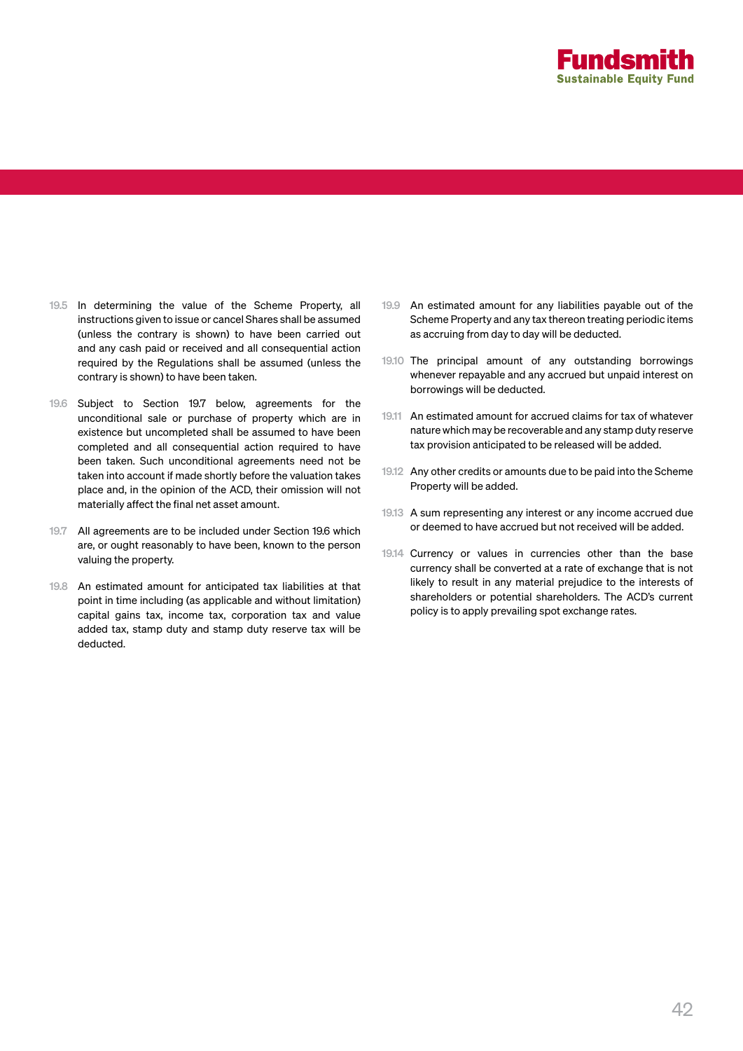19.5 In determining the value of the Scheme Property, all instructions given to issue or cancel Shares shall be assumed (unless the contrary is shown) to have been carried out and any cash paid or received and all consequential action required by the Regulations shall be assumed (unless the contrary is shown) to have been taken.

19.6 Subject to Section 19.7 below, agreements for the unconditional sale or purchase of property which are in existence but uncompleted shall be assumed to have been completed and all consequential action required to have been taken. Such unconditional agreements need not be taken into account if made shortly before the valuation takes place and, in the opinion of the ACD, their omission will not materially affect the final net asset amount.

19.7 All agreements are to be included under Section 19.6 which are, or ought reasonably to have been, known to the person valuing the property.

19.8 An estimated amount for anticipated tax liabilities at that point in time including (as applicable and without limitation) capital gains tax, income tax, corporation tax and value added tax, stamp duty and stamp duty reserve tax will be deducted.

19.9 An estimated amount for any liabilities payable out of the Scheme Property and any tax thereon treating periodic items as accruing from day to day will be deducted.

19.10 The principal amount of any outstanding borrowings whenever repayable and any accrued but unpaid interest on borrowings will be deducted.

19.11 An estimated amount for accrued claims for tax of whatever nature which may be recoverable and any stamp duty reserve tax provision anticipated to be released will be added.

19.12 Any other credits or amounts due to be paid into the Scheme Property will be added.

19.13 A sum representing any interest or any income accrued due or deemed to have accrued but not received will be added.

19.14 Currency or values in currencies other than the base currency shall be converted at a rate of exchange that is not likely to result in any material prejudice to the interests of shareholders or potential shareholders. The ACD's current policy is to apply prevailing spot exchange rates.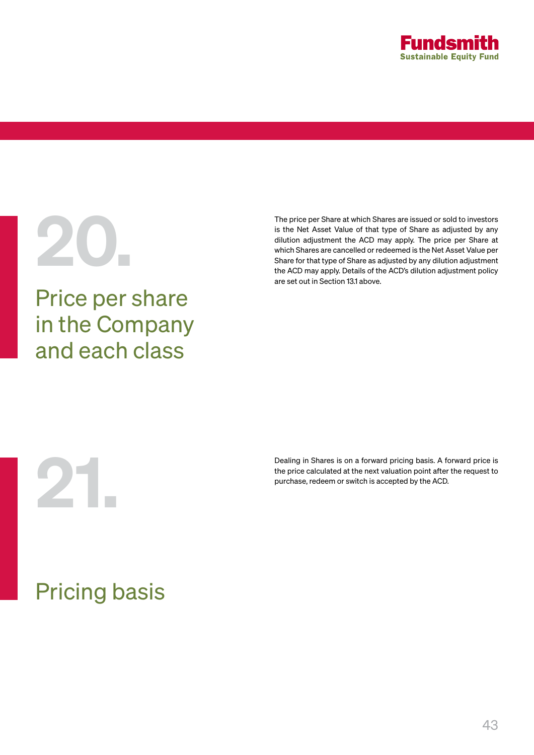## 20. Price per share in the Company and each class

The price per Share at which Shares are issued or sold to investors is the Net Asset Value of that type of Share as adjusted by any dilution adjustment the ACD may apply. The price per Share at which Shares are cancelled or redeemed is the Net Asset Value per Share for that type of Share as adjusted by any dilution adjustment the ACD may apply. Details of the ACD's dilution adjustment policy are set out in Section 13.1 above.

## 21. Pricing basis

Dealing in Shares is on a forward pricing basis. A forward price is the price calculated at the next valuation point after the request to purchase, redeem or switch is accepted by the ACD.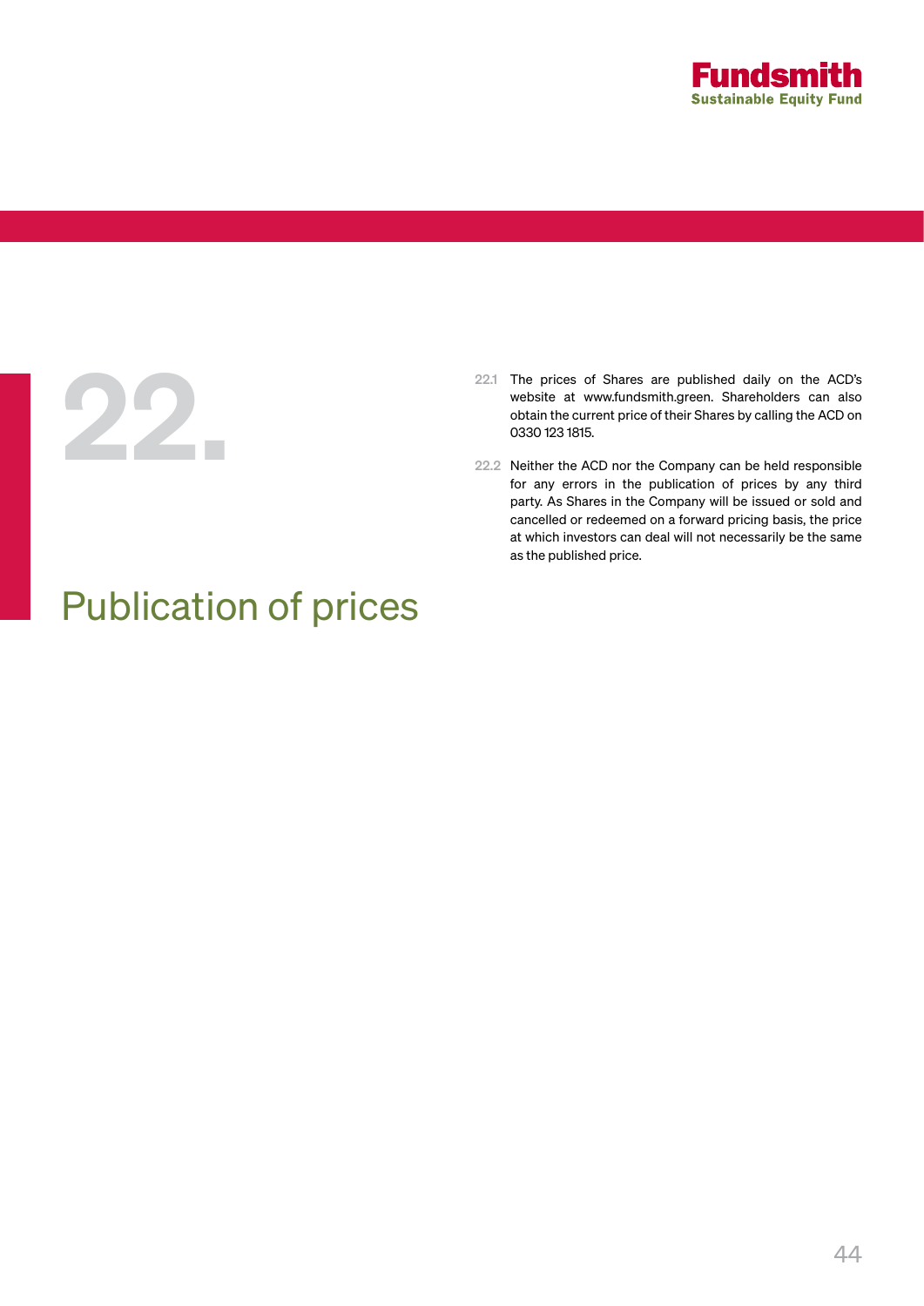# 22. Publication of prices

22.1 The prices of Shares are published daily on the ACD's website at www.fundsmith.green. Shareholders can also obtain the current price of their Shares by calling the ACD on 0330 123 1815.

22.2 Neither the ACD nor the Company can be held responsible for any errors in the publication of prices by any third party. As Shares in the Company will be issued or sold and cancelled or redeemed on a forward pricing basis, the price at which investors can deal will not necessarily be the same as the published price.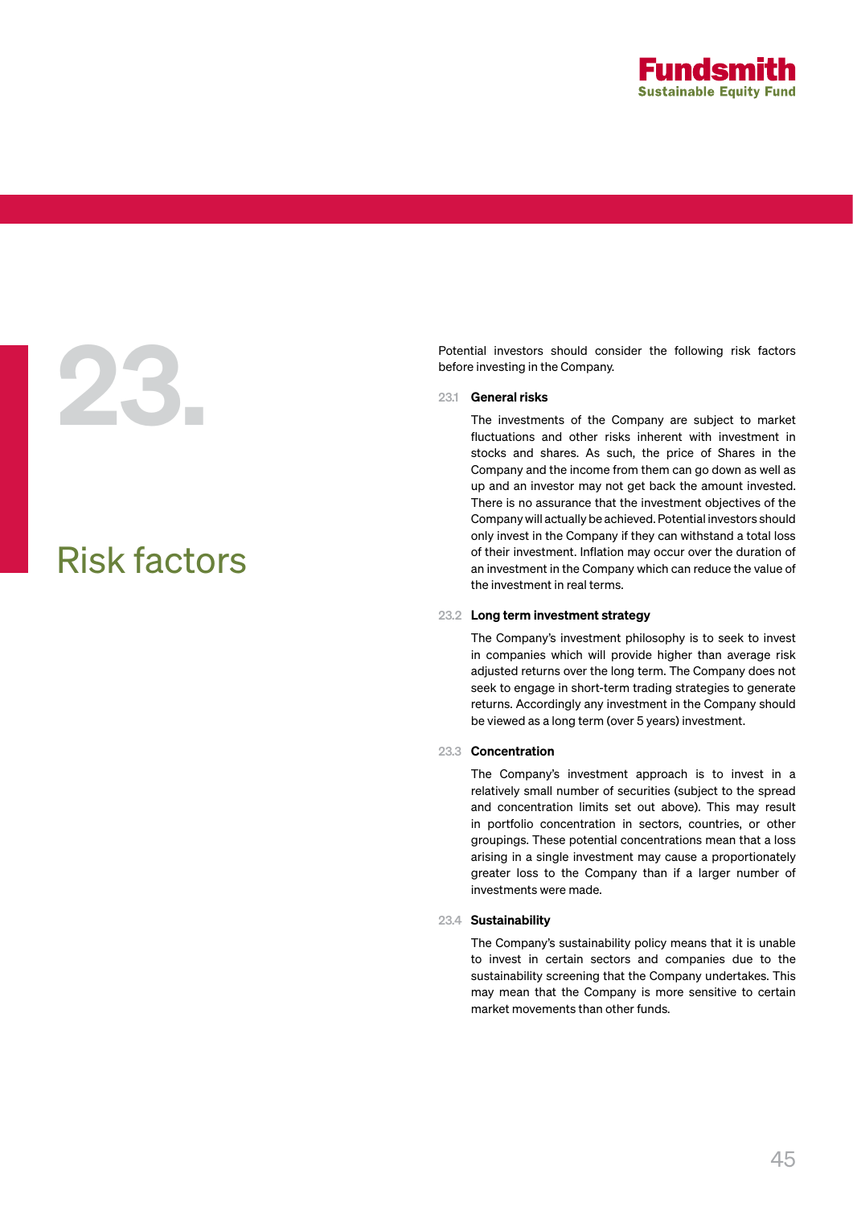# 23. Risk factors

Potential investors should consider the following risk factors before investing in the Company.

### 23.1 General risks

The investments of the Company are subject to market fluctuations and other risks inherent with investment in stocks and shares. As such, the price of Shares in the Company and the income from them can go down as well as up and an investor may not get back the amount invested. There is no assurance that the investment objectives of the Company will actually be achieved. Potential investors should only invest in the Company if they can withstand a total loss of their investment. Inflation may occur over the duration of an investment in the Company which can reduce the value of the investment in real terms.

### 23.2 Long term investment strategy

The Company's investment philosophy is to seek to invest in companies which will provide higher than average risk adjusted returns over the long term. The Company does not seek to engage in short-term trading strategies to generate returns. Accordingly any investment in the Company should be viewed as a long term (over 5 years) investment.

### 23.3 Concentration

The Company's investment approach is to invest in a relatively small number of securities (subject to the spread and concentration limits set out above). This may result in portfolio concentration in sectors, countries, or other groupings. These potential concentrations mean that a loss arising in a single investment may cause a proportionately greater loss to the Company than if a larger number of investments were made.

### 23.4 Sustainability

The Company's sustainability policy means that it is unable to invest in certain sectors and companies due to the sustainability screening that the Company undertakes. This may mean that the Company is more sensitive to certain market movements than other funds.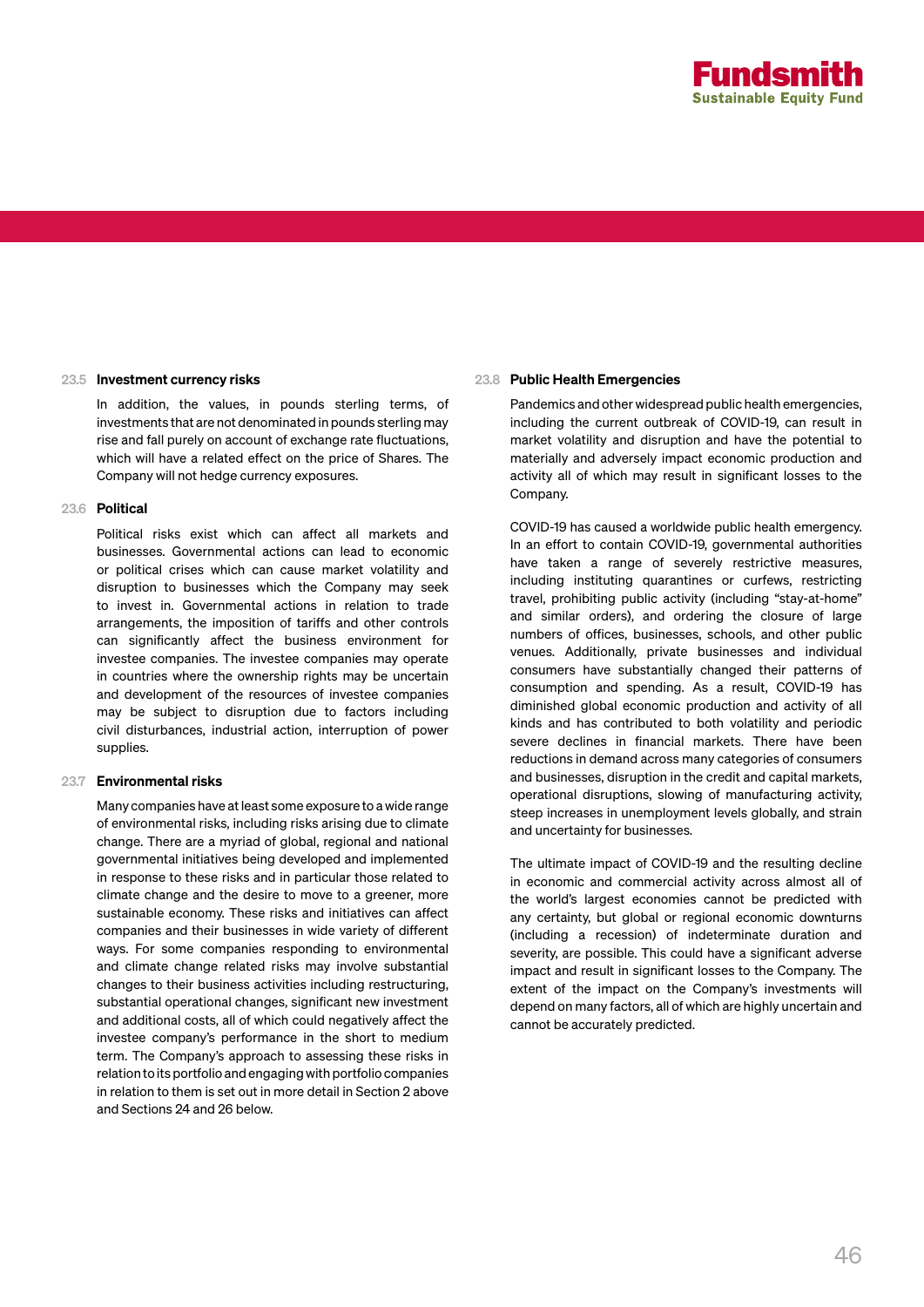### 23.5 Investment currency risks

In addition, the values, in pounds sterling terms, of investments that are not denominated in pounds sterling may rise and fall purely on account of exchange rate fluctuations, which will have a related effect on the price of Shares. The Company will not hedge currency exposures.

### 23.6 Political

Political risks exist which can affect all markets and businesses. Governmental actions can lead to economic or political crises which can cause market volatility and disruption to businesses which the Company may seek to invest in. Governmental actions in relation to trade arrangements, the imposition of tariffs and other controls can significantly affect the business environment for investee companies. The investee companies may operate in countries where the ownership rights may be uncertain and development of the resources of investee companies may be subject to disruption due to factors including civil disturbances, industrial action, interruption of power supplies.

### 23.7 Environmental risks

Many companies have at least some exposure to a wide range of environmental risks, including risks arising due to climate change. There are a myriad of global, regional and national governmental initiatives being developed and implemented in response to these risks and in particular those related to climate change and the desire to move to a greener, more sustainable economy. These risks and initiatives can affect companies and their businesses in wide variety of different ways. For some companies responding to environmental and climate change related risks may involve substantial changes to their business activities including restructuring, substantial operational changes, significant new investment and additional costs, all of which could negatively affect the investee company's performance in the short to medium term. The Company's approach to assessing these risks in relation to its portfolio and engaging with portfolio companies in relation to them is set out in more detail in Section 2 above and Sections 24 and 26 below.

### 23.8 Public Health Emergencies

Pandemics and other widespread public health emergencies, including the current outbreak of COVID-19, can result in market volatility and disruption and have the potential to materially and adversely impact economic production and activity all of which may result in significant losses to the Company.

COVID-19 has caused a worldwide public health emergency. In an effort to contain COVID-19, governmental authorities have taken a range of severely restrictive measures, including instituting quarantines or curfews, restricting travel, prohibiting public activity (including "stay-at-home" and similar orders), and ordering the closure of large numbers of offices, businesses, schools, and other public venues. Additionally, private businesses and individual consumers have substantially changed their patterns of consumption and spending. As a result, COVID-19 has diminished global economic production and activity of all kinds and has contributed to both volatility and periodic severe declines in financial markets. There have been reductions in demand across many categories of consumers and businesses, disruption in the credit and capital markets, operational disruptions, slowing of manufacturing activity, steep increases in unemployment levels globally, and strain and uncertainty for businesses.

The ultimate impact of COVID-19 and the resulting decline in economic and commercial activity across almost all of the world's largest economies cannot be predicted with any certainty, but global or regional economic downturns (including a recession) of indeterminate duration and severity, are possible. This could have a significant adverse impact and result in significant losses to the Company. The extent of the impact on the Company's investments will depend on many factors, all of which are highly uncertain and cannot be accurately predicted.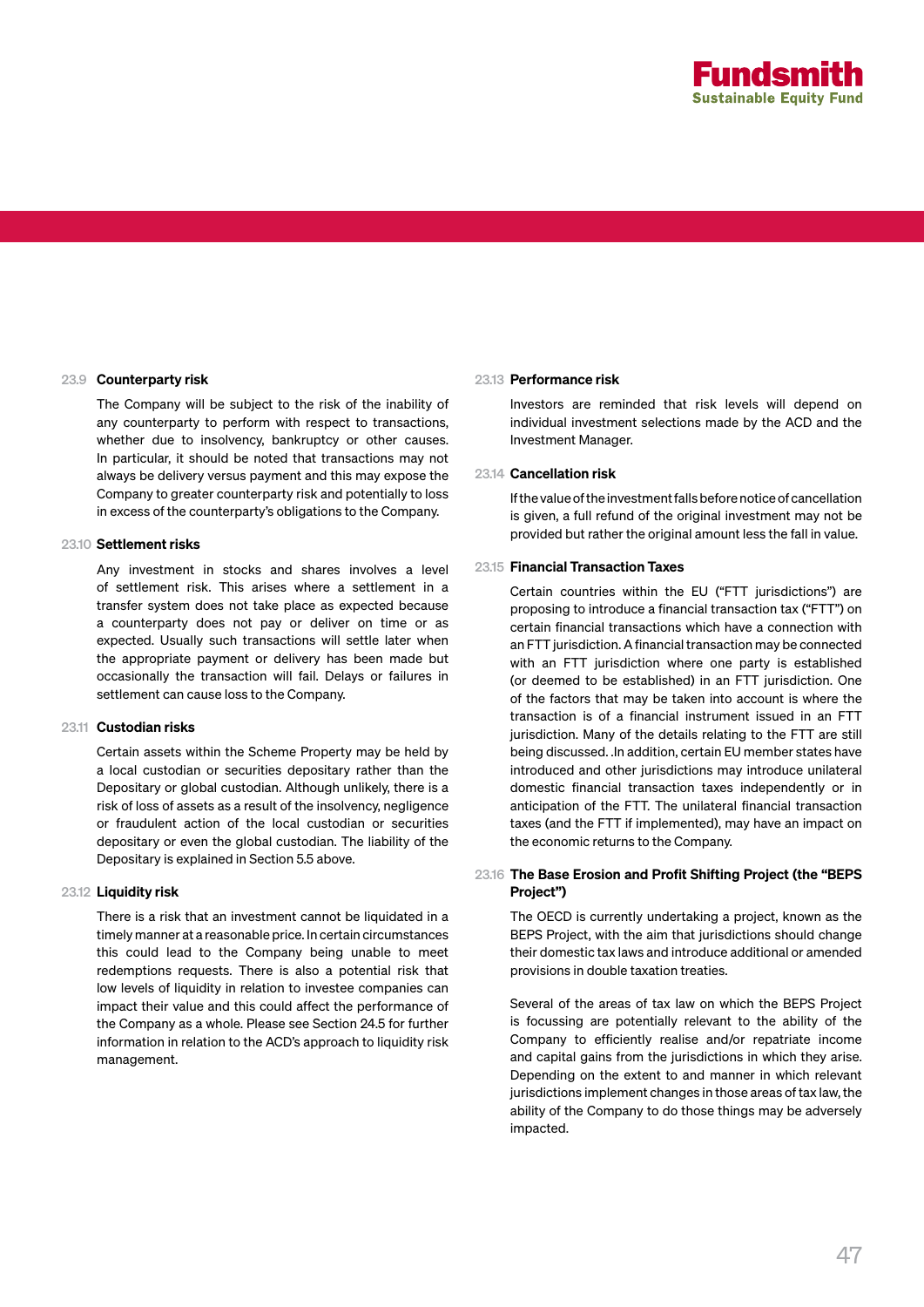### 23.9 Counterparty risk

The Company will be subject to the risk of the inability of any counterparty to perform with respect to transactions, whether due to insolvency, bankruptcy or other causes. In particular, it should be noted that transactions may not always be delivery versus payment and this may expose the Company to greater counterparty risk and potentially to loss in excess of the counterparty's obligations to the Company.

### 23.10 Settlement risks

Any investment in stocks and shares involves a level of settlement risk. This arises where a settlement in a transfer system does not take place as expected because a counterparty does not pay or deliver on time or as expected. Usually such transactions will settle later when the appropriate payment or delivery has been made but occasionally the transaction will fail. Delays or failures in settlement can cause loss to the Company.

### 23.11 Custodian risks

Certain assets within the Scheme Property may be held by a local custodian or securities depositary rather than the Depositary or global custodian. Although unlikely, there is a risk of loss of assets as a result of the insolvency, negligence or fraudulent action of the local custodian or securities depositary or even the global custodian. The liability of the Depositary is explained in Section 5.5 above.

### 23.12 Liquidity risk

There is a risk that an investment cannot be liquidated in a timely manner at a reasonable price. In certain circumstances this could lead to the Company being unable to meet redemptions requests. There is also a potential risk that low levels of liquidity in relation to investee companies can impact their value and this could affect the performance of the Company as a whole. Please see Section 24.5 for further information in relation to the ACD's approach to liquidity risk management.

### 23.13 Performance risk

Investors are reminded that risk levels will depend on individual investment selections made by the ACD and the Investment Manager.

### 23.14 Cancellation risk

If the value of the investment falls before notice of cancellation is given, a full refund of the original investment may not be provided but rather the original amount less the fall in value.

### 23.15 Financial Transaction Taxes

Certain countries within the EU ("FTT jurisdictions") are proposing to introduce a financial transaction tax ("FTT") on certain financial transactions which have a connection with an FTT jurisdiction. A financial transaction may be connected with an FTT jurisdiction where one party is established (or deemed to be established) in an FTT jurisdiction. One of the factors that may be taken into account is where the transaction is of a financial instrument issued in an FTT jurisdiction. Many of the details relating to the FTT are still being discussed. .In addition, certain EU member states have introduced and other jurisdictions may introduce unilateral domestic financial transaction taxes independently or in anticipation of the FTT. The unilateral financial transaction taxes (and the FTT if implemented), may have an impact on the economic returns to the Company.

### 23.16 The Base Erosion and Profit Shifting Project (the "BEPS Project")

The OECD is currently undertaking a project, known as the BEPS Project, with the aim that jurisdictions should change their domestic tax laws and introduce additional or amended provisions in double taxation treaties.

Several of the areas of tax law on which the BEPS Project is focussing are potentially relevant to the ability of the Company to efficiently realise and/or repatriate income and capital gains from the jurisdictions in which they arise. Depending on the extent to and manner in which relevant jurisdictions implement changes in those areas of tax law, the ability of the Company to do those things may be adversely impacted.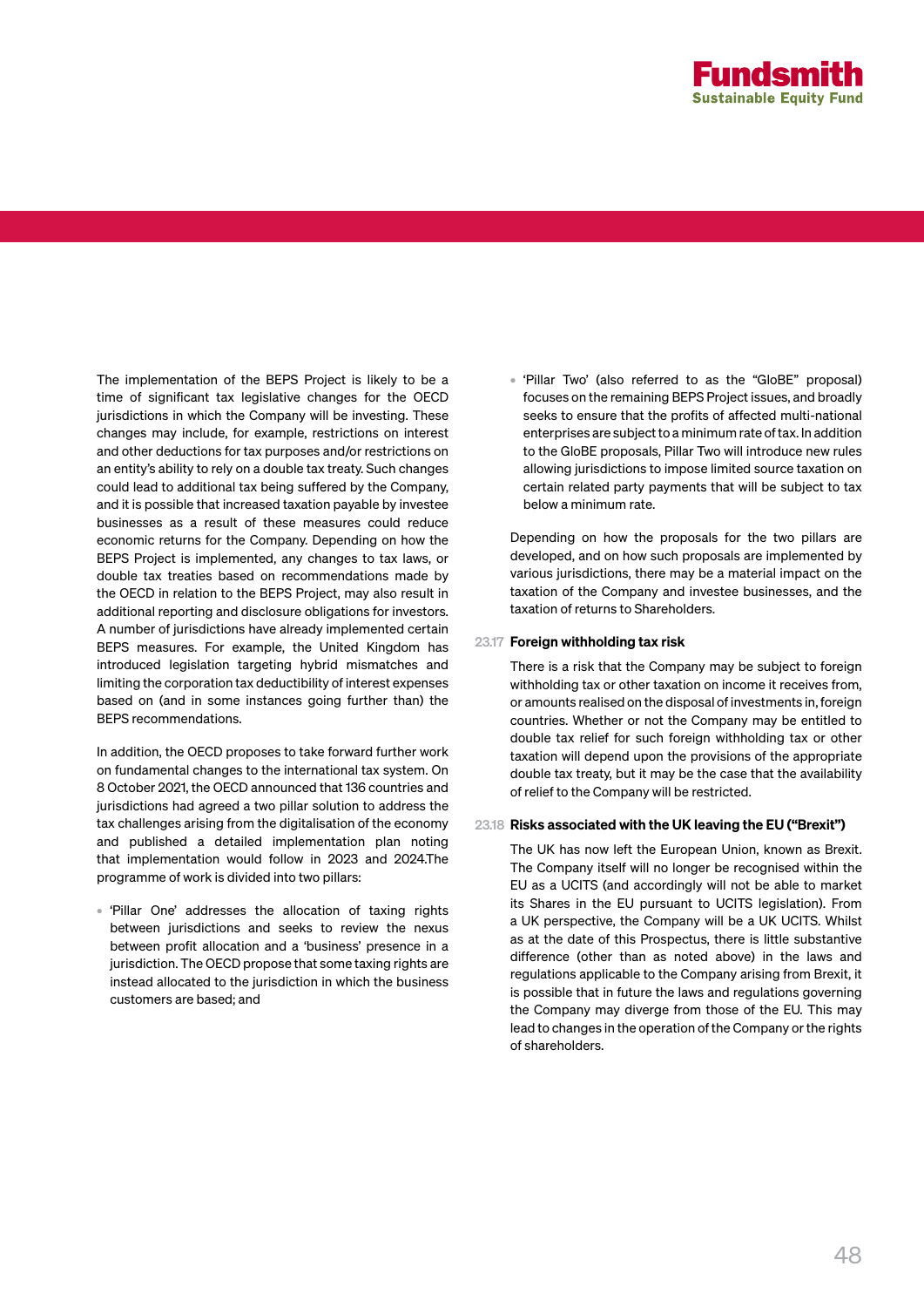The implementation of the BEPS Project is likely to be a time of significant tax legislative changes for the OECD jurisdictions in which the Company will be investing. These changes may include, for example, restrictions on interest and other deductions for tax purposes and/or restrictions on an entity's ability to rely on a double tax treaty. Such changes could lead to additional tax being suffered by the Company, and it is possible that increased taxation payable by investee businesses as a result of these measures could reduce economic returns for the Company. Depending on how the BEPS Project is implemented, any changes to tax laws, or double tax treaties based on recommendations made by the OECD in relation to the BEPS Project, may also result in additional reporting and disclosure obligations for investors. A number of jurisdictions have already implemented certain BEPS measures. For example, the United Kingdom has introduced legislation targeting hybrid mismatches and limiting the corporation tax deductibility of interest expenses based on (and in some instances going further than) the BEPS recommendations.

In addition, the OECD proposes to take forward further work on fundamental changes to the international tax system. On 8 October 2021, the OECD announced that 136 countries and jurisdictions had agreed a two pillar solution to address the tax challenges arising from the digitalisation of the economy and published a detailed implementation plan noting that implementation would follow in 2023 and 2024.The programme of work is divided into two pillars:

- 'Pillar One' addresses the allocation of taxing rights between jurisdictions and seeks to review the nexus between profit allocation and a 'business' presence in a jurisdiction. The OECD propose that some taxing rights are instead allocated to the jurisdiction in which the business customers are based; and
- 'Pillar Two' (also referred to as the "GloBE" proposal) focuses on the remaining BEPS Project issues, and broadly seeks to ensure that the profits of affected multi-national enterprises are subject to a minimum rate of tax. In addition to the GloBE proposals, Pillar Two will introduce new rules allowing jurisdictions to impose limited source taxation on certain related party payments that will be subject to tax below a minimum rate.

Depending on how the proposals for the two pillars are developed, and on how such proposals are implemented by various jurisdictions, there may be a material impact on the taxation of the Company and investee businesses, and the taxation of returns to Shareholders.

### 23.17 Foreign withholding tax risk

There is a risk that the Company may be subject to foreign withholding tax or other taxation on income it receives from, or amounts realised on the disposal of investments in, foreign countries. Whether or not the Company may be entitled to double tax relief for such foreign withholding tax or other taxation will depend upon the provisions of the appropriate double tax treaty, but it may be the case that the availability of relief to the Company will be restricted.

### 23.18 Risks associated with the UK leaving the EU ("Brexit")

The UK has now left the European Union, known as Brexit. The Company itself will no longer be recognised within the EU as a UCITS (and accordingly will not be able to market its Shares in the EU pursuant to UCITS legislation). From a UK perspective, the Company will be a UK UCITS. Whilst as at the date of this Prospectus, there is little substantive difference (other than as noted above) in the laws and regulations applicable to the Company arising from Brexit, it is possible that in future the laws and regulations governing the Company may diverge from those of the EU. This may lead to changes in the operation of the Company or the rights of shareholders.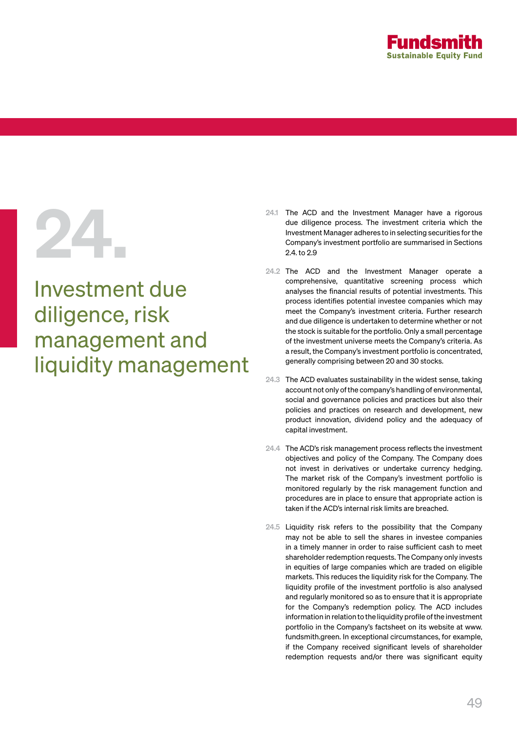# 24. Investment due diligence, risk management and liquidity management

24.1 The ACD and the Investment Manager have a rigorous due diligence process. The investment criteria which the Investment Manager adheres to in selecting securities for the Company's investment portfolio are summarised in Sections 2.4. to 2.9

24.2 The ACD and the Investment Manager operate a comprehensive, quantitative screening process which analyses the financial results of potential investments. This process identifies potential investee companies which may meet the Company's investment criteria. Further research and due diligence is undertaken to determine whether or not the stock is suitable for the portfolio. Only a small percentage of the investment universe meets the Company's criteria. As a result, the Company's investment portfolio is concentrated, generally comprising between 20 and 30 stocks.

24.3 The ACD evaluates sustainability in the widest sense, taking account not only of the company's handling of environmental, social and governance policies and practices but also their policies and practices on research and development, new product innovation, dividend policy and the adequacy of capital investment.

24.4 The ACD's risk management process reflects the investment objectives and policy of the Company. The Company does not invest in derivatives or undertake currency hedging. The market risk of the Company's investment portfolio is monitored regularly by the risk management function and procedures are in place to ensure that appropriate action is taken if the ACD's internal risk limits are breached.

24.5 Liquidity risk refers to the possibility that the Company may not be able to sell the shares in investee companies in a timely manner in order to raise sufficient cash to meet shareholder redemption requests. The Company only invests in equities of large companies which are traded on eligible markets. This reduces the liquidity risk for the Company. The liquidity profile of the investment portfolio is also analysed and regularly monitored so as to ensure that it is appropriate for the Company's redemption policy. The ACD includes information in relation to the liquidity profile of the investment portfolio in the Company's factsheet on its website at www.fundsmith.green. In exceptional circumstances, for example, if the Company received significant levels of shareholder redemption requests and/or there was significant equity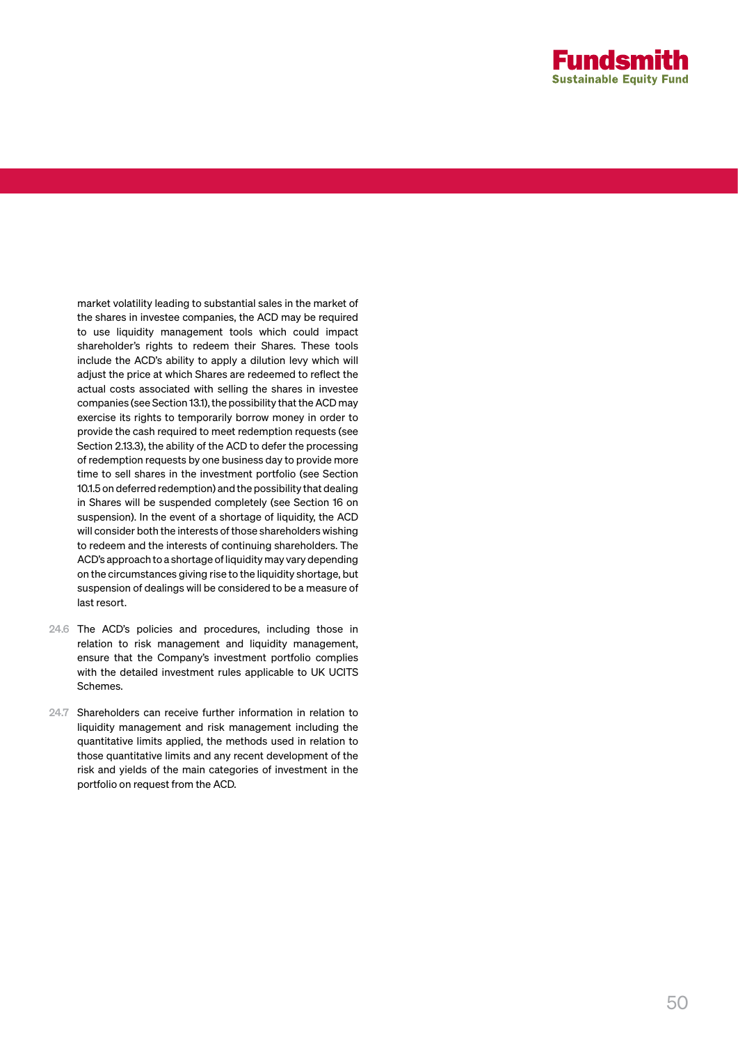market volatility leading to substantial sales in the market of the shares in investee companies, the ACD may be required to use liquidity management tools which could impact shareholder's rights to redeem their Shares. These tools include the ACD's ability to apply a dilution levy which will adjust the price at which Shares are redeemed to reflect the actual costs associated with selling the shares in investee companies (see Section 13.1), the possibility that the ACD may exercise its rights to temporarily borrow money in order to provide the cash required to meet redemption requests (see Section 2.13.3), the ability of the ACD to defer the processing of redemption requests by one business day to provide more time to sell shares in the investment portfolio (see Section 10.1.5 on deferred redemption) and the possibility that dealing in Shares will be suspended completely (see Section 16 on suspension). In the event of a shortage of liquidity, the ACD will consider both the interests of those shareholders wishing to redeem and the interests of continuing shareholders. The ACD's approach to a shortage of liquidity may vary depending on the circumstances giving rise to the liquidity shortage, but suspension of dealings will be considered to be a measure of last resort.

24.6 The ACD's policies and procedures, including those in relation to risk management and liquidity management, ensure that the Company's investment portfolio complies with the detailed investment rules applicable to UK UCITS Schemes.

24.7 Shareholders can receive further information in relation to liquidity management and risk management including the quantitative limits applied, the methods used in relation to those quantitative limits and any recent development of the risk and yields of the main categories of investment in the portfolio on request from the ACD.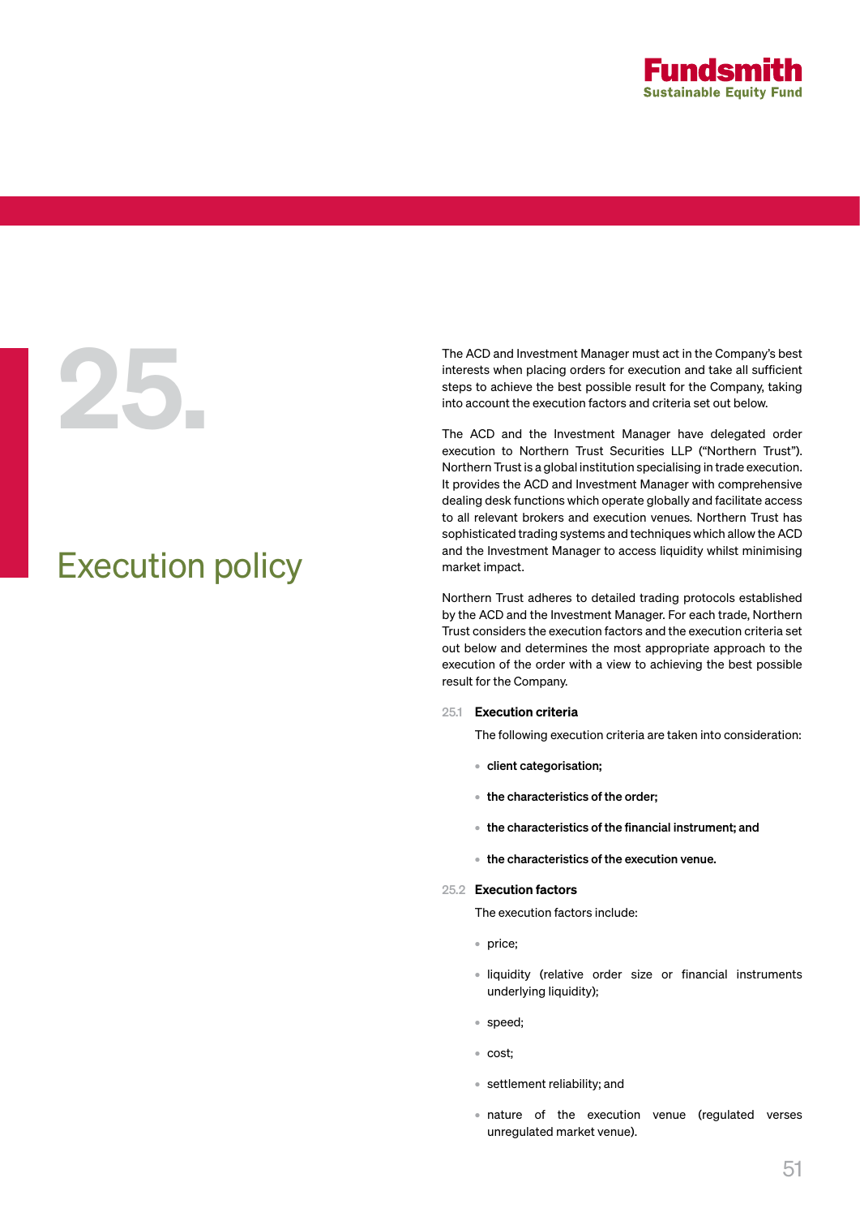# 25. Execution policy

The ACD and Investment Manager must act in the Company's best interests when placing orders for execution and take all sufficient steps to achieve the best possible result for the Company, taking into account the execution factors and criteria set out below.

The ACD and the Investment Manager have delegated order execution to Northern Trust Securities LLP ("Northern Trust"). Northern Trust is a global institution specialising in trade execution. It provides the ACD and Investment Manager with comprehensive dealing desk functions which operate globally and facilitate access to all relevant brokers and execution venues. Northern Trust has sophisticated trading systems and techniques which allow the ACD and the Investment Manager to access liquidity whilst minimising market impact.

Northern Trust adheres to detailed trading protocols established by the ACD and the Investment Manager. For each trade, Northern Trust considers the execution factors and the execution criteria set out below and determines the most appropriate approach to the execution of the order with a view to achieving the best possible result for the Company.

### 25.1 Execution criteria

The following execution criteria are taken into consideration:

- **client categorisation;**
- **the characteristics of the order;**
- **the characteristics of the financial instrument; and**
- **the characteristics of the execution venue.**

### 25.2 Execution factors

The execution factors include:

- price;
- liquidity (relative order size or financial instruments underlying liquidity);
- speed;
- cost;
- settlement reliability; and
- nature of the execution venue (regulated verses unregulated market venue).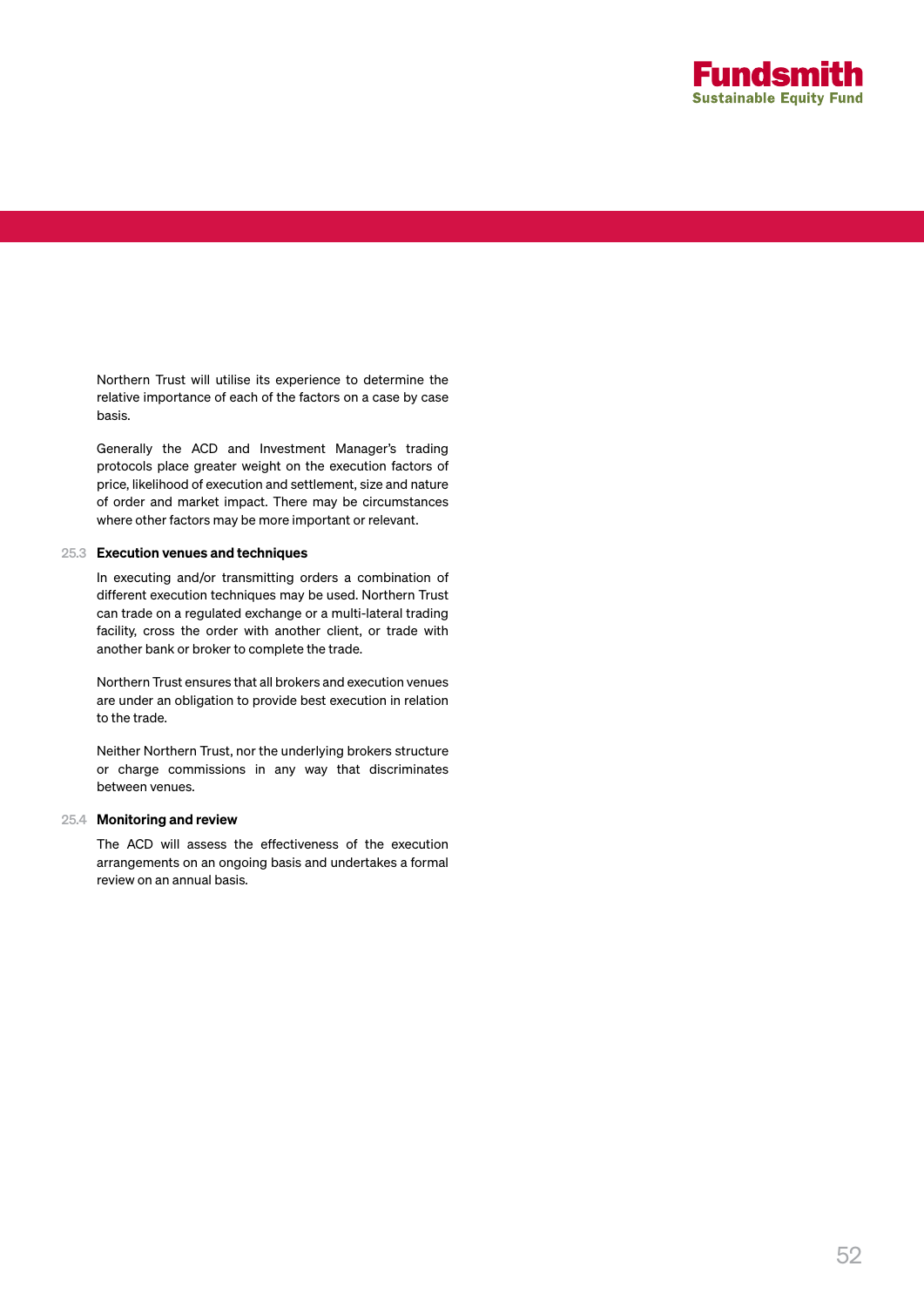Northern Trust will utilise its experience to determine the relative importance of each of the factors on a case by case basis.

Generally the ACD and Investment Manager's trading protocols place greater weight on the execution factors of price, likelihood of execution and settlement, size and nature of order and market impact. There may be circumstances where other factors may be more important or relevant.

### 25.3 Execution venues and techniques

In executing and/or transmitting orders a combination of different execution techniques may be used. Northern Trust can trade on a regulated exchange or a multi-lateral trading facility, cross the order with another client, or trade with another bank or broker to complete the trade.

Northern Trust ensures that all brokers and execution venues are under an obligation to provide best execution in relation to the trade.

Neither Northern Trust, nor the underlying brokers structure or charge commissions in any way that discriminates between venues.

### 25.4 Monitoring and review

The ACD will assess the effectiveness of the execution arrangements on an ongoing basis and undertakes a formal review on an annual basis.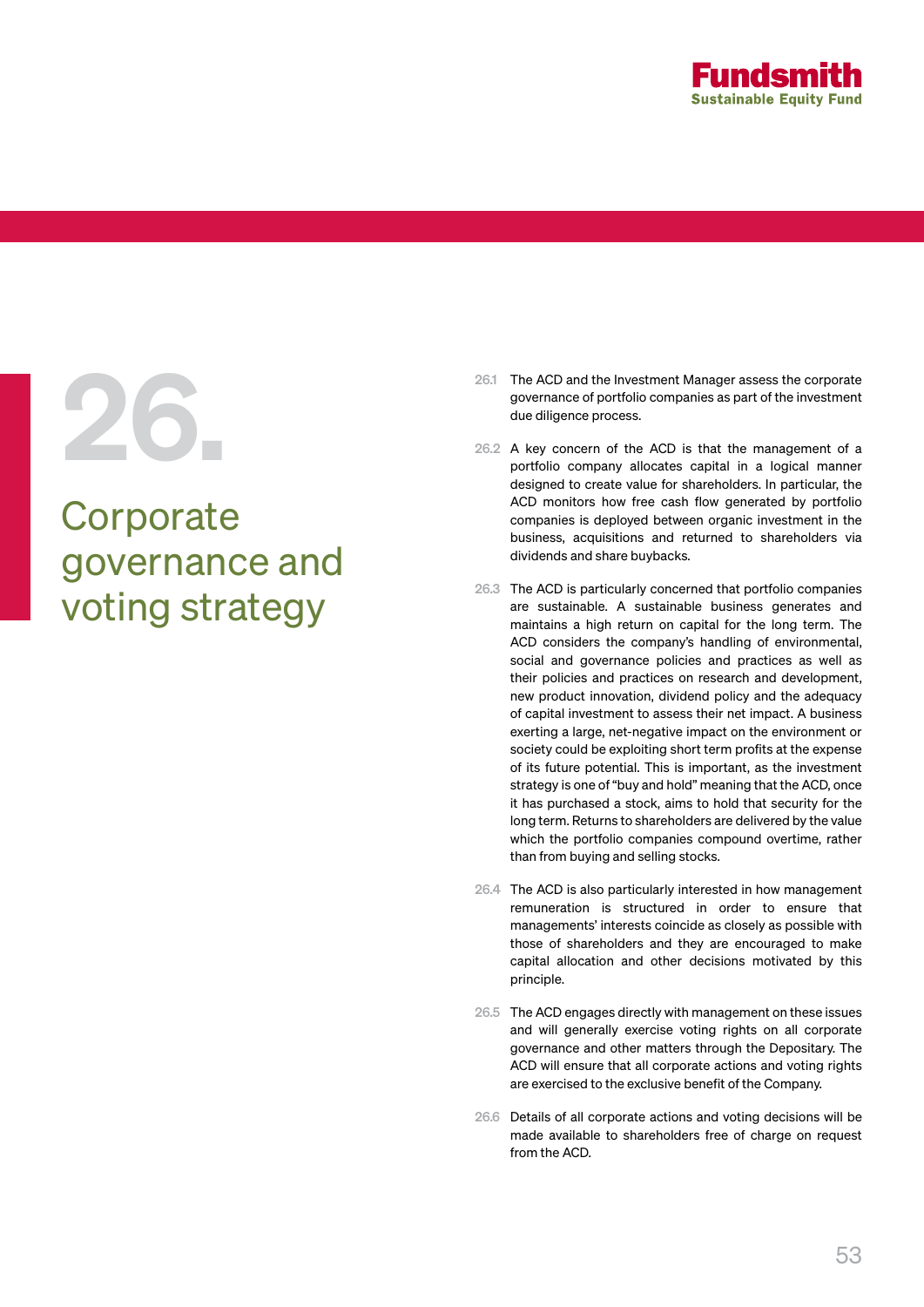# 26. Corporate governance and voting strategy

26.1 The ACD and the Investment Manager assess the corporate governance of portfolio companies as part of the investment due diligence process.

26.2 A key concern of the ACD is that the management of a portfolio company allocates capital in a logical manner designed to create value for shareholders. In particular, the ACD monitors how free cash flow generated by portfolio companies is deployed between organic investment in the business, acquisitions and returned to shareholders via dividends and share buybacks.

26.3 The ACD is particularly concerned that portfolio companies are sustainable. A sustainable business generates and maintains a high return on capital for the long term. The ACD considers the company's handling of environmental, social and governance policies and practices as well as their policies and practices on research and development, new product innovation, dividend policy and the adequacy of capital investment to assess their net impact. A business exerting a large, net-negative impact on the environment or society could be exploiting short term profits at the expense of its future potential. This is important, as the investment strategy is one of "buy and hold" meaning that the ACD, once it has purchased a stock, aims to hold that security for the long term. Returns to shareholders are delivered by the value which the portfolio companies compound overtime, rather than from buying and selling stocks.

26.4 The ACD is also particularly interested in how management remuneration is structured in order to ensure that managements' interests coincide as closely as possible with those of shareholders and they are encouraged to make capital allocation and other decisions motivated by this principle.

26.5 The ACD engages directly with management on these issues and will generally exercise voting rights on all corporate governance and other matters through the Depositary. The ACD will ensure that all corporate actions and voting rights are exercised to the exclusive benefit of the Company.

26.6 Details of all corporate actions and voting decisions will be made available to shareholders free of charge on request from the ACD.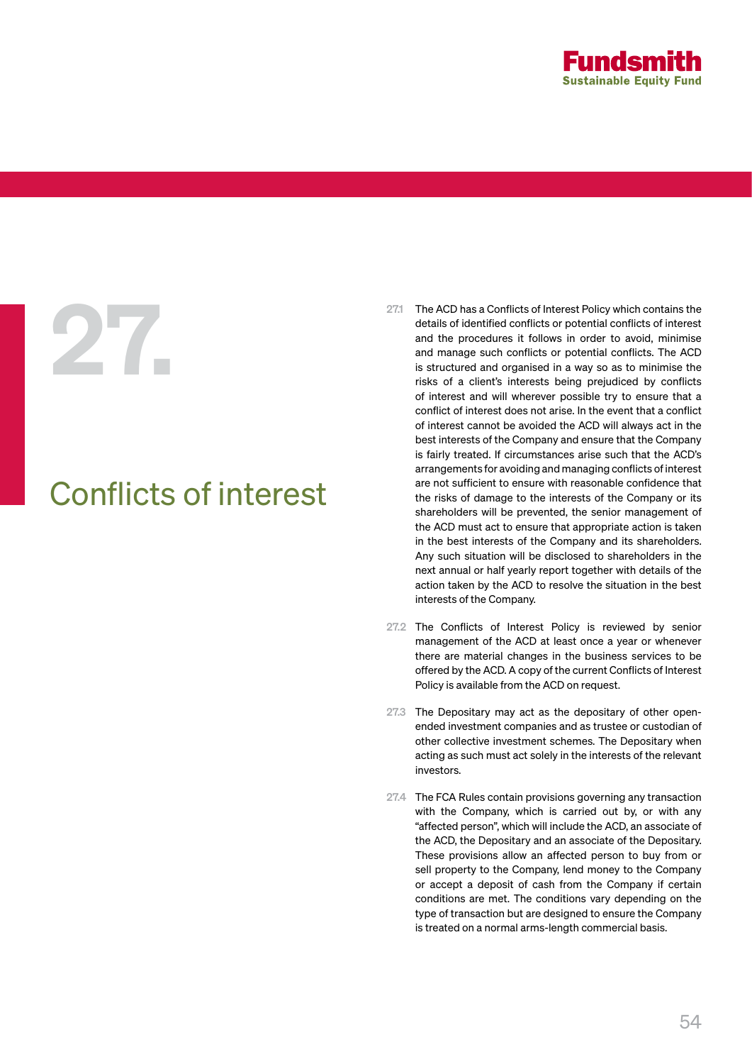# 27. Conflicts of interest

27.1 The ACD has a Conflicts of Interest Policy which contains the details of identified conflicts or potential conflicts of interest and the procedures it follows in order to avoid, minimise and manage such conflicts or potential conflicts. The ACD is structured and organised in a way so as to minimise the risks of a client's interests being prejudiced by conflicts of interest and will wherever possible try to ensure that a conflict of interest does not arise. In the event that a conflict of interest cannot be avoided the ACD will always act in the best interests of the Company and ensure that the Company is fairly treated. If circumstances arise such that the ACD's arrangements for avoiding and managing conflicts of interest are not sufficient to ensure with reasonable confidence that the risks of damage to the interests of the Company or its shareholders will be prevented, the senior management of the ACD must act to ensure that appropriate action is taken in the best interests of the Company and its shareholders. Any such situation will be disclosed to shareholders in the next annual or half yearly report together with details of the action taken by the ACD to resolve the situation in the best interests of the Company.

27.2 The Conflicts of Interest Policy is reviewed by senior management of the ACD at least once a year or whenever there are material changes in the business services to be offered by the ACD. A copy of the current Conflicts of Interest Policy is available from the ACD on request.

27.3 The Depositary may act as the depositary of other open-ended investment companies and as trustee or custodian of other collective investment schemes. The Depositary when acting as such must act solely in the interests of the relevant investors.

27.4 The FCA Rules contain provisions governing any transaction with the Company, which is carried out by, or with any "affected person", which will include the ACD, an associate of the ACD, the Depositary and an associate of the Depositary. These provisions allow an affected person to buy from or sell property to the Company, lend money to the Company or accept a deposit of cash from the Company if certain conditions are met. The conditions vary depending on the type of transaction but are designed to ensure the Company is treated on a normal arms-length commercial basis.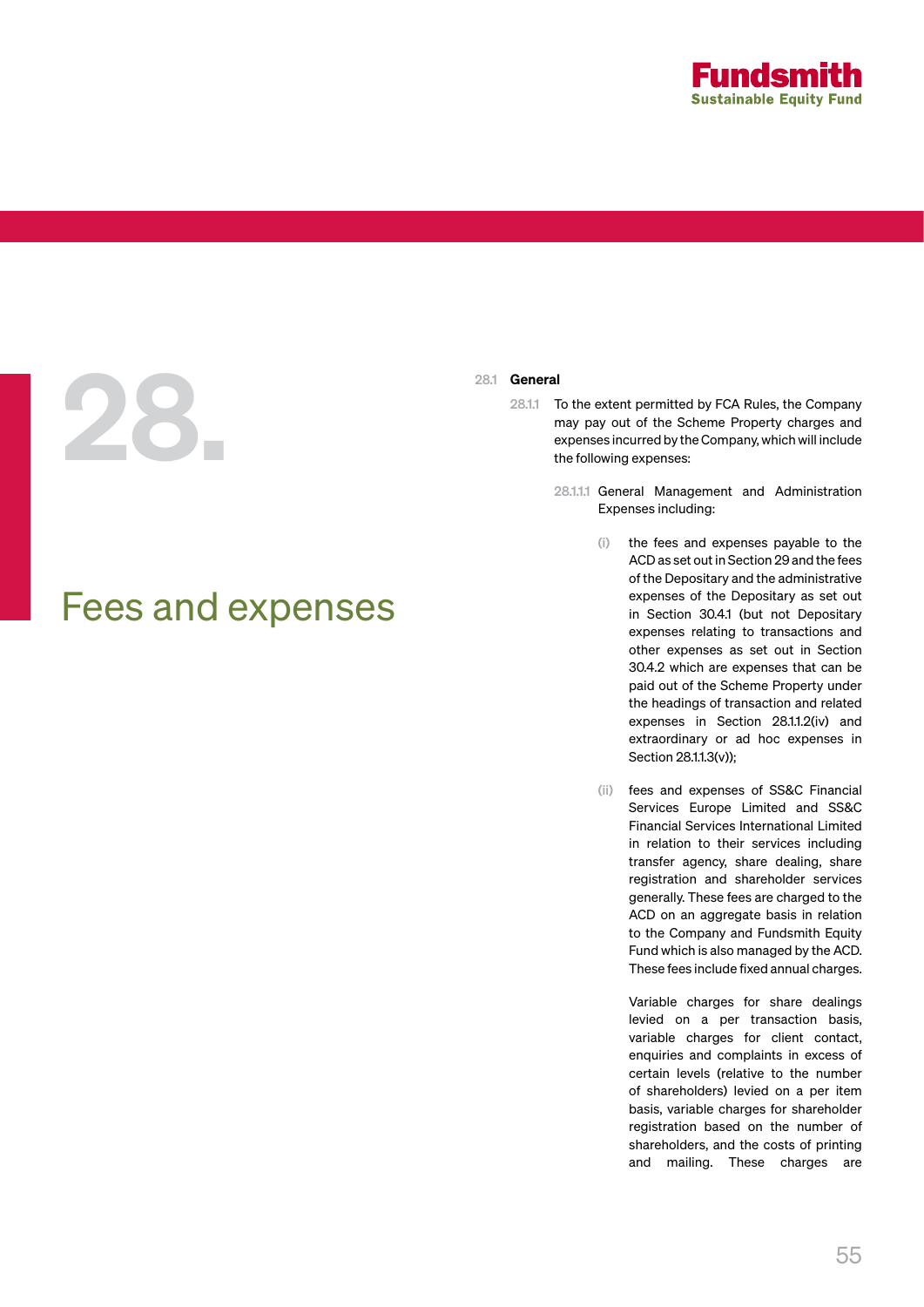# 28. Fees and expenses

## 28.1 General

28.1.1 To the extent permitted by FCA Rules, the Company may pay out of the Scheme Property charges and expenses incurred by the Company, which will include the following expenses:

28.1.1.1 General Management and Administration Expenses including:

(i) the fees and expenses payable to the ACD as set out in Section 29 and the fees of the Depositary and the administrative expenses of the Depositary as set out in Section 30.4.1 (but not Depositary expenses relating to transactions and other expenses as set out in Section 30.4.2 which are expenses that can be paid out of the Scheme Property under the headings of transaction and related expenses in Section 28.1.1.2(iv) and extraordinary or ad hoc expenses in Section 28.1.1.3(v));

(ii) fees and expenses of SS&C Financial Services Europe Limited and SS&C Financial Services International Limited in relation to their services including transfer agency, share dealing, share registration and shareholder services generally. These fees are charged to the ACD on an aggregate basis in relation to the Company and Fundsmith Equity Fund which is also managed by the ACD. These fees include fixed annual charges.

Variable charges for share dealings levied on a per transaction basis, variable charges for client contact, enquiries and complaints in excess of certain levels (relative to the number of shareholders) levied on a per item basis, variable charges for shareholder registration based on the number of shareholders, and the costs of printing and mailing. These charges are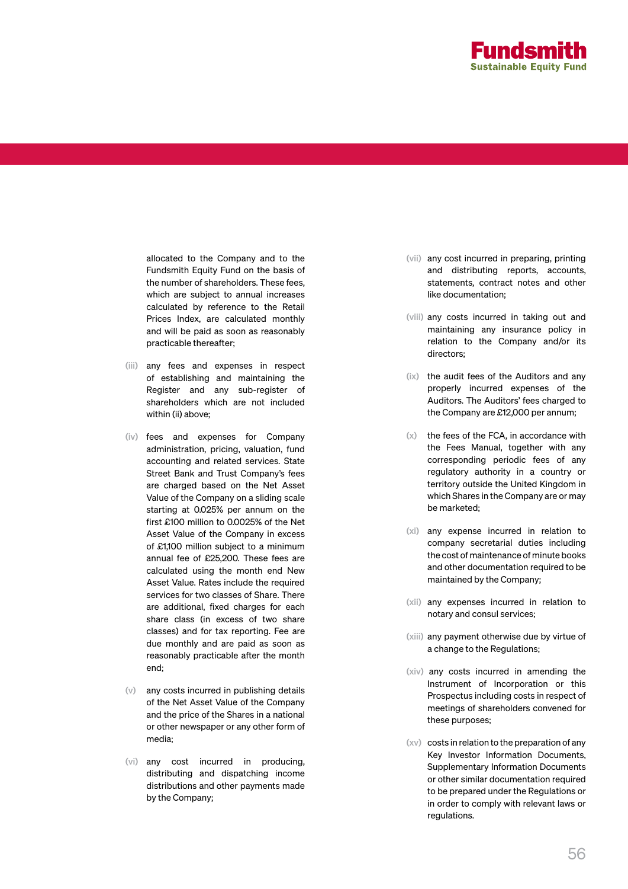allocated to the Company and to the Fundsmith Equity Fund on the basis of the number of shareholders. These fees, which are subject to annual increases calculated by reference to the Retail Prices Index, are calculated monthly and will be paid as soon as reasonably practicable thereafter;

(iii) any fees and expenses in respect of establishing and maintaining the Register and any sub-register of shareholders which are not included within (ii) above;

(iv) fees and expenses for Company administration, pricing, valuation, fund accounting and related services. State Street Bank and Trust Company's fees are charged based on the Net Asset Value of the Company on a sliding scale starting at 0.025% per annum on the first £100 million to 0.0025% of the Net Asset Value of the Company in excess of £1,100 million subject to a minimum annual fee of £25,200. These fees are calculated using the month end New Asset Value. Rates include the required services for two classes of Share. There are additional, fixed charges for each share class (in excess of two share classes) and for tax reporting. Fee are due monthly and are paid as soon as reasonably practicable after the month end;

(v) any costs incurred in publishing details of the Net Asset Value of the Company and the price of the Shares in a national or other newspaper or any other form of media;

(vi) any cost incurred in producing, distributing and dispatching income distributions and other payments made by the Company;

(vii) any cost incurred in preparing, printing and distributing reports, accounts, statements, contract notes and other like documentation;

(viii) any costs incurred in taking out and maintaining any insurance policy in relation to the Company and/or its directors;

(ix) the audit fees of the Auditors and any properly incurred expenses of the Auditors. The Auditors' fees charged to the Company are £12,000 per annum;

(x) the fees of the FCA, in accordance with the Fees Manual, together with any corresponding periodic fees of any regulatory authority in a country or territory outside the United Kingdom in which Shares in the Company are or may be marketed;

(xi) any expense incurred in relation to company secretarial duties including the cost of maintenance of minute books and other documentation required to be maintained by the Company;

(xii) any expenses incurred in relation to notary and consul services;

(xiii) any payment otherwise due by virtue of a change to the Regulations;

(xiv) any costs incurred in amending the Instrument of Incorporation or this Prospectus including costs in respect of meetings of shareholders convened for these purposes;

(xv) costs in relation to the preparation of any Key Investor Information Documents, Supplementary Information Documents or other similar documentation required to be prepared under the Regulations or in order to comply with relevant laws or regulations.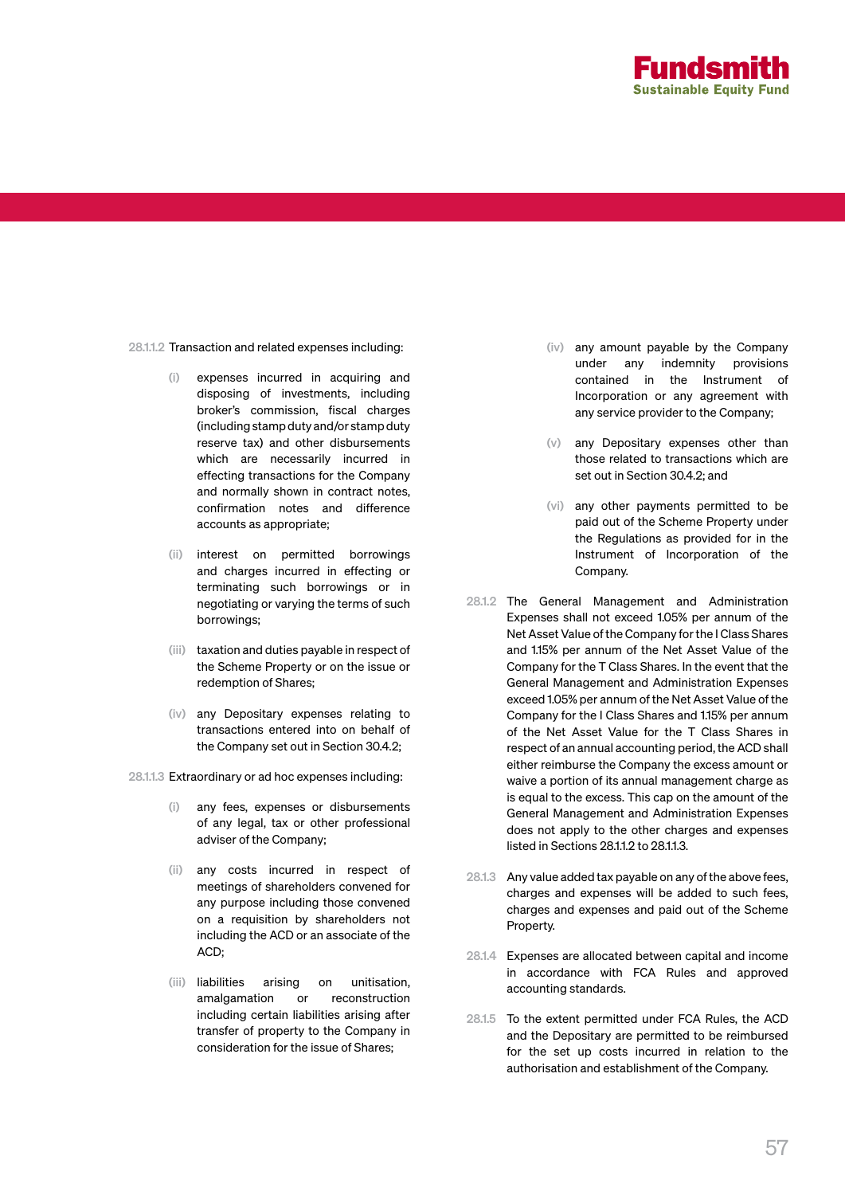28.1.1.2 Transaction and related expenses including:

- (i) expenses incurred in acquiring and disposing of investments, including broker's commission, fiscal charges (including stamp duty and/or stamp duty reserve tax) and other disbursements which are necessarily incurred in effecting transactions for the Company and normally shown in contract notes, confirmation notes and difference accounts as appropriate;
- (ii) interest on permitted borrowings and charges incurred in effecting or terminating such borrowings or in negotiating or varying the terms of such borrowings;
- (iii) taxation and duties payable in respect of the Scheme Property or on the issue or redemption of Shares;
- (iv) any Depositary expenses relating to transactions entered into on behalf of the Company set out in Section 30.4.2;

28.1.1.3 Extraordinary or ad hoc expenses including:

- (i) any fees, expenses or disbursements of any legal, tax or other professional adviser of the Company;
- (ii) any costs incurred in respect of meetings of shareholders convened for any purpose including those convened on a requisition by shareholders not including the ACD or an associate of the ACD;
- (iii) liabilities arising on unitisation, amalgamation or reconstruction including certain liabilities arising after transfer of property to the Company in consideration for the issue of Shares;
- (iv) any amount payable by the Company under any indemnity provisions contained in the Instrument of Incorporation or any agreement with any service provider to the Company;
- (v) any Depositary expenses other than those related to transactions which are set out in Section 30.4.2; and
- (vi) any other payments permitted to be paid out of the Scheme Property under the Regulations as provided for in the Instrument of Incorporation of the Company.

28.1.2 The General Management and Administration Expenses shall not exceed 1.05% per annum of the Net Asset Value of the Company for the I Class Shares and 1.15% per annum of the Net Asset Value of the Company for the T Class Shares. In the event that the General Management and Administration Expenses exceed 1.05% per annum of the Net Asset Value of the Company for the I Class Shares and 1.15% per annum of the Net Asset Value for the T Class Shares in respect of an annual accounting period, the ACD shall either reimburse the Company the excess amount or waive a portion of its annual management charge as is equal to the excess. This cap on the amount of the General Management and Administration Expenses does not apply to the other charges and expenses listed in Sections 28.1.1.2 to 28.1.1.3.

28.1.3 Any value added tax payable on any of the above fees, charges and expenses will be added to such fees, charges and expenses and paid out of the Scheme Property.

28.1.4 Expenses are allocated between capital and income in accordance with FCA Rules and approved accounting standards.

28.1.5 To the extent permitted under FCA Rules, the ACD and the Depositary are permitted to be reimbursed for the set up costs incurred in relation to the authorisation and establishment of the Company.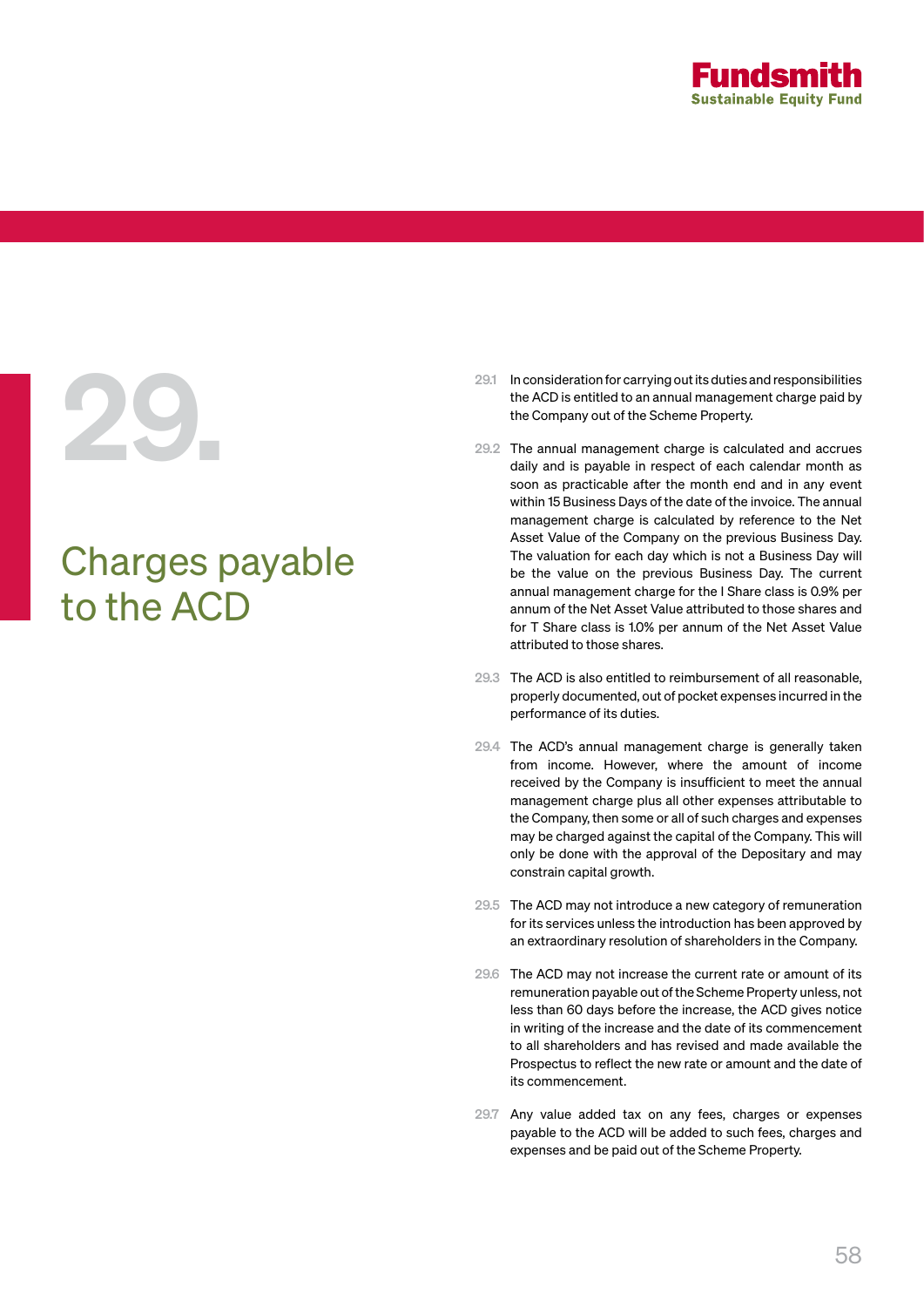# 29. Charges payable to the ACD

29.1 In consideration for carrying out its duties and responsibilities the ACD is entitled to an annual management charge paid by the Company out of the Scheme Property.

29.2 The annual management charge is calculated and accrues daily and is payable in respect of each calendar month as soon as practicable after the month end and in any event within 15 Business Days of the date of the invoice. The annual management charge is calculated by reference to the Net Asset Value of the Company on the previous Business Day. The valuation for each day which is not a Business Day will be the value on the previous Business Day. The current annual management charge for the I Share class is 0.9% per annum of the Net Asset Value attributed to those shares and for T Share class is 1.0% per annum of the Net Asset Value attributed to those shares.

29.3 The ACD is also entitled to reimbursement of all reasonable, properly documented, out of pocket expenses incurred in the performance of its duties.

29.4 The ACD's annual management charge is generally taken from income. However, where the amount of income received by the Company is insufficient to meet the annual management charge plus all other expenses attributable to the Company, then some or all of such charges and expenses may be charged against the capital of the Company. This will only be done with the approval of the Depositary and may constrain capital growth.

29.5 The ACD may not introduce a new category of remuneration for its services unless the introduction has been approved by an extraordinary resolution of shareholders in the Company.

29.6 The ACD may not increase the current rate or amount of its remuneration payable out of the Scheme Property unless, not less than 60 days before the increase, the ACD gives notice in writing of the increase and the date of its commencement to all shareholders and has revised and made available the Prospectus to reflect the new rate or amount and the date of its commencement.

29.7 Any value added tax on any fees, charges or expenses payable to the ACD will be added to such fees, charges and expenses and be paid out of the Scheme Property.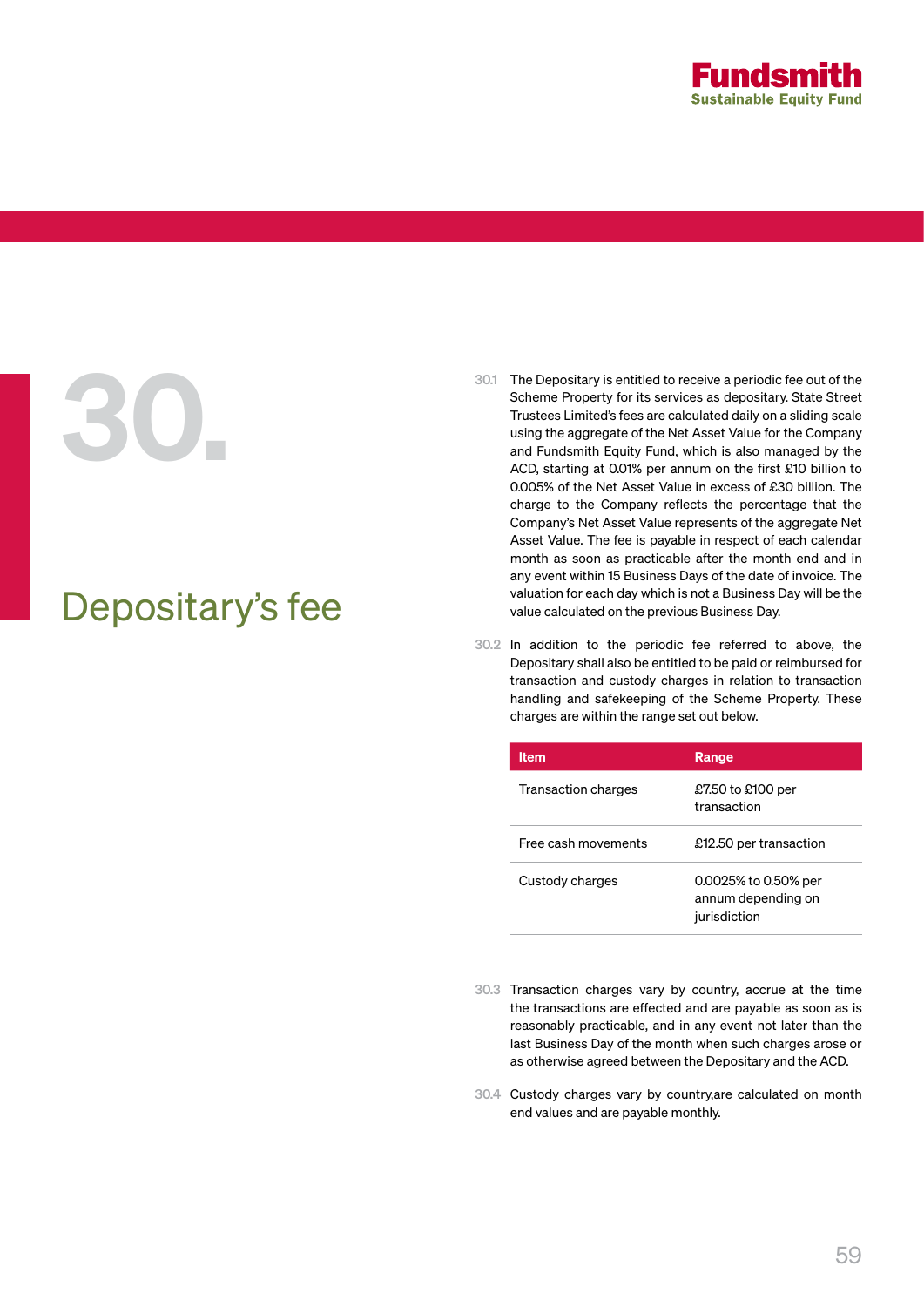# 30. Depositary's fee

30.1 The Depositary is entitled to receive a periodic fee out of the Scheme Property for its services as depositary. State Street Trustees Limited's fees are calculated daily on a sliding scale using the aggregate of the Net Asset Value for the Company and Fundsmith Equity Fund, which is also managed by the ACD, starting at 0.01% per annum on the first £10 billion to 0.005% of the Net Asset Value in excess of £30 billion. The charge to the Company reflects the percentage that the Company's Net Asset Value represents of the aggregate Net Asset Value. The fee is payable in respect of each calendar month as soon as practicable after the month end and in any event within 15 Business Days of the date of invoice. The valuation for each day which is not a Business Day will be the value calculated on the previous Business Day.

30.2 In addition to the periodic fee referred to above, the Depositary shall also be entitled to be paid or reimbursed for transaction and custody charges in relation to transaction handling and safekeeping of the Scheme Property. These charges are within the range set out below.

| Item | Range |
|---|---|
| Transaction charges | £7.50 to £100 per transaction |
| Free cash movements | £12.50 per transaction |
| Custody charges | 0.0025% to 0.50% per annum depending on jurisdiction |

30.3 Transaction charges vary by country, accrue at the time the transactions are effected and are payable as soon as is reasonably practicable, and in any event not later than the last Business Day of the month when such charges arose or as otherwise agreed between the Depositary and the ACD.

30.4 Custody charges vary by country,are calculated on month end values and are payable monthly.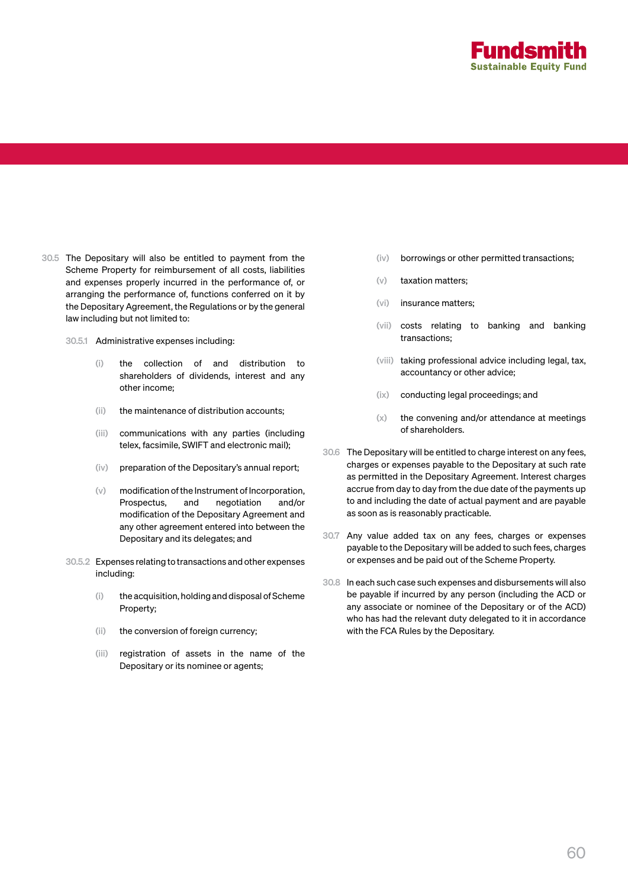30.5 The Depositary will also be entitled to payment from the Scheme Property for reimbursement of all costs, liabilities and expenses properly incurred in the performance of, or arranging the performance of, functions conferred on it by the Depositary Agreement, the Regulations or by the general law including but not limited to:

30.5.1 Administrative expenses including:

(i) the collection of and distribution to shareholders of dividends, interest and any other income;

(ii) the maintenance of distribution accounts;

(iii) communications with any parties (including telex, facsimile, SWIFT and electronic mail);

(iv) preparation of the Depositary's annual report;

(v) modification of the Instrument of Incorporation, Prospectus, and negotiation and/or modification of the Depositary Agreement and any other agreement entered into between the Depositary and its delegates; and

30.5.2 Expenses relating to transactions and other expenses including:

(i) the acquisition, holding and disposal of Scheme Property;

(ii) the conversion of foreign currency;

(iii) registration of assets in the name of the Depositary or its nominee or agents;

(iv) borrowings or other permitted transactions;

(v) taxation matters;

(vi) insurance matters;

(vii) costs relating to banking and banking transactions;

(viii) taking professional advice including legal, tax, accountancy or other advice;

(ix) conducting legal proceedings; and

(x) the convening and/or attendance at meetings of shareholders.

30.6 The Depositary will be entitled to charge interest on any fees, charges or expenses payable to the Depositary at such rate as permitted in the Depositary Agreement. Interest charges accrue from day to day from the due date of the payments up to and including the date of actual payment and are payable as soon as is reasonably practicable.

30.7 Any value added tax on any fees, charges or expenses payable to the Depositary will be added to such fees, charges or expenses and be paid out of the Scheme Property.

30.8 In each such case such expenses and disbursements will also be payable if incurred by any person (including the ACD or any associate or nominee of the Depositary or of the ACD) who has had the relevant duty delegated to it in accordance with the FCA Rules by the Depositary.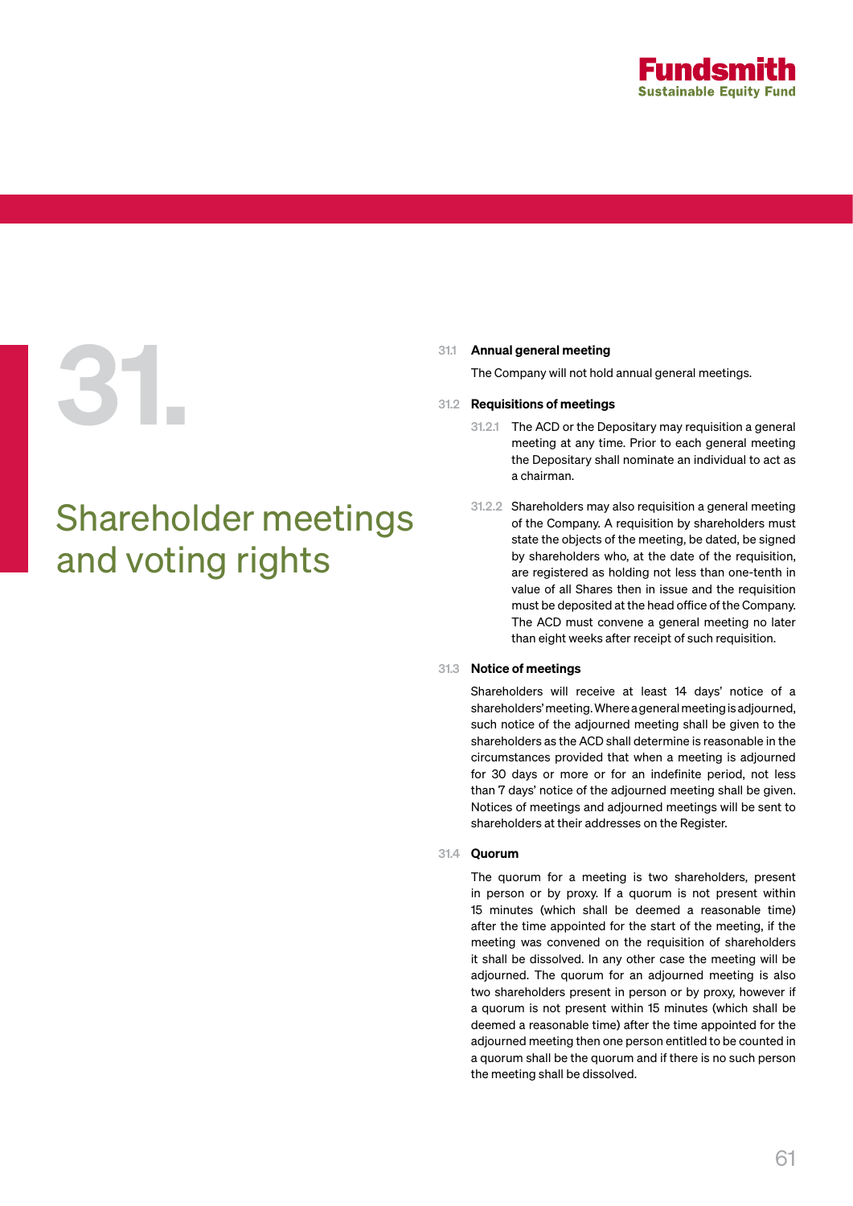# 31. Shareholder meetings and voting rights

## 31.1 Annual general meeting

The Company will not hold annual general meetings.

## 31.2 Requisitions of meetings

31.2.1 The ACD or the Depositary may requisition a general meeting at any time. Prior to each general meeting the Depositary shall nominate an individual to act as a chairman.

31.2.2 Shareholders may also requisition a general meeting of the Company. A requisition by shareholders must state the objects of the meeting, be dated, be signed by shareholders who, at the date of the requisition, are registered as holding not less than one-tenth in value of all Shares then in issue and the requisition must be deposited at the head office of the Company. The ACD must convene a general meeting no later than eight weeks after receipt of such requisition.

## 31.3 Notice of meetings

Shareholders will receive at least 14 days' notice of a shareholders' meeting. Where a general meeting is adjourned, such notice of the adjourned meeting shall be given to the shareholders as the ACD shall determine is reasonable in the circumstances provided that when a meeting is adjourned for 30 days or more or for an indefinite period, not less than 7 days' notice of the adjourned meeting shall be given. Notices of meetings and adjourned meetings will be sent to shareholders at their addresses on the Register.

## 31.4 Quorum

The quorum for a meeting is two shareholders, present in person or by proxy. If a quorum is not present within 15 minutes (which shall be deemed a reasonable time) after the time appointed for the start of the meeting, if the meeting was convened on the requisition of shareholders it shall be dissolved. In any other case the meeting will be adjourned. The quorum for an adjourned meeting is also two shareholders present in person or by proxy, however if a quorum is not present within 15 minutes (which shall be deemed a reasonable time) after the time appointed for the adjourned meeting then one person entitled to be counted in a quorum shall be the quorum and if there is no such person the meeting shall be dissolved.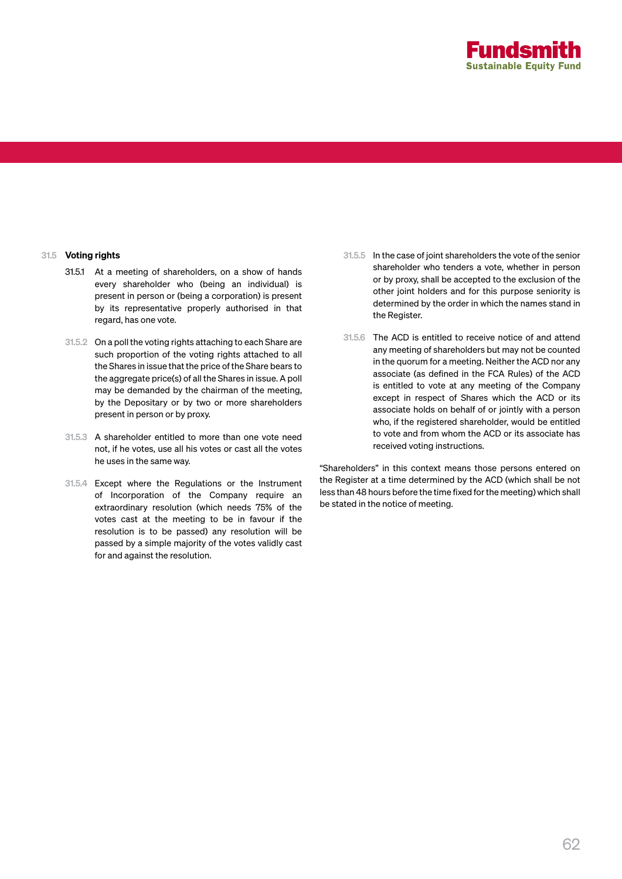### 31.5 Voting rights

31.5.1 At a meeting of shareholders, on a show of hands every shareholder who (being an individual) is present in person or (being a corporation) is present by its representative properly authorised in that regard, has one vote.

31.5.2 On a poll the voting rights attaching to each Share are such proportion of the voting rights attached to all the Shares in issue that the price of the Share bears to the aggregate price(s) of all the Shares in issue. A poll may be demanded by the chairman of the meeting, by the Depositary or by two or more shareholders present in person or by proxy.

31.5.3 A shareholder entitled to more than one vote need not, if he votes, use all his votes or cast all the votes he uses in the same way.

31.5.4 Except where the Regulations or the Instrument of Incorporation of the Company require an extraordinary resolution (which needs 75% of the votes cast at the meeting to be in favour if the resolution is to be passed) any resolution will be passed by a simple majority of the votes validly cast for and against the resolution.

31.5.5 In the case of joint shareholders the vote of the senior shareholder who tenders a vote, whether in person or by proxy, shall be accepted to the exclusion of the other joint holders and for this purpose seniority is determined by the order in which the names stand in the Register.

31.5.6 The ACD is entitled to receive notice of and attend any meeting of shareholders but may not be counted in the quorum for a meeting. Neither the ACD nor any associate (as defined in the FCA Rules) of the ACD is entitled to vote at any meeting of the Company except in respect of Shares which the ACD or its associate holds on behalf of or jointly with a person who, if the registered shareholder, would be entitled to vote and from whom the ACD or its associate has received voting instructions.

"Shareholders" in this context means those persons entered on the Register at a time determined by the ACD (which shall be not less than 48 hours before the time fixed for the meeting) which shall be stated in the notice of meeting.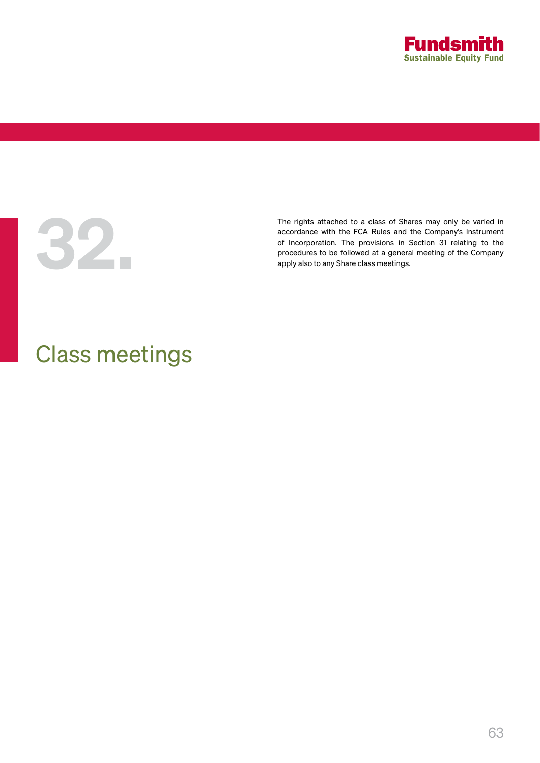# 32. Class meetings

The rights attached to a class of Shares may only be varied in accordance with the FCA Rules and the Company's Instrument of Incorporation. The provisions in Section 31 relating to the procedures to be followed at a general meeting of the Company apply also to any Share class meetings.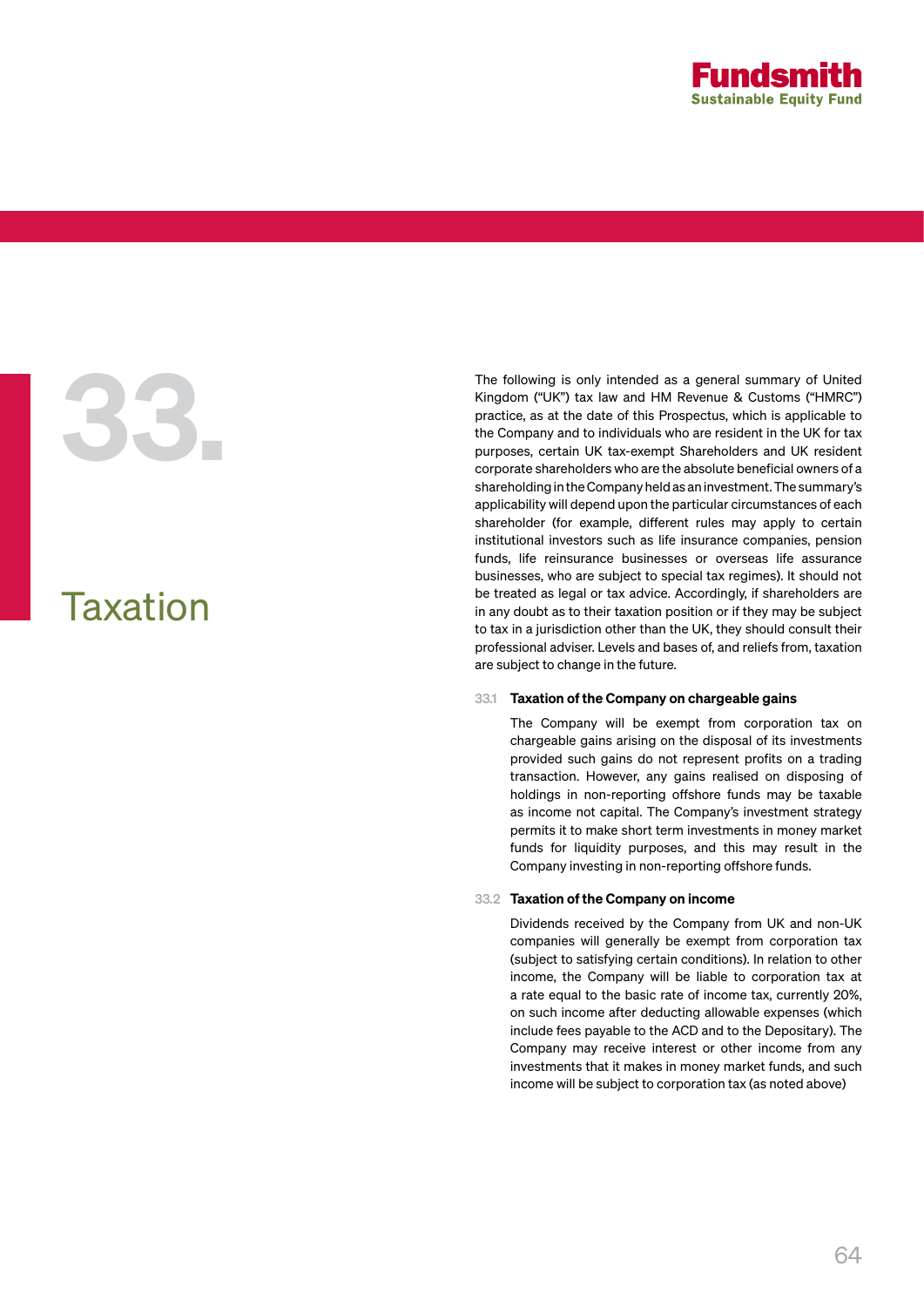# 33. Taxation

The following is only intended as a general summary of United Kingdom ("UK") tax law and HM Revenue & Customs ("HMRC") practice, as at the date of this Prospectus, which is applicable to the Company and to individuals who are resident in the UK for tax purposes, certain UK tax-exempt Shareholders and UK resident corporate shareholders who are the absolute beneficial owners of a shareholding in the Company held as an investment. The summary's applicability will depend upon the particular circumstances of each shareholder (for example, different rules may apply to certain institutional investors such as life insurance companies, pension funds, life reinsurance businesses or overseas life assurance businesses, who are subject to special tax regimes). It should not be treated as legal or tax advice. Accordingly, if shareholders are in any doubt as to their taxation position or if they may be subject to tax in a jurisdiction other than the UK, they should consult their professional adviser. Levels and bases of, and reliefs from, taxation are subject to change in the future.

### 33.1 Taxation of the Company on chargeable gains

The Company will be exempt from corporation tax on chargeable gains arising on the disposal of its investments provided such gains do not represent profits on a trading transaction. However, any gains realised on disposing of holdings in non-reporting offshore funds may be taxable as income not capital. The Company's investment strategy permits it to make short term investments in money market funds for liquidity purposes, and this may result in the Company investing in non-reporting offshore funds.

### 33.2 Taxation of the Company on income

Dividends received by the Company from UK and non-UK companies will generally be exempt from corporation tax (subject to satisfying certain conditions). In relation to other income, the Company will be liable to corporation tax at a rate equal to the basic rate of income tax, currently 20%, on such income after deducting allowable expenses (which include fees payable to the ACD and to the Depositary). The Company may receive interest or other income from any investments that it makes in money market funds, and such income will be subject to corporation tax (as noted above)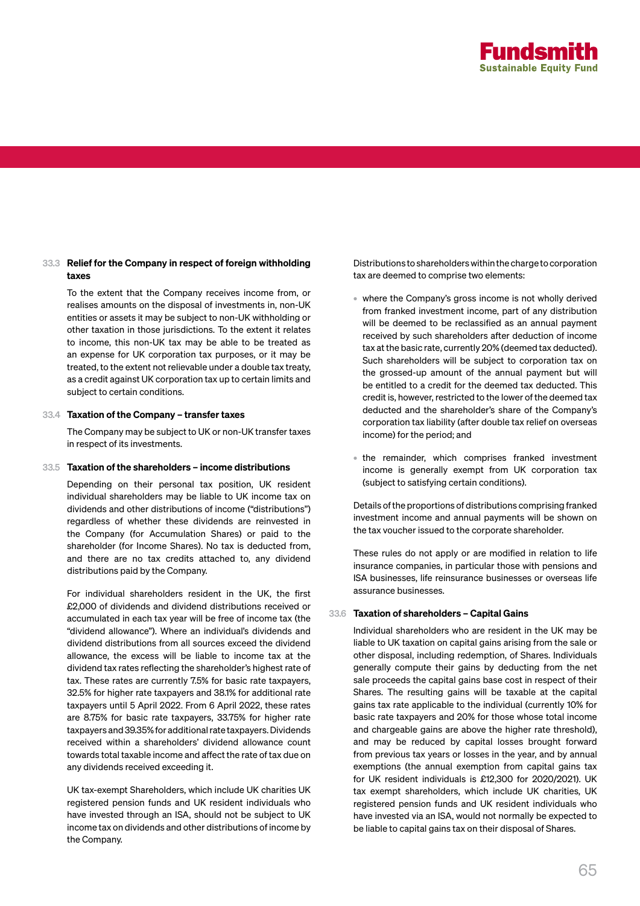### 33.3 Relief for the Company in respect of foreign withholding taxes

To the extent that the Company receives income from, or realises amounts on the disposal of investments in, non-UK entities or assets it may be subject to non-UK withholding or other taxation in those jurisdictions. To the extent it relates to income, this non-UK tax may be able to be treated as an expense for UK corporation tax purposes, or it may be treated, to the extent not relievable under a double tax treaty, as a credit against UK corporation tax up to certain limits and subject to certain conditions.

### 33.4 Taxation of the Company – transfer taxes

The Company may be subject to UK or non-UK transfer taxes in respect of its investments.

### 33.5 Taxation of the shareholders – income distributions

Depending on their personal tax position, UK resident individual shareholders may be liable to UK income tax on dividends and other distributions of income ("distributions") regardless of whether these dividends are reinvested in the Company (for Accumulation Shares) or paid to the shareholder (for Income Shares). No tax is deducted from, and there are no tax credits attached to, any dividend distributions paid by the Company.

For individual shareholders resident in the UK, the first £2,000 of dividends and dividend distributions received or accumulated in each tax year will be free of income tax (the "dividend allowance"). Where an individual's dividends and dividend distributions from all sources exceed the dividend allowance, the excess will be liable to income tax at the dividend tax rates reflecting the shareholder's highest rate of tax. These rates are currently 7.5% for basic rate taxpayers, 32.5% for higher rate taxpayers and 38.1% for additional rate taxpayers until 5 April 2022. From 6 April 2022, these rates are 8.75% for basic rate taxpayers, 33.75% for higher rate taxpayers and 39.35% for additional rate taxpayers. Dividends received within a shareholders' dividend allowance count towards total taxable income and affect the rate of tax due on any dividends received exceeding it.

UK tax-exempt Shareholders, which include UK charities UK registered pension funds and UK resident individuals who have invested through an ISA, should not be subject to UK income tax on dividends and other distributions of income by the Company.

Distributions to shareholders within the charge to corporation tax are deemed to comprise two elements:

- where the Company's gross income is not wholly derived from franked investment income, part of any distribution will be deemed to be reclassified as an annual payment received by such shareholders after deduction of income tax at the basic rate, currently 20% (deemed tax deducted). Such shareholders will be subject to corporation tax on the grossed-up amount of the annual payment but will be entitled to a credit for the deemed tax deducted. This credit is, however, restricted to the lower of the deemed tax deducted and the shareholder's share of the Company's corporation tax liability (after double tax relief on overseas income) for the period; and
- the remainder, which comprises franked investment income is generally exempt from UK corporation tax (subject to satisfying certain conditions).

Details of the proportions of distributions comprising franked investment income and annual payments will be shown on the tax voucher issued to the corporate shareholder.

These rules do not apply or are modified in relation to life insurance companies, in particular those with pensions and ISA businesses, life reinsurance businesses or overseas life assurance businesses.

### 33.6 Taxation of shareholders – Capital Gains

Individual shareholders who are resident in the UK may be liable to UK taxation on capital gains arising from the sale or other disposal, including redemption, of Shares. Individuals generally compute their gains by deducting from the net sale proceeds the capital gains base cost in respect of their Shares. The resulting gains will be taxable at the capital gains tax rate applicable to the individual (currently 10% for basic rate taxpayers and 20% for those whose total income and chargeable gains are above the higher rate threshold), and may be reduced by capital losses brought forward from previous tax years or losses in the year, and by annual exemptions (the annual exemption from capital gains tax for UK resident individuals is £12,300 for 2020/2021). UK tax exempt shareholders, which include UK charities, UK registered pension funds and UK resident individuals who have invested via an ISA, would not normally be expected to be liable to capital gains tax on their disposal of Shares.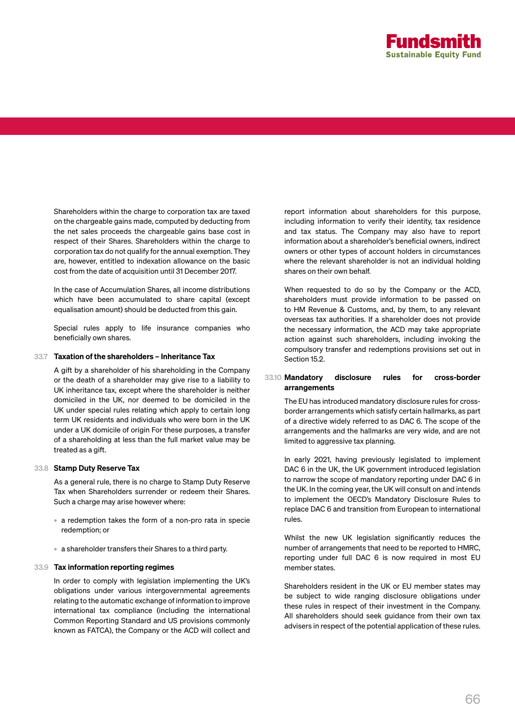Shareholders within the charge to corporation tax are taxed on the chargeable gains made, computed by deducting from the net sales proceeds the chargeable gains base cost in respect of their Shares. Shareholders within the charge to corporation tax do not qualify for the annual exemption. They are, however, entitled to indexation allowance on the basic cost from the date of acquisition until 31 December 2017.

In the case of Accumulation Shares, all income distributions which have been accumulated to share capital (except equalisation amount) should be deducted from this gain.

Special rules apply to life insurance companies who beneficially own shares.

### 33.7 Taxation of the shareholders – Inheritance Tax

A gift by a shareholder of his shareholding in the Company or the death of a shareholder may give rise to a liability to UK inheritance tax, except where the shareholder is neither domiciled in the UK, nor deemed to be domiciled in the UK under special rules relating which apply to certain long term UK residents and individuals who were born in the UK under a UK domicile of origin For these purposes, a transfer of a shareholding at less than the full market value may be treated as a gift.

### 33.8 Stamp Duty Reserve Tax

As a general rule, there is no charge to Stamp Duty Reserve Tax when Shareholders surrender or redeem their Shares. Such a charge may arise however where:

- a redemption takes the form of a non-pro rata in specie redemption; or
- a shareholder transfers their Shares to a third party.

### 33.9 Tax information reporting regimes

In order to comply with legislation implementing the UK's obligations under various intergovernmental agreements relating to the automatic exchange of information to improve international tax compliance (including the international Common Reporting Standard and US provisions commonly known as FATCA), the Company or the ACD will collect and report information about shareholders for this purpose, including information to verify their identity, tax residence and tax status. The Company may also have to report information about a shareholder's beneficial owners, indirect owners or other types of account holders in circumstances where the relevant shareholder is not an individual holding shares on their own behalf.

When requested to do so by the Company or the ACD, shareholders must provide information to be passed on to HM Revenue & Customs, and, by them, to any relevant overseas tax authorities. If a shareholder does not provide the necessary information, the ACD may take appropriate action against such shareholders, including invoking the compulsory transfer and redemptions provisions set out in Section 15.2.

### 33.10 Mandatory disclosure rules for cross-border arrangements

The EU has introduced mandatory disclosure rules for cross-border arrangements which satisfy certain hallmarks, as part of a directive widely referred to as DAC 6. The scope of the arrangements and the hallmarks are very wide, and are not limited to aggressive tax planning.

In early 2021, having previously legislated to implement DAC 6 in the UK, the UK government introduced legislation to narrow the scope of mandatory reporting under DAC 6 in the UK. In the coming year, the UK will consult on and intends to implement the OECD's Mandatory Disclosure Rules to replace DAC 6 and transition from European to international rules.

Whilst the new UK legislation significantly reduces the number of arrangements that need to be reported to HMRC, reporting under full DAC 6 is now required in most EU member states.

Shareholders resident in the UK or EU member states may be subject to wide ranging disclosure obligations under these rules in respect of their investment in the Company. All shareholders should seek guidance from their own tax advisers in respect of the potential application of these rules.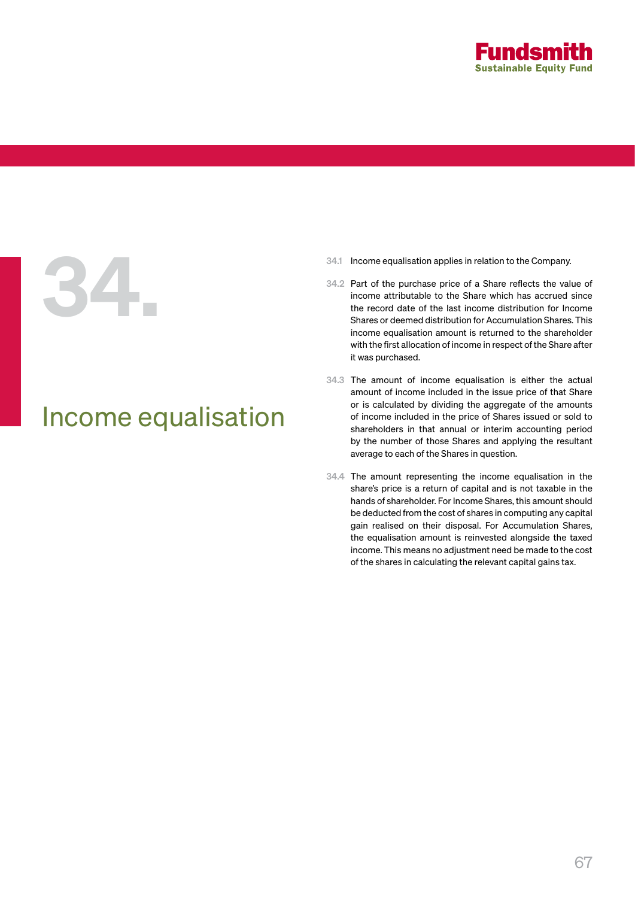# 34. Income equalisation

34.1 Income equalisation applies in relation to the Company.

34.2 Part of the purchase price of a Share reflects the value of income attributable to the Share which has accrued since the record date of the last income distribution for Income Shares or deemed distribution for Accumulation Shares. This income equalisation amount is returned to the shareholder with the first allocation of income in respect of the Share after it was purchased.

34.3 The amount of income equalisation is either the actual amount of income included in the issue price of that Share or is calculated by dividing the aggregate of the amounts of income included in the price of Shares issued or sold to shareholders in that annual or interim accounting period by the number of those Shares and applying the resultant average to each of the Shares in question.

34.4 The amount representing the income equalisation in the share's price is a return of capital and is not taxable in the hands of shareholder. For Income Shares, this amount should be deducted from the cost of shares in computing any capital gain realised on their disposal. For Accumulation Shares, the equalisation amount is reinvested alongside the taxed income. This means no adjustment need be made to the cost of the shares in calculating the relevant capital gains tax.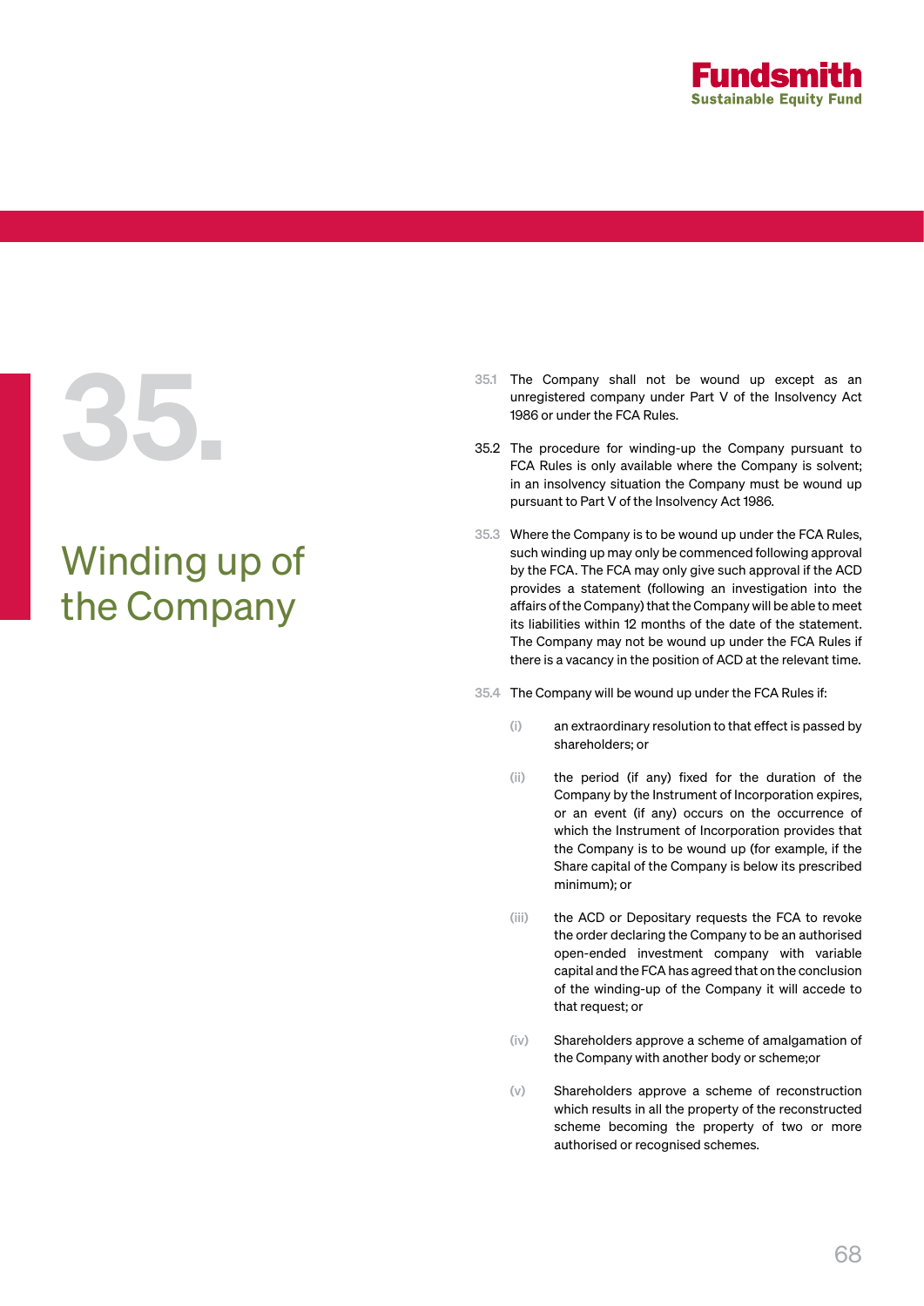# 35. Winding up of the Company

35.1 The Company shall not be wound up except as an unregistered company under Part V of the Insolvency Act 1986 or under the FCA Rules.

35.2 The procedure for winding-up the Company pursuant to FCA Rules is only available where the Company is solvent; in an insolvency situation the Company must be wound up pursuant to Part V of the Insolvency Act 1986.

35.3 Where the Company is to be wound up under the FCA Rules, such winding up may only be commenced following approval by the FCA. The FCA may only give such approval if the ACD provides a statement (following an investigation into the affairs of the Company) that the Company will be able to meet its liabilities within 12 months of the date of the statement. The Company may not be wound up under the FCA Rules if there is a vacancy in the position of ACD at the relevant time.

35.4 The Company will be wound up under the FCA Rules if:

(i) an extraordinary resolution to that effect is passed by shareholders; or

(ii) the period (if any) fixed for the duration of the Company by the Instrument of Incorporation expires, or an event (if any) occurs on the occurrence of which the Instrument of Incorporation provides that the Company is to be wound up (for example, if the Share capital of the Company is below its prescribed minimum); or

(iii) the ACD or Depositary requests the FCA to revoke the order declaring the Company to be an authorised open-ended investment company with variable capital and the FCA has agreed that on the conclusion of the winding-up of the Company it will accede to that request; or

(iv) Shareholders approve a scheme of amalgamation of the Company with another body or scheme;or

(v) Shareholders approve a scheme of reconstruction which results in all the property of the reconstructed scheme becoming the property of two or more authorised or recognised schemes.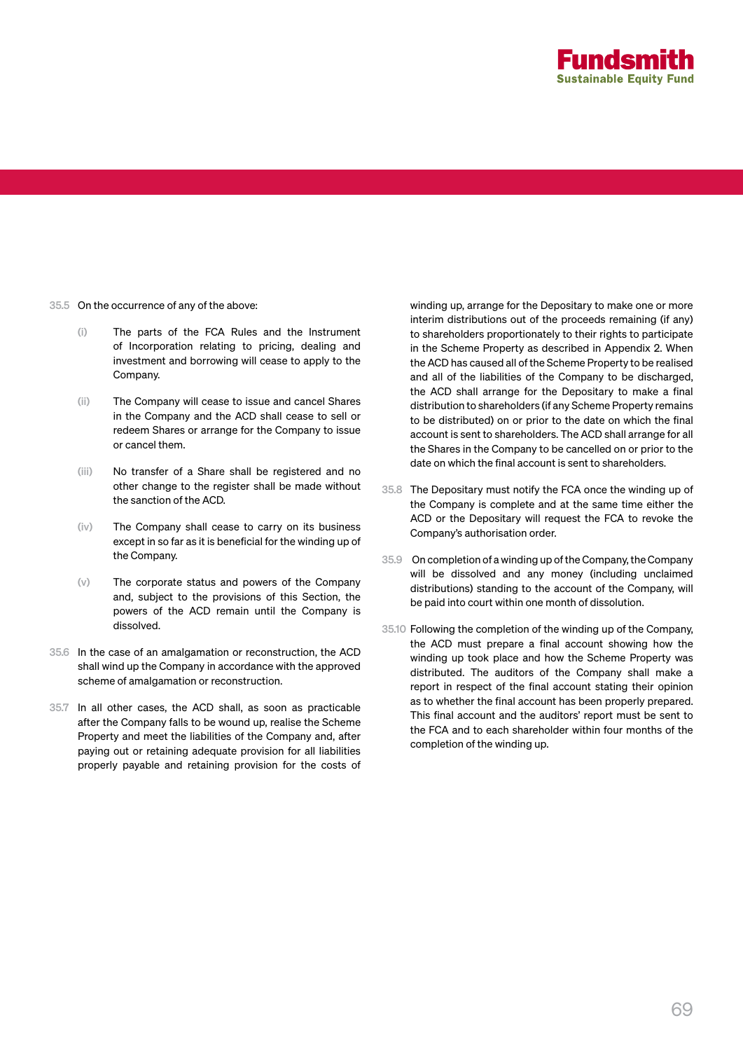35.5 On the occurrence of any of the above:

(i) The parts of the FCA Rules and the Instrument of Incorporation relating to pricing, dealing and investment and borrowing will cease to apply to the Company.

(ii) The Company will cease to issue and cancel Shares in the Company and the ACD shall cease to sell or redeem Shares or arrange for the Company to issue or cancel them.

(iii) No transfer of a Share shall be registered and no other change to the register shall be made without the sanction of the ACD.

(iv) The Company shall cease to carry on its business except in so far as it is beneficial for the winding up of the Company.

(v) The corporate status and powers of the Company and, subject to the provisions of this Section, the powers of the ACD remain until the Company is dissolved.

35.6 In the case of an amalgamation or reconstruction, the ACD shall wind up the Company in accordance with the approved scheme of amalgamation or reconstruction.

35.7 In all other cases, the ACD shall, as soon as practicable after the Company falls to be wound up, realise the Scheme Property and meet the liabilities of the Company and, after paying out or retaining adequate provision for all liabilities properly payable and retaining provision for the costs of winding up, arrange for the Depositary to make one or more interim distributions out of the proceeds remaining (if any) to shareholders proportionately to their rights to participate in the Scheme Property as described in Appendix 2. When the ACD has caused all of the Scheme Property to be realised and all of the liabilities of the Company to be discharged, the ACD shall arrange for the Depositary to make a final distribution to shareholders (if any Scheme Property remains to be distributed) on or prior to the date on which the final account is sent to shareholders. The ACD shall arrange for all the Shares in the Company to be cancelled on or prior to the date on which the final account is sent to shareholders.

35.8 The Depositary must notify the FCA once the winding up of the Company is complete and at the same time either the ACD or the Depositary will request the FCA to revoke the Company's authorisation order.

35.9 On completion of a winding up of the Company, the Company will be dissolved and any money (including unclaimed distributions) standing to the account of the Company, will be paid into court within one month of dissolution.

35.10 Following the completion of the winding up of the Company, the ACD must prepare a final account showing how the winding up took place and how the Scheme Property was distributed. The auditors of the Company shall make a report in respect of the final account stating their opinion as to whether the final account has been properly prepared. This final account and the auditors' report must be sent to the FCA and to each shareholder within four months of the completion of the winding up.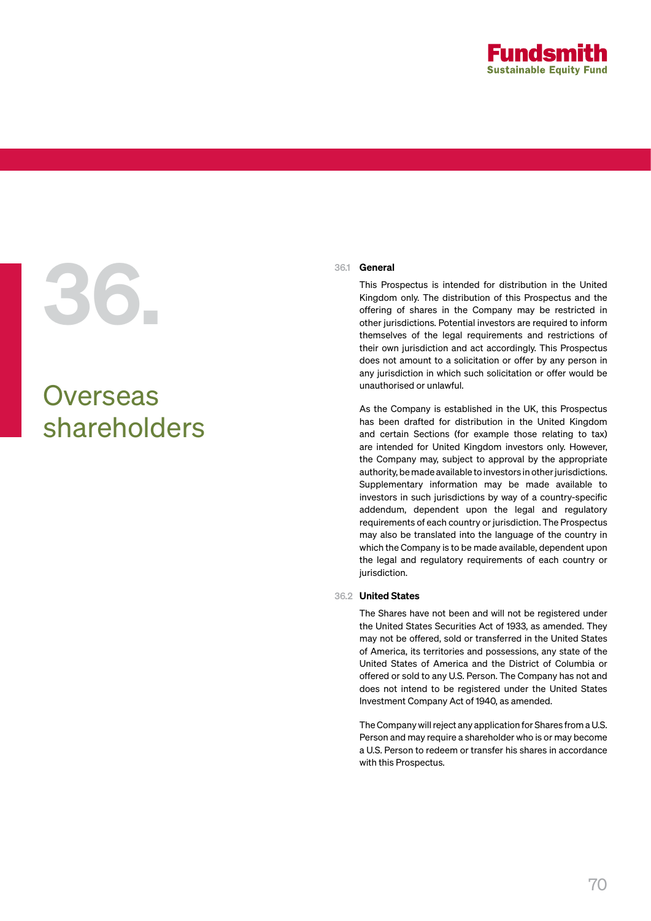# 36. Overseas shareholders

### 36.1 General

This Prospectus is intended for distribution in the United Kingdom only. The distribution of this Prospectus and the offering of shares in the Company may be restricted in other jurisdictions. Potential investors are required to inform themselves of the legal requirements and restrictions of their own jurisdiction and act accordingly. This Prospectus does not amount to a solicitation or offer by any person in any jurisdiction in which such solicitation or offer would be unauthorised or unlawful.

As the Company is established in the UK, this Prospectus has been drafted for distribution in the United Kingdom and certain Sections (for example those relating to tax) are intended for United Kingdom investors only. However, the Company may, subject to approval by the appropriate authority, be made available to investors in other jurisdictions. Supplementary information may be made available to investors in such jurisdictions by way of a country-specific addendum, dependent upon the legal and regulatory requirements of each country or jurisdiction. The Prospectus may also be translated into the language of the country in which the Company is to be made available, dependent upon the legal and regulatory requirements of each country or jurisdiction.

### 36.2 United States

The Shares have not been and will not be registered under the United States Securities Act of 1933, as amended. They may not be offered, sold or transferred in the United States of America, its territories and possessions, any state of the United States of America and the District of Columbia or offered or sold to any U.S. Person. The Company has not and does not intend to be registered under the United States Investment Company Act of 1940, as amended.

The Company will reject any application for Shares from a U.S. Person and may require a shareholder who is or may become a U.S. Person to redeem or transfer his shares in accordance with this Prospectus.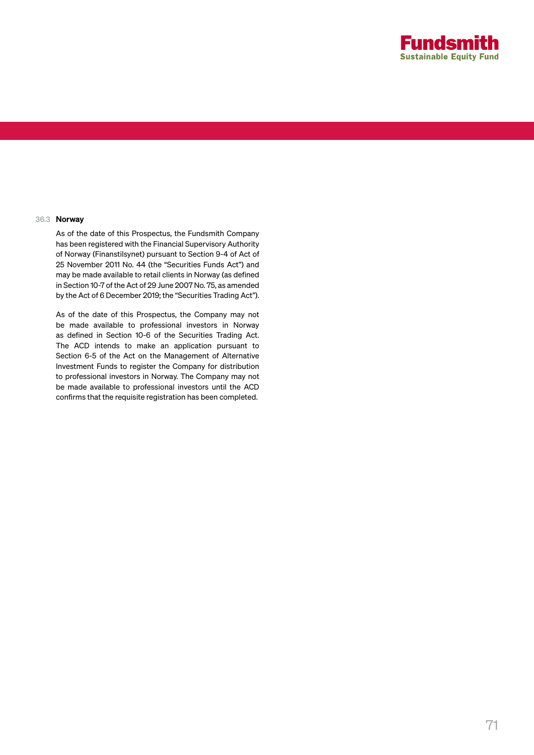### 36.3 Norway

As of the date of this Prospectus, the Fundsmith Company has been registered with the Financial Supervisory Authority of Norway (Finanstilsynet) pursuant to Section 9-4 of Act of 25 November 2011 No. 44 (the "Securities Funds Act") and may be made available to retail clients in Norway (as defined in Section 10-7 of the Act of 29 June 2007 No. 75, as amended by the Act of 6 December 2019; the "Securities Trading Act").

As of the date of this Prospectus, the Company may not be made available to professional investors in Norway as defined in Section 10-6 of the Securities Trading Act. The ACD intends to make an application pursuant to Section 6-5 of the Act on the Management of Alternative Investment Funds to register the Company for distribution to professional investors in Norway. The Company may not be made available to professional investors until the ACD confirms that the requisite registration has been completed.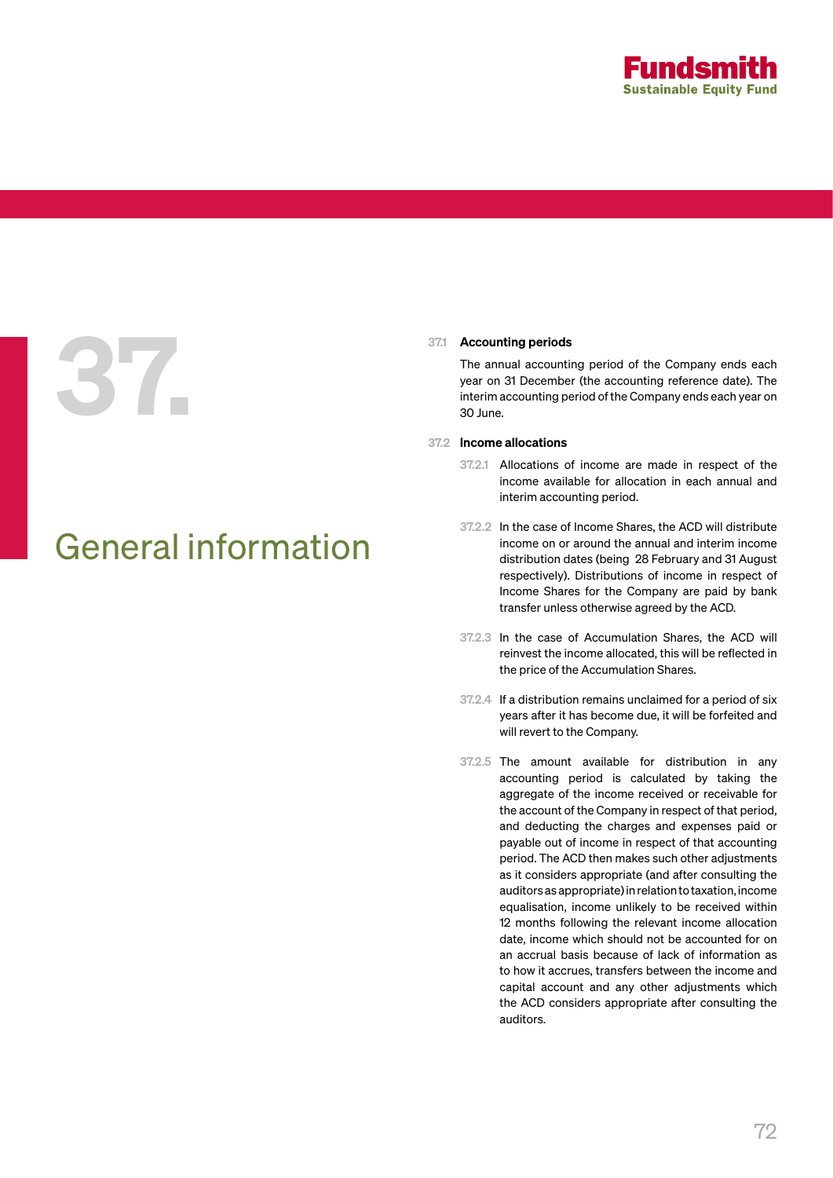# 37. General information

**37.1 Accounting periods**

The annual accounting period of the Company ends each year on 31 December (the accounting reference date). The interim accounting period of the Company ends each year on 30 June.

**37.2 Income allocations**

37.2.1 Allocations of income are made in respect of the income available for allocation in each annual and interim accounting period.

37.2.2 In the case of Income Shares, the ACD will distribute income on or around the annual and interim income distribution dates (being 28 February and 31 August respectively). Distributions of income in respect of Income Shares for the Company are paid by bank transfer unless otherwise agreed by the ACD.

37.2.3 In the case of Accumulation Shares, the ACD will reinvest the income allocated, this will be reflected in the price of the Accumulation Shares.

37.2.4 If a distribution remains unclaimed for a period of six years after it has become due, it will be forfeited and will revert to the Company.

37.2.5 The amount available for distribution in any accounting period is calculated by taking the aggregate of the income received or receivable for the account of the Company in respect of that period, and deducting the charges and expenses paid or payable out of income in respect of that accounting period. The ACD then makes such other adjustments as it considers appropriate (and after consulting the auditors as appropriate) in relation to taxation, income equalisation, income unlikely to be received within 12 months following the relevant income allocation date, income which should not be accounted for on an accrual basis because of lack of information as to how it accrues, transfers between the income and capital account and any other adjustments which the ACD considers appropriate after consulting the auditors.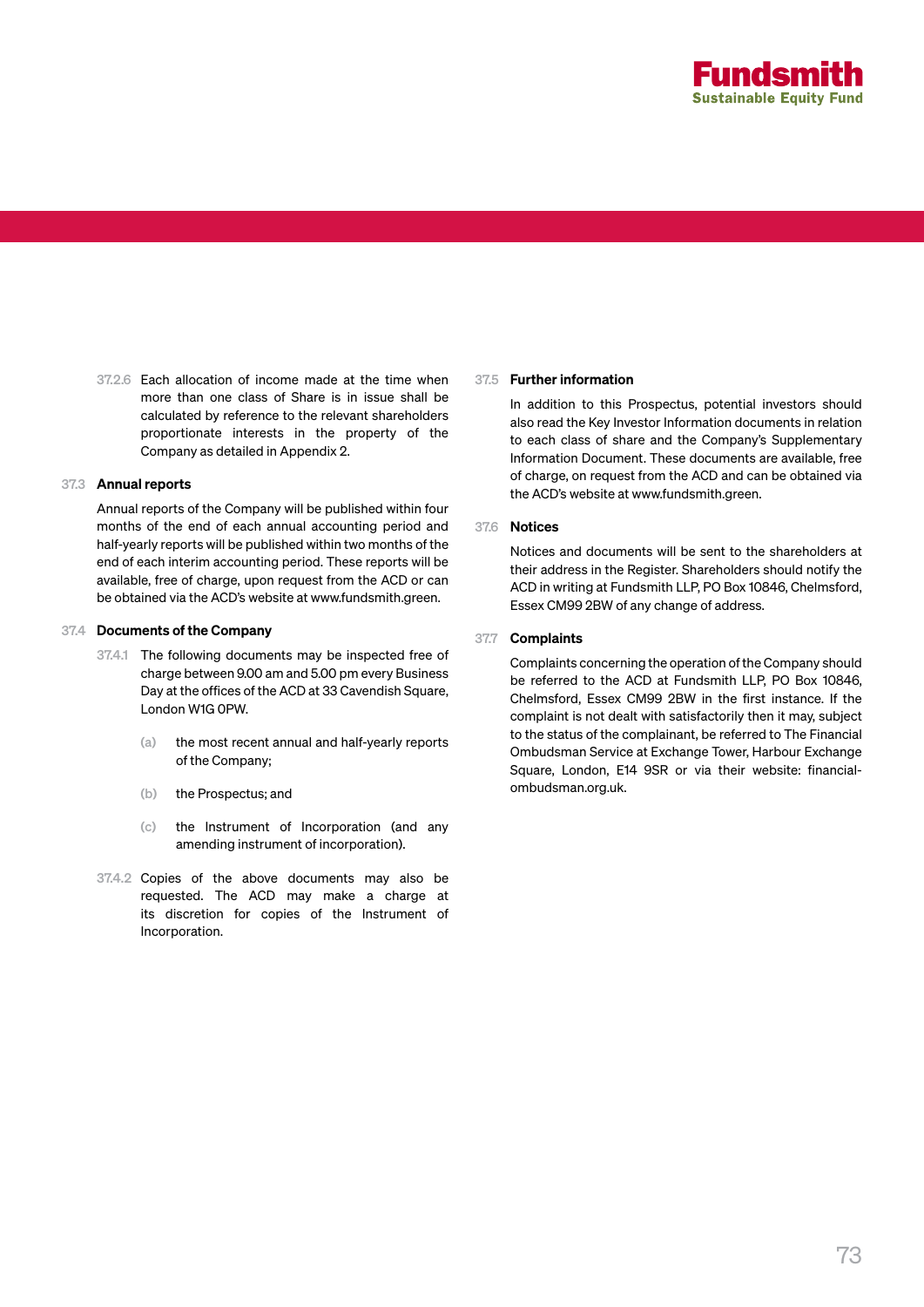37.2.6 Each allocation of income made at the time when more than one class of Share is in issue shall be calculated by reference to the relevant shareholders proportionate interests in the property of the Company as detailed in Appendix 2.

### 37.3 Annual reports

Annual reports of the Company will be published within four months of the end of each annual accounting period and half-yearly reports will be published within two months of the end of each interim accounting period. These reports will be available, free of charge, upon request from the ACD or can be obtained via the ACD's website at www.fundsmith.green.

### 37.4 Documents of the Company

37.4.1 The following documents may be inspected free of charge between 9.00 am and 5.00 pm every Business Day at the offices of the ACD at 33 Cavendish Square, London W1G 0PW.

(a) the most recent annual and half-yearly reports of the Company;

(b) the Prospectus; and

(c) the Instrument of Incorporation (and any amending instrument of incorporation).

37.4.2 Copies of the above documents may also be requested. The ACD may make a charge at its discretion for copies of the Instrument of Incorporation.

### 37.5 Further information

In addition to this Prospectus, potential investors should also read the Key Investor Information documents in relation to each class of share and the Company's Supplementary Information Document. These documents are available, free of charge, on request from the ACD and can be obtained via the ACD's website at www.fundsmith.green.

### 37.6 Notices

Notices and documents will be sent to the shareholders at their address in the Register. Shareholders should notify the ACD in writing at Fundsmith LLP, PO Box 10846, Chelmsford, Essex CM99 2BW of any change of address.

### 37.7 Complaints

Complaints concerning the operation of the Company should be referred to the ACD at Fundsmith LLP, PO Box 10846, Chelmsford, Essex CM99 2BW in the first instance. If the complaint is not dealt with satisfactorily then it may, subject to the status of the complainant, be referred to The Financial Ombudsman Service at Exchange Tower, Harbour Exchange Square, London, E14 9SR or via their website: financial-ombudsman.org.uk.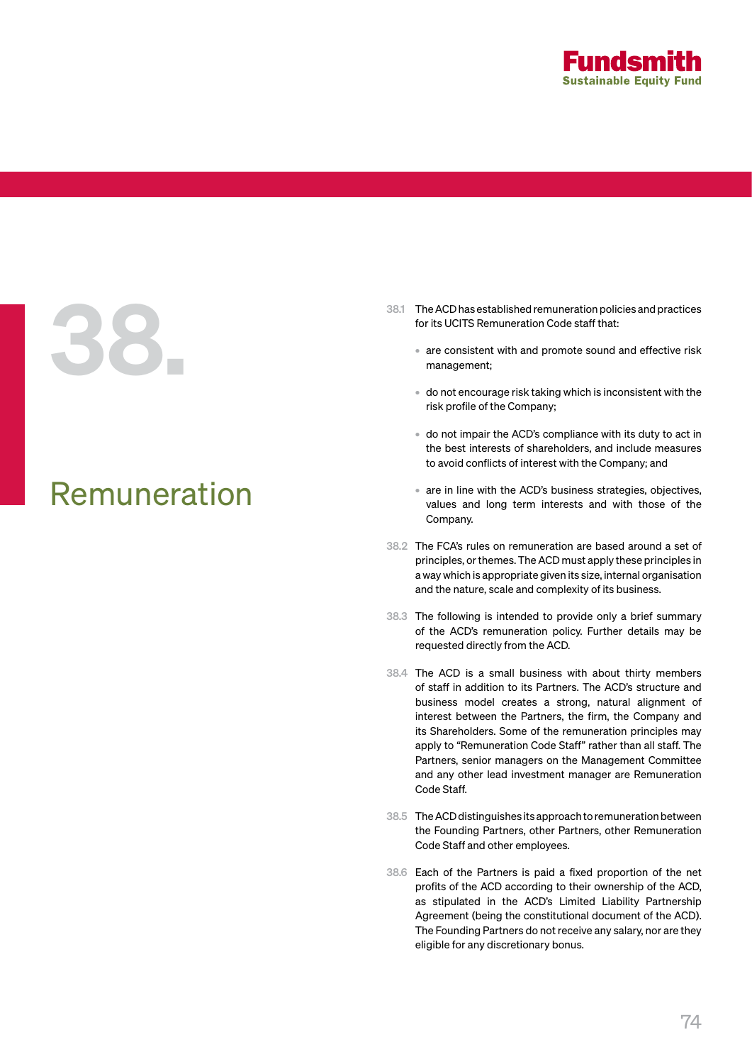# 38. Remuneration

38.1 The ACD has established remuneration policies and practices for its UCITS Remuneration Code staff that:

- are consistent with and promote sound and effective risk management;
- do not encourage risk taking which is inconsistent with the risk profile of the Company;
- do not impair the ACD's compliance with its duty to act in the best interests of shareholders, and include measures to avoid conflicts of interest with the Company; and
- are in line with the ACD's business strategies, objectives, values and long term interests and with those of the Company.

38.2 The FCA's rules on remuneration are based around a set of principles, or themes. The ACD must apply these principles in a way which is appropriate given its size, internal organisation and the nature, scale and complexity of its business.

38.3 The following is intended to provide only a brief summary of the ACD's remuneration policy. Further details may be requested directly from the ACD.

38.4 The ACD is a small business with about thirty members of staff in addition to its Partners. The ACD's structure and business model creates a strong, natural alignment of interest between the Partners, the firm, the Company and its Shareholders. Some of the remuneration principles may apply to "Remuneration Code Staff" rather than all staff. The Partners, senior managers on the Management Committee and any other lead investment manager are Remuneration Code Staff.

38.5 The ACD distinguishes its approach to remuneration between the Founding Partners, other Partners, other Remuneration Code Staff and other employees.

38.6 Each of the Partners is paid a fixed proportion of the net profits of the ACD according to their ownership of the ACD, as stipulated in the ACD's Limited Liability Partnership Agreement (being the constitutional document of the ACD). The Founding Partners do not receive any salary, nor are they eligible for any discretionary bonus.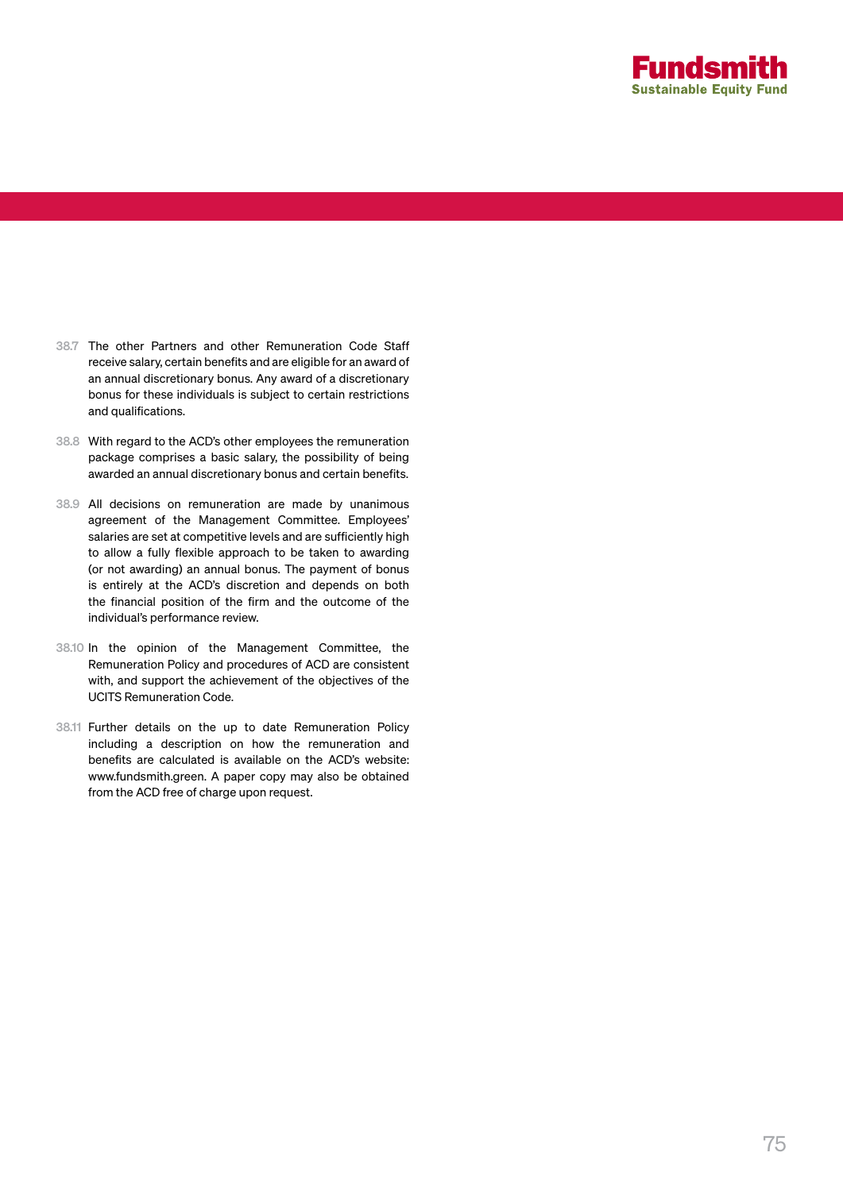38.7 The other Partners and other Remuneration Code Staff receive salary, certain benefits and are eligible for an award of an annual discretionary bonus. Any award of a discretionary bonus for these individuals is subject to certain restrictions and qualifications.

38.8 With regard to the ACD's other employees the remuneration package comprises a basic salary, the possibility of being awarded an annual discretionary bonus and certain benefits.

38.9 All decisions on remuneration are made by unanimous agreement of the Management Committee. Employees' salaries are set at competitive levels and are sufficiently high to allow a fully flexible approach to be taken to awarding (or not awarding) an annual bonus. The payment of bonus is entirely at the ACD's discretion and depends on both the financial position of the firm and the outcome of the individual's performance review.

38.10 In the opinion of the Management Committee, the Remuneration Policy and procedures of ACD are consistent with, and support the achievement of the objectives of the UCITS Remuneration Code.

38.11 Further details on the up to date Remuneration Policy including a description on how the remuneration and benefits are calculated is available on the ACD's website: www.fundsmith.green. A paper copy may also be obtained from the ACD free of charge upon request.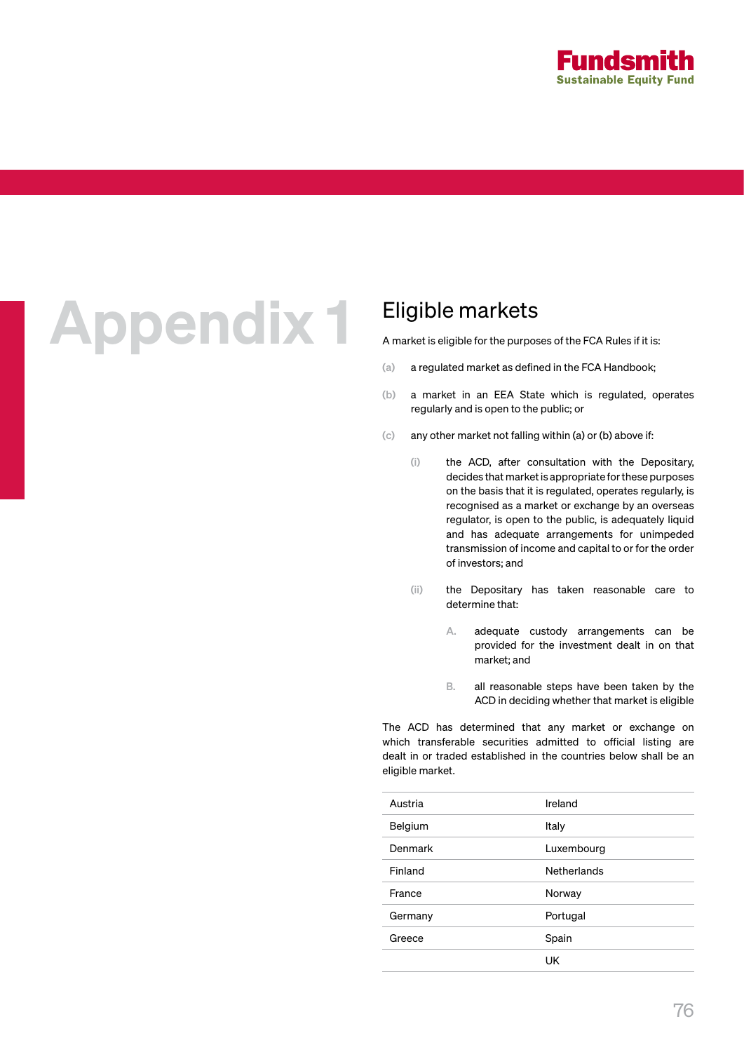# Appendix 1

## Eligible markets

A market is eligible for the purposes of the FCA Rules if it is:

(a) a regulated market as defined in the FCA Handbook;

(b) a market in an EEA State which is regulated, operates regularly and is open to the public; or

(c) any other market not falling within (a) or (b) above if:

  (i) the ACD, after consultation with the Depositary, decides that market is appropriate for these purposes on the basis that it is regulated, operates regularly, is recognised as a market or exchange by an overseas regulator, is open to the public, is adequately liquid and has adequate arrangements for unimpeded transmission of income and capital to or for the order of investors; and

  (ii) the Depositary has taken reasonable care to determine that:

    A. adequate custody arrangements can be provided for the investment dealt in on that market; and

    B. all reasonable steps have been taken by the ACD in deciding whether that market is eligible

The ACD has determined that any market or exchange on which transferable securities admitted to official listing are dealt in or traded established in the countries below shall be an eligible market.

| | |
|---|---|
| Austria | Ireland |
| Belgium | Italy |
| Denmark | Luxembourg |
| Finland | Netherlands |
| France | Norway |
| Germany | Portugal |
| Greece | Spain |
| | UK |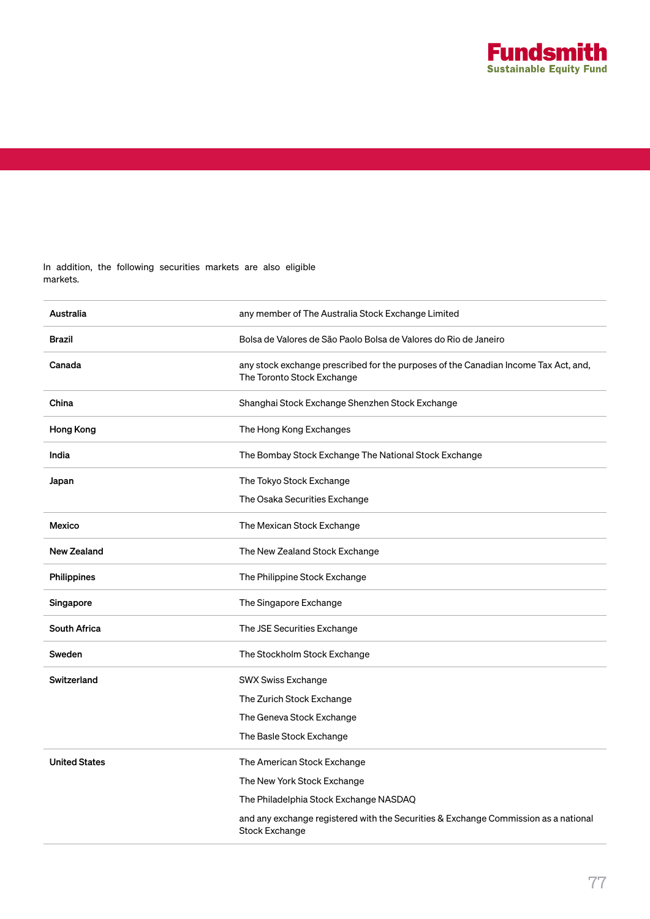In addition, the following securities markets are also eligible markets.

| | |
|---|---|
| **Australia** | any member of The Australia Stock Exchange Limited |
| **Brazil** | Bolsa de Valores de São Paolo Bolsa de Valores do Rio de Janeiro |
| **Canada** | any stock exchange prescribed for the purposes of the Canadian Income Tax Act, and, The Toronto Stock Exchange |
| **China** | Shanghai Stock Exchange Shenzhen Stock Exchange |
| **Hong Kong** | The Hong Kong Exchanges |
| **India** | The Bombay Stock Exchange The National Stock Exchange |
| **Japan** | The Tokyo Stock Exchange<br>The Osaka Securities Exchange |
| **Mexico** | The Mexican Stock Exchange |
| **New Zealand** | The New Zealand Stock Exchange |
| **Philippines** | The Philippine Stock Exchange |
| **Singapore** | The Singapore Exchange |
| **South Africa** | The JSE Securities Exchange |
| **Sweden** | The Stockholm Stock Exchange |
| **Switzerland** | SWX Swiss Exchange<br>The Zurich Stock Exchange<br>The Geneva Stock Exchange<br>The Basle Stock Exchange |
| **United States** | The American Stock Exchange<br>The New York Stock Exchange<br>The Philadelphia Stock Exchange NASDAQ<br>and any exchange registered with the Securities & Exchange Commission as a national Stock Exchange |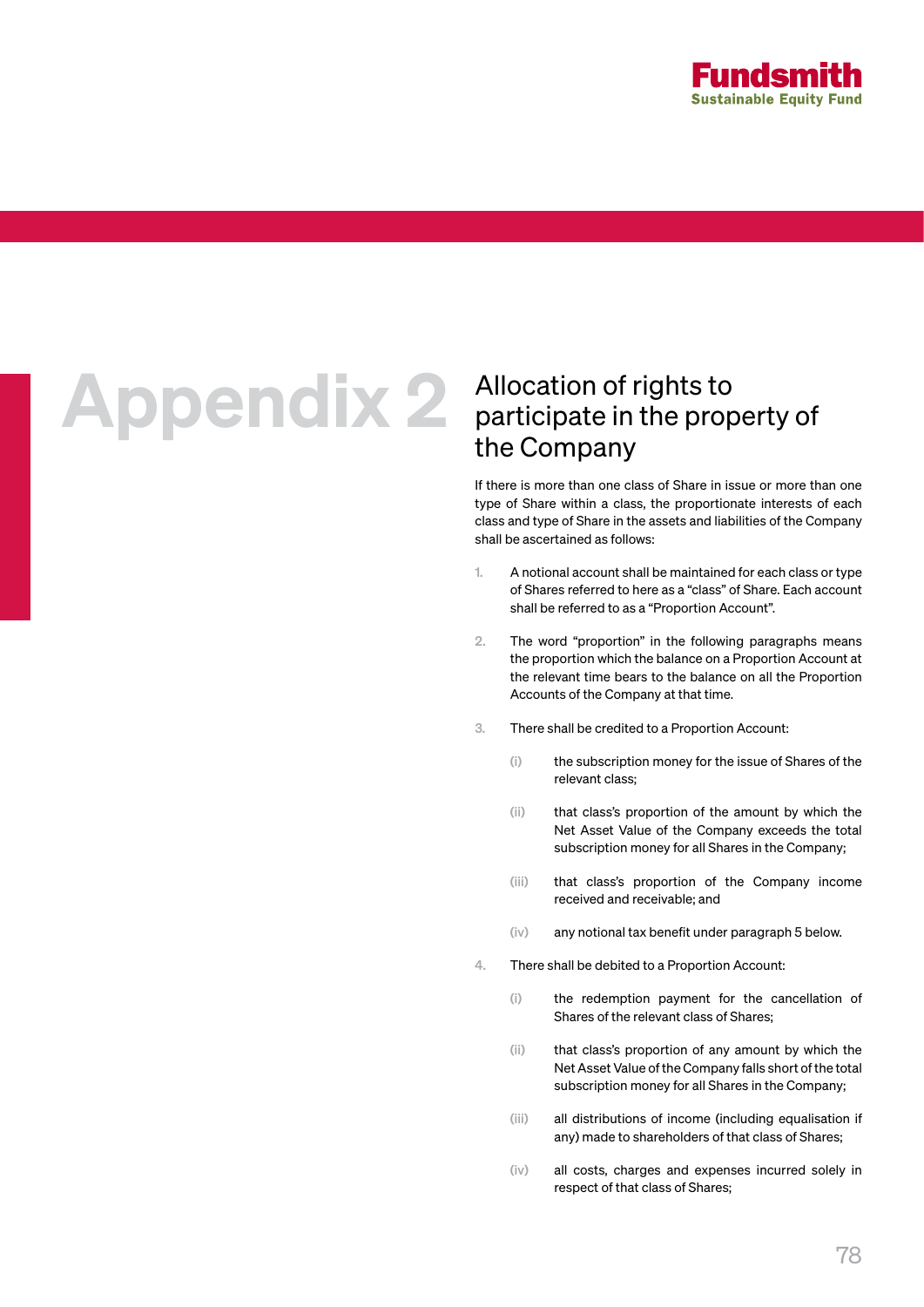# Appendix 2

## Allocation of rights to participate in the property of the Company

If there is more than one class of Share in issue or more than one type of Share within a class, the proportionate interests of each class and type of Share in the assets and liabilities of the Company shall be ascertained as follows:

1. A notional account shall be maintained for each class or type of Shares referred to here as a "class" of Share. Each account shall be referred to as a "Proportion Account".

2. The word "proportion" in the following paragraphs means the proportion which the balance on a Proportion Account at the relevant time bears to the balance on all the Proportion Accounts of the Company at that time.

3. There shall be credited to a Proportion Account:

   (i) the subscription money for the issue of Shares of the relevant class;

   (ii) that class's proportion of the amount by which the Net Asset Value of the Company exceeds the total subscription money for all Shares in the Company;

   (iii) that class's proportion of the Company income received and receivable; and

   (iv) any notional tax benefit under paragraph 5 below.

4. There shall be debited to a Proportion Account:

   (i) the redemption payment for the cancellation of Shares of the relevant class of Shares;

   (ii) that class's proportion of any amount by which the Net Asset Value of the Company falls short of the total subscription money for all Shares in the Company;

   (iii) all distributions of income (including equalisation if any) made to shareholders of that class of Shares;

   (iv) all costs, charges and expenses incurred solely in respect of that class of Shares;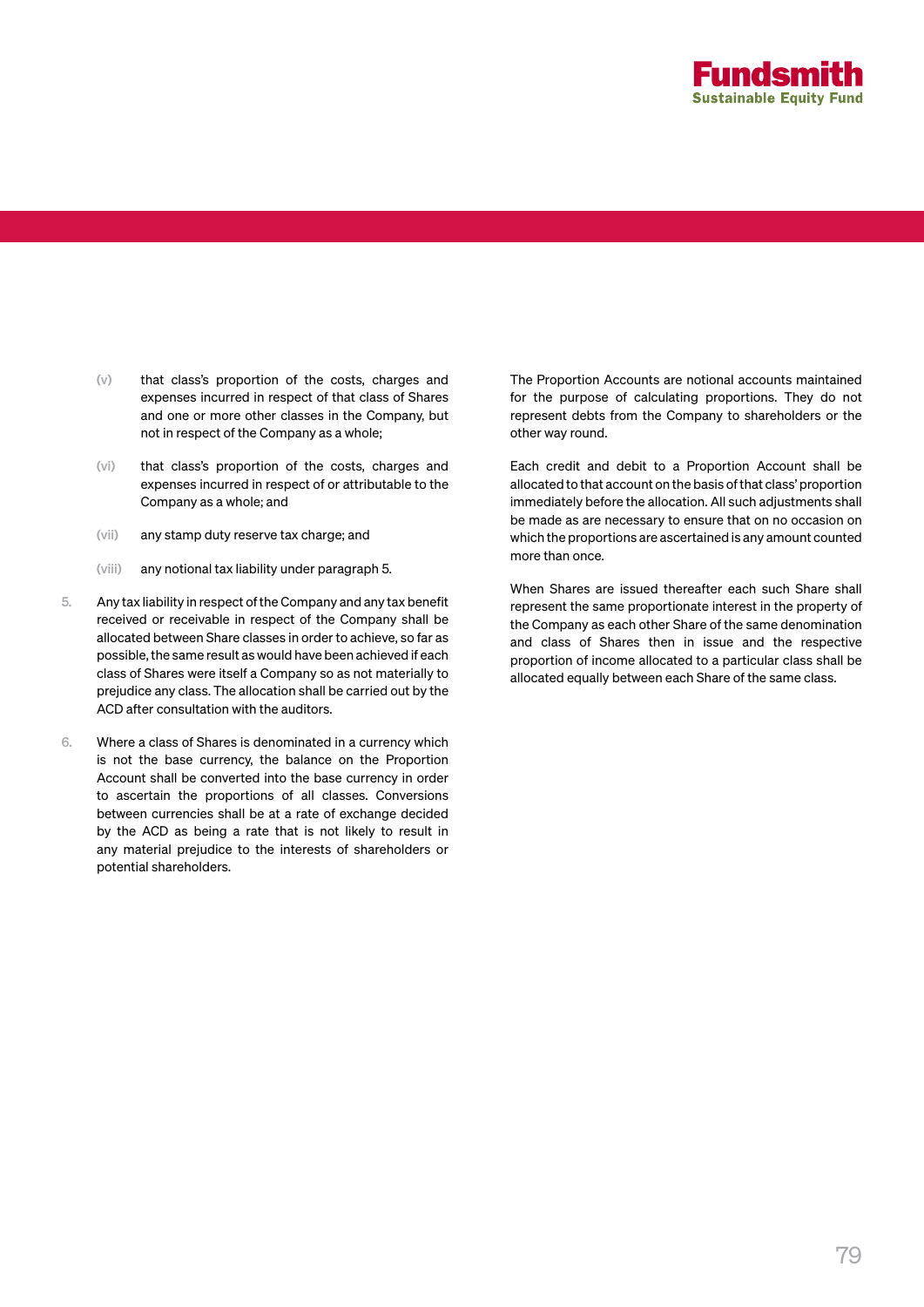(v) that class's proportion of the costs, charges and expenses incurred in respect of that class of Shares and one or more other classes in the Company, but not in respect of the Company as a whole;

(vi) that class's proportion of the costs, charges and expenses incurred in respect of or attributable to the Company as a whole; and

(vii) any stamp duty reserve tax charge; and

(viii) any notional tax liability under paragraph 5.

5. Any tax liability in respect of the Company and any tax benefit received or receivable in respect of the Company shall be allocated between Share classes in order to achieve, so far as possible, the same result as would have been achieved if each class of Shares were itself a Company so as not materially to prejudice any class. The allocation shall be carried out by the ACD after consultation with the auditors.

6. Where a class of Shares is denominated in a currency which is not the base currency, the balance on the Proportion Account shall be converted into the base currency in order to ascertain the proportions of all classes. Conversions between currencies shall be at a rate of exchange decided by the ACD as being a rate that is not likely to result in any material prejudice to the interests of shareholders or potential shareholders.

The Proportion Accounts are notional accounts maintained for the purpose of calculating proportions. They do not represent debts from the Company to shareholders or the other way round.

Each credit and debit to a Proportion Account shall be allocated to that account on the basis of that class' proportion immediately before the allocation. All such adjustments shall be made as are necessary to ensure that on no occasion on which the proportions are ascertained is any amount counted more than once.

When Shares are issued thereafter each such Share shall represent the same proportionate interest in the property of the Company as each other Share of the same denomination and class of Shares then in issue and the respective proportion of income allocated to a particular class shall be allocated equally between each Share of the same class.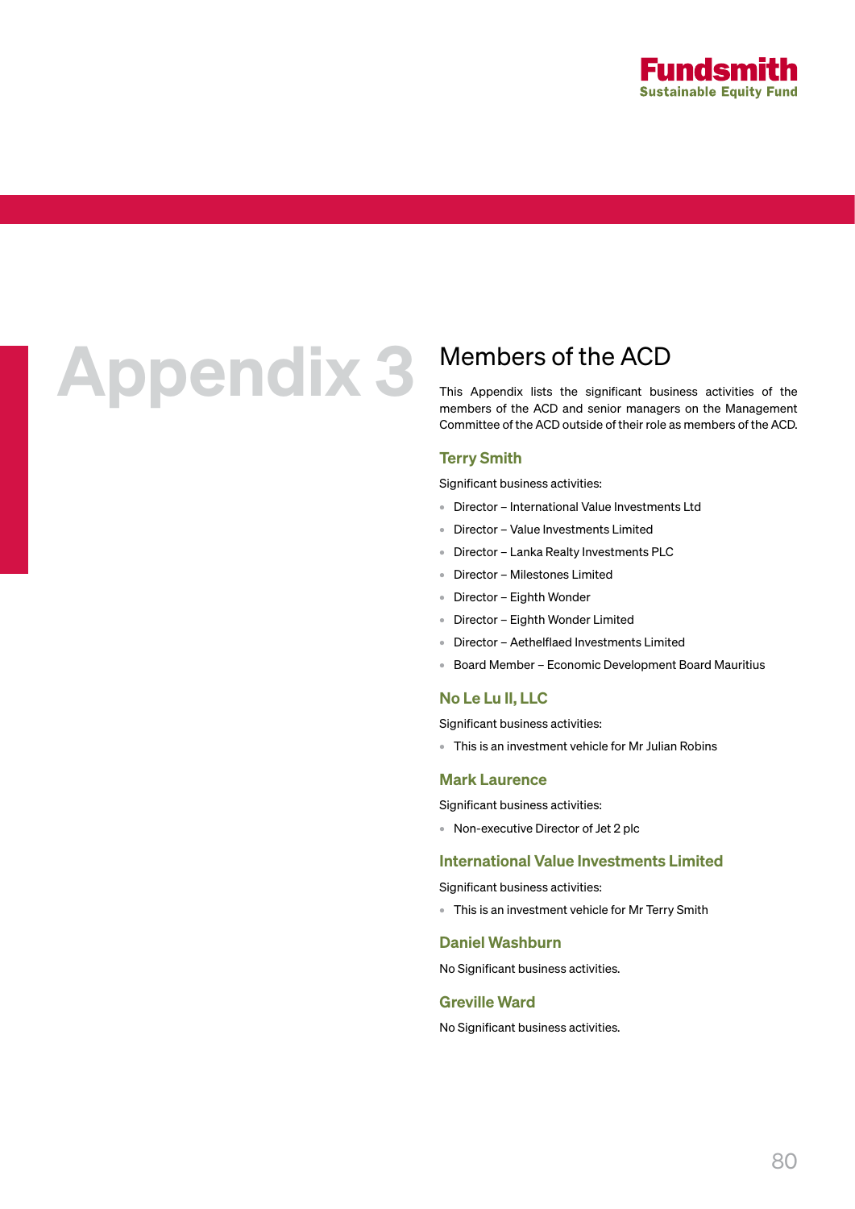# Appendix 3

## Members of the ACD

This Appendix lists the significant business activities of the members of the ACD and senior managers on the Management Committee of the ACD outside of their role as members of the ACD.

### Terry Smith

Significant business activities:

- Director – International Value Investments Ltd
- Director – Value Investments Limited
- Director – Lanka Realty Investments PLC
- Director – Milestones Limited
- Director – Eighth Wonder
- Director – Eighth Wonder Limited
- Director – Aethelflaed Investments Limited
- Board Member – Economic Development Board Mauritius

### No Le Lu II, LLC

Significant business activities:

- This is an investment vehicle for Mr Julian Robins

### Mark Laurence

Significant business activities:

- Non-executive Director of Jet 2 plc

### International Value Investments Limited

Significant business activities:

- This is an investment vehicle for Mr Terry Smith

### Daniel Washburn

No Significant business activities.

### Greville Ward

No Significant business activities.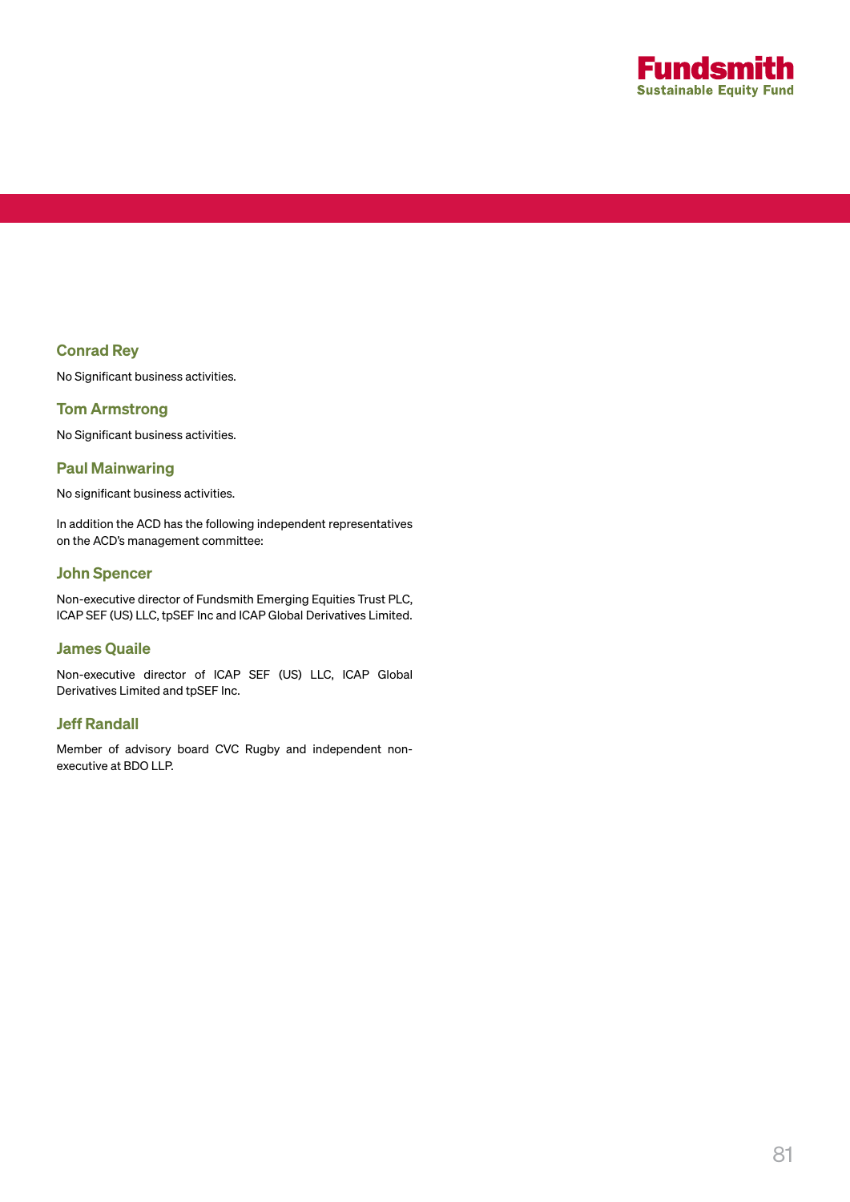### Conrad Rey

No Significant business activities.

### Tom Armstrong

No Significant business activities.

### Paul Mainwaring

No significant business activities.

In addition the ACD has the following independent representatives on the ACD's management committee:

### John Spencer

Non-executive director of Fundsmith Emerging Equities Trust PLC, ICAP SEF (US) LLC, tpSEF Inc and ICAP Global Derivatives Limited.

### James Quaile

Non-executive director of ICAP SEF (US) LLC, ICAP Global Derivatives Limited and tpSEF Inc.

### Jeff Randall

Member of advisory board CVC Rugby and independent non-executive at BDO LLP.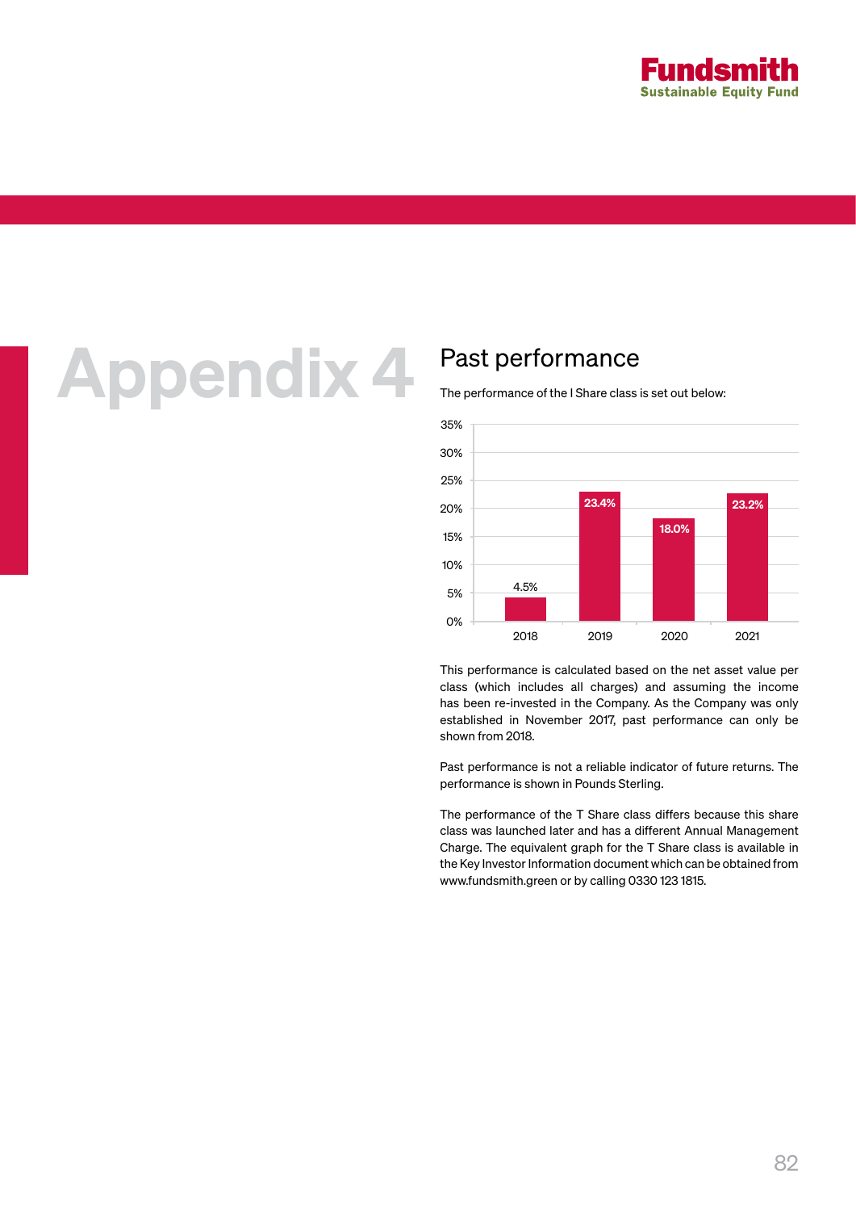# Appendix 4

## Past performance

The performance of the I Share class is set out below:

| Year | Performance |
|---|---|
| 2018 | 4.5% |
| 2019 | 23.4% |
| 2020 | 18.0% |
| 2021 | 23.2% |

This performance is calculated based on the net asset value per class (which includes all charges) and assuming the income has been re-invested in the Company. As the Company was only established in November 2017, past performance can only be shown from 2018.

Past performance is not a reliable indicator of future returns. The performance is shown in Pounds Sterling.

The performance of the T Share class differs because this share class was launched later and has a different Annual Management Charge. The equivalent graph for the T Share class is available in the Key Investor Information document which can be obtained from www.fundsmith.green or by calling 0330 123 1815.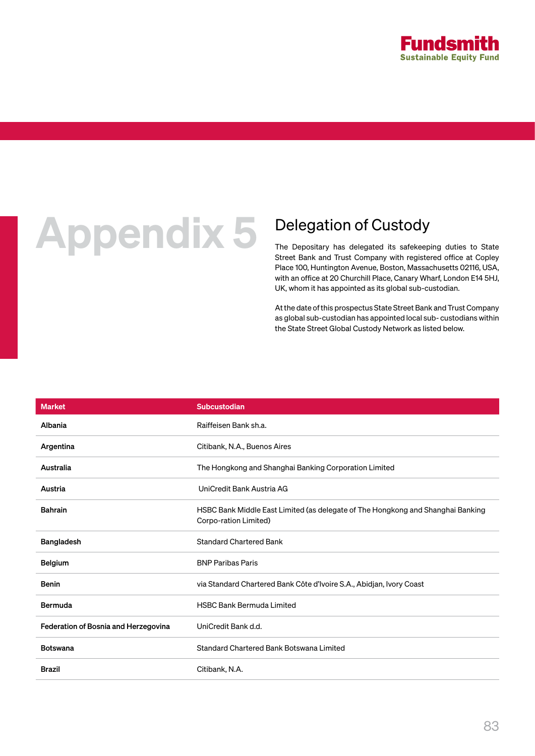# Appendix 5

## Delegation of Custody

The Depositary has delegated its safekeeping duties to State Street Bank and Trust Company with registered office at Copley Place 100, Huntington Avenue, Boston, Massachusetts 02116, USA, with an office at 20 Churchill Place, Canary Wharf, London E14 5HJ, UK, whom it has appointed as its global sub-custodian.

At the date of this prospectus State Street Bank and Trust Company as global sub-custodian has appointed local sub- custodians within the State Street Global Custody Network as listed below.

| Market | Subcustodian |
| --- | --- |
| Albania | Raiffeisen Bank sh.a. |
| Argentina | Citibank, N.A., Buenos Aires |
| Australia | The Hongkong and Shanghai Banking Corporation Limited |
| Austria | UniCredit Bank Austria AG |
| Bahrain | HSBC Bank Middle East Limited (as delegate of The Hongkong and Shanghai Banking Corpo-ration Limited) |
| Bangladesh | Standard Chartered Bank |
| Belgium | BNP Paribas Paris |
| Benin | via Standard Chartered Bank Côte d'Ivoire S.A., Abidjan, Ivory Coast |
| Bermuda | HSBC Bank Bermuda Limited |
| Federation of Bosnia and Herzegovina | UniCredit Bank d.d. |
| Botswana | Standard Chartered Bank Botswana Limited |
| Brazil | Citibank, N.A. |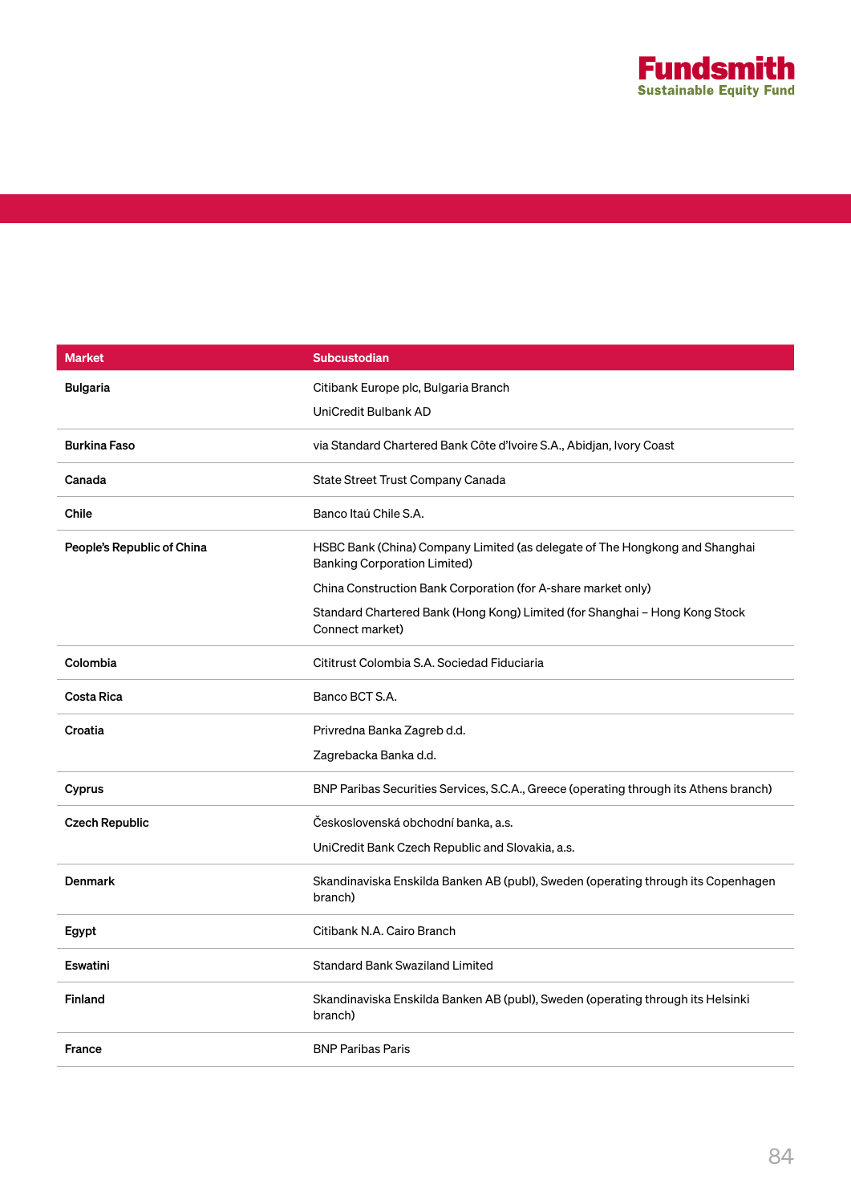| Market | Subcustodian |
|---|---|
| **Bulgaria** | Citibank Europe plc, Bulgaria Branch<br>UniCredit Bulbank AD |
| **Burkina Faso** | via Standard Chartered Bank Côte d'Ivoire S.A., Abidjan, Ivory Coast |
| **Canada** | State Street Trust Company Canada |
| **Chile** | Banco Itaú Chile S.A. |
| **People's Republic of China** | HSBC Bank (China) Company Limited (as delegate of The Hongkong and Shanghai Banking Corporation Limited)<br>China Construction Bank Corporation (for A-share market only)<br>Standard Chartered Bank (Hong Kong) Limited (for Shanghai – Hong Kong Stock Connect market) |
| **Colombia** | Cititrust Colombia S.A. Sociedad Fiduciaria |
| **Costa Rica** | Banco BCT S.A. |
| **Croatia** | Privredna Banka Zagreb d.d.<br>Zagrebacka Banka d.d. |
| **Cyprus** | BNP Paribas Securities Services, S.C.A., Greece (operating through its Athens branch) |
| **Czech Republic** | Československá obchodní banka, a.s.<br>UniCredit Bank Czech Republic and Slovakia, a.s. |
| **Denmark** | Skandinaviska Enskilda Banken AB (publ), Sweden (operating through its Copenhagen branch) |
| **Egypt** | Citibank N.A. Cairo Branch |
| **Eswatini** | Standard Bank Swaziland Limited |
| **Finland** | Skandinaviska Enskilda Banken AB (publ), Sweden (operating through its Helsinki branch) |
| **France** | BNP Paribas Paris |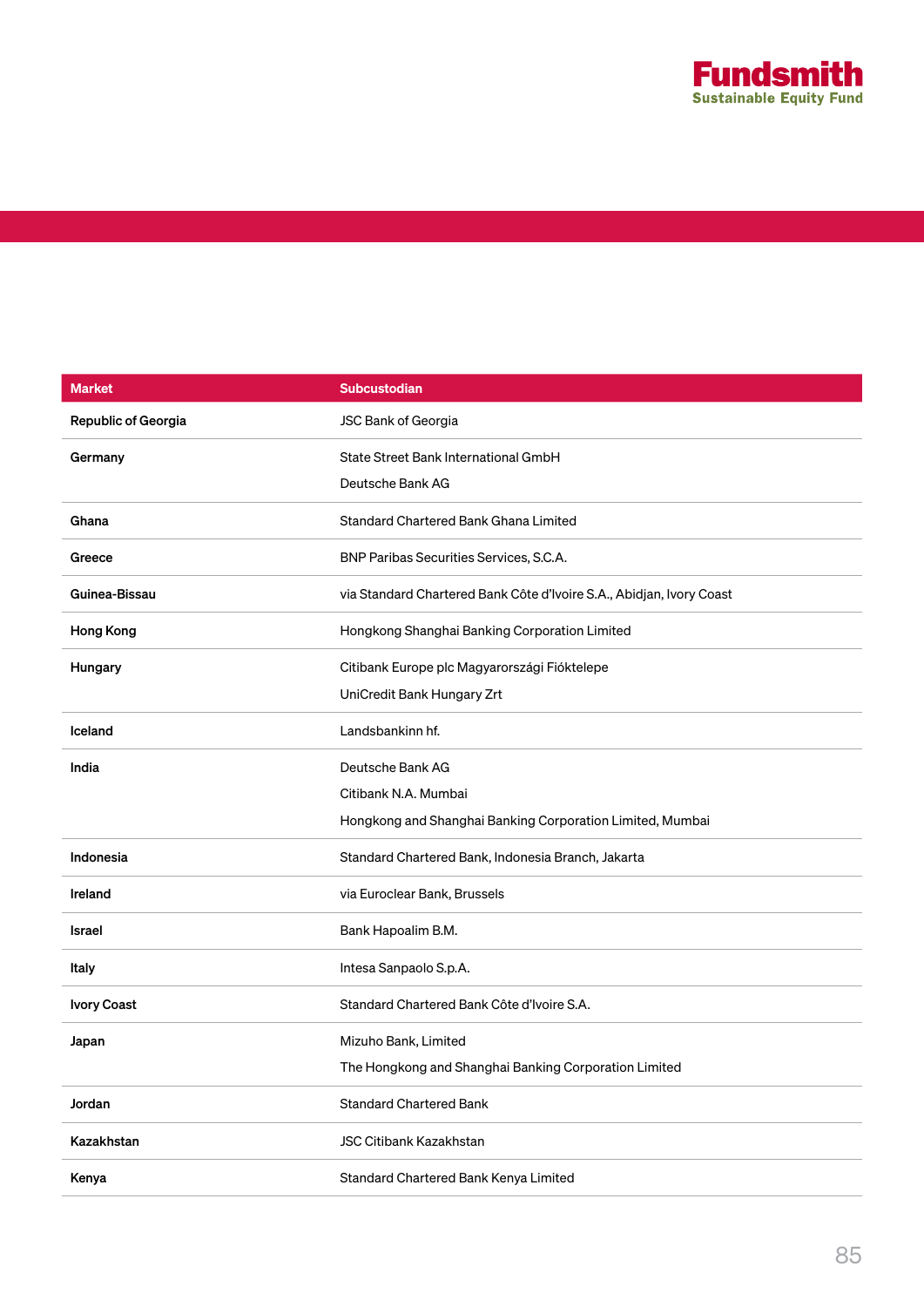| Market | Subcustodian |
|---|---|
| **Republic of Georgia** | JSC Bank of Georgia |
| **Germany** | State Street Bank International GmbH<br>Deutsche Bank AG |
| **Ghana** | Standard Chartered Bank Ghana Limited |
| **Greece** | BNP Paribas Securities Services, S.C.A. |
| **Guinea-Bissau** | via Standard Chartered Bank Côte d'Ivoire S.A., Abidjan, Ivory Coast |
| **Hong Kong** | Hongkong Shanghai Banking Corporation Limited |
| **Hungary** | Citibank Europe plc Magyarországi Fióktelepe<br>UniCredit Bank Hungary Zrt |
| **Iceland** | Landsbankinn hf. |
| **India** | Deutsche Bank AG<br>Citibank N.A. Mumbai<br>Hongkong and Shanghai Banking Corporation Limited, Mumbai |
| **Indonesia** | Standard Chartered Bank, Indonesia Branch, Jakarta |
| **Ireland** | via Euroclear Bank, Brussels |
| **Israel** | Bank Hapoalim B.M. |
| **Italy** | Intesa Sanpaolo S.p.A. |
| **Ivory Coast** | Standard Chartered Bank Côte d'Ivoire S.A. |
| **Japan** | Mizuho Bank, Limited<br>The Hongkong and Shanghai Banking Corporation Limited |
| **Jordan** | Standard Chartered Bank |
| **Kazakhstan** | JSC Citibank Kazakhstan |
| **Kenya** | Standard Chartered Bank Kenya Limited |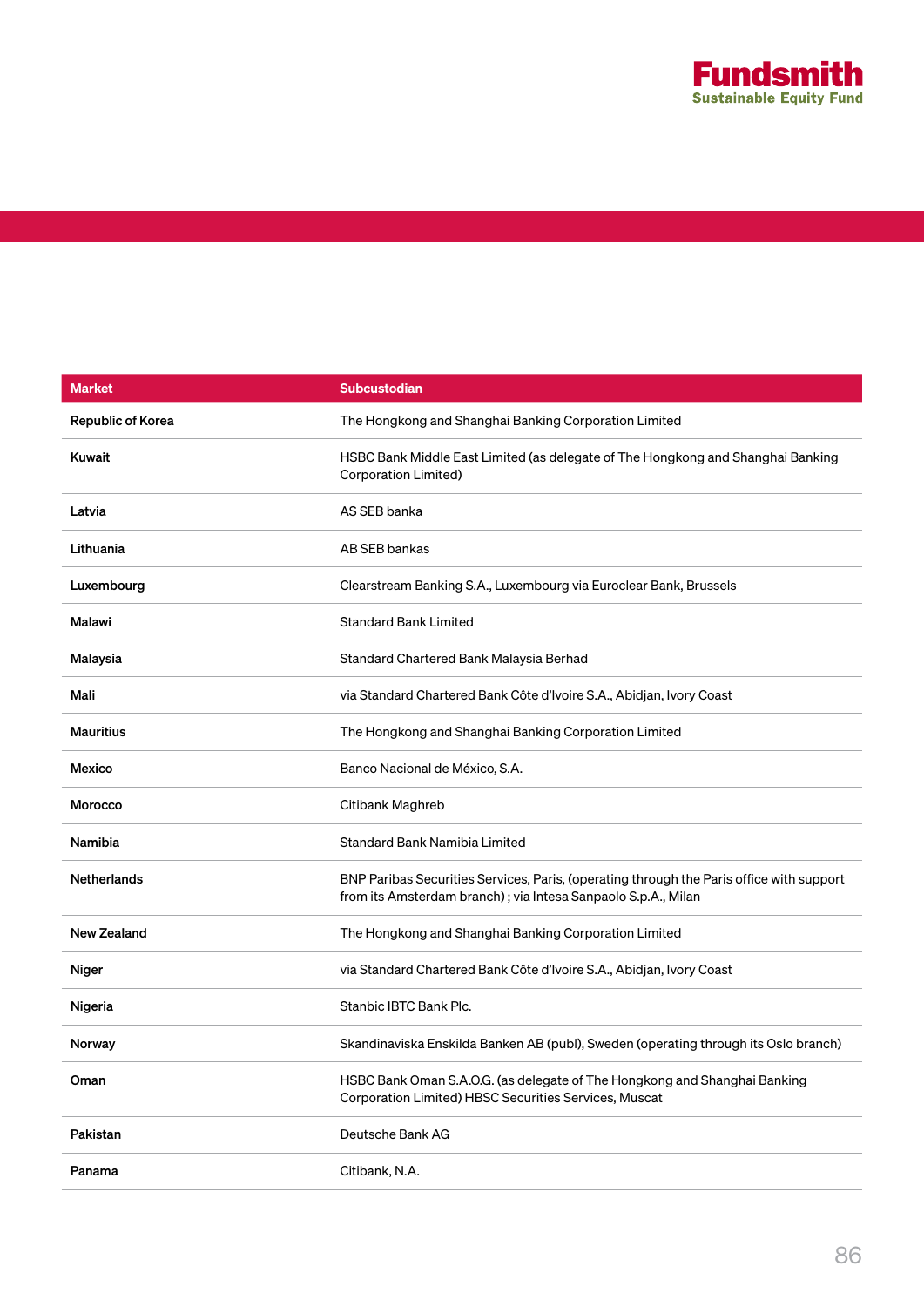| Market | Subcustodian |
| --- | --- |
| Republic of Korea | The Hongkong and Shanghai Banking Corporation Limited |
| Kuwait | HSBC Bank Middle East Limited (as delegate of The Hongkong and Shanghai Banking Corporation Limited) |
| Latvia | AS SEB banka |
| Lithuania | AB SEB bankas |
| Luxembourg | Clearstream Banking S.A., Luxembourg via Euroclear Bank, Brussels |
| Malawi | Standard Bank Limited |
| Malaysia | Standard Chartered Bank Malaysia Berhad |
| Mali | via Standard Chartered Bank Côte d'Ivoire S.A., Abidjan, Ivory Coast |
| Mauritius | The Hongkong and Shanghai Banking Corporation Limited |
| Mexico | Banco Nacional de México, S.A. |
| Morocco | Citibank Maghreb |
| Namibia | Standard Bank Namibia Limited |
| Netherlands | BNP Paribas Securities Services, Paris, (operating through the Paris office with support from its Amsterdam branch) ; via Intesa Sanpaolo S.p.A., Milan |
| New Zealand | The Hongkong and Shanghai Banking Corporation Limited |
| Niger | via Standard Chartered Bank Côte d'Ivoire S.A., Abidjan, Ivory Coast |
| Nigeria | Stanbic IBTC Bank Plc. |
| Norway | Skandinaviska Enskilda Banken AB (publ), Sweden (operating through its Oslo branch) |
| Oman | HSBC Bank Oman S.A.O.G. (as delegate of The Hongkong and Shanghai Banking Corporation Limited) HBSC Securities Services, Muscat |
| Pakistan | Deutsche Bank AG |
| Panama | Citibank, N.A. |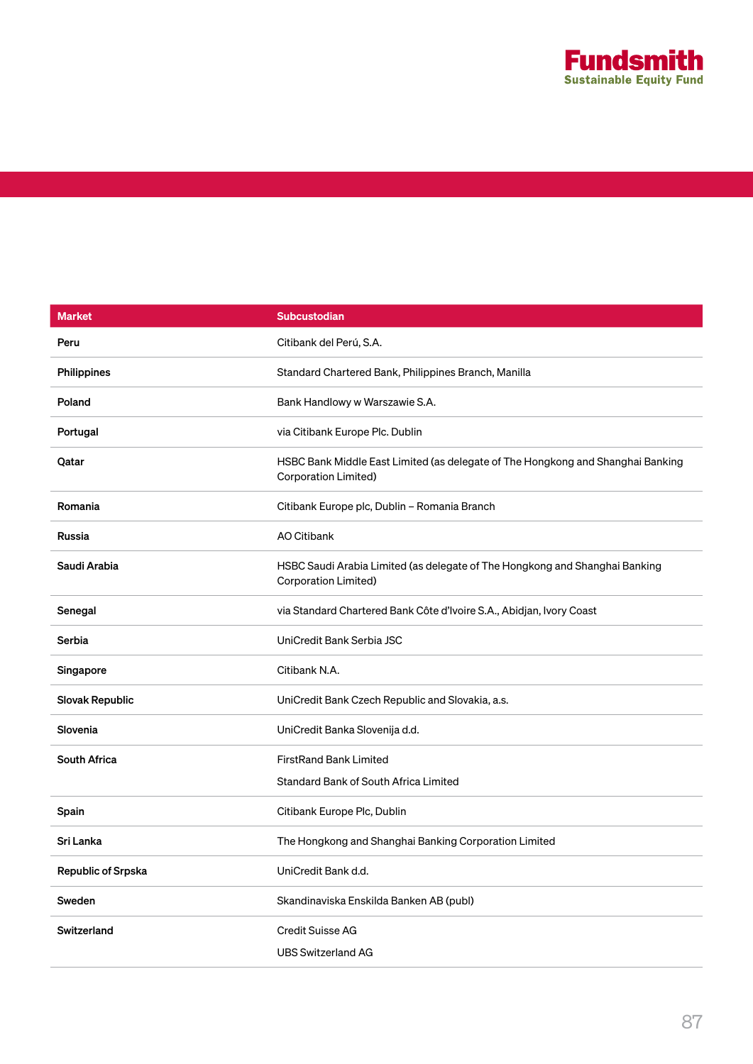| Market | Subcustodian |
|---|---|
| Peru | Citibank del Perú, S.A. |
| Philippines | Standard Chartered Bank, Philippines Branch, Manilla |
| Poland | Bank Handlowy w Warszawie S.A. |
| Portugal | via Citibank Europe Plc. Dublin |
| Qatar | HSBC Bank Middle East Limited (as delegate of The Hongkong and Shanghai Banking Corporation Limited) |
| Romania | Citibank Europe plc, Dublin – Romania Branch |
| Russia | AO Citibank |
| Saudi Arabia | HSBC Saudi Arabia Limited (as delegate of The Hongkong and Shanghai Banking Corporation Limited) |
| Senegal | via Standard Chartered Bank Côte d'Ivoire S.A., Abidjan, Ivory Coast |
| Serbia | UniCredit Bank Serbia JSC |
| Singapore | Citibank N.A. |
| Slovak Republic | UniCredit Bank Czech Republic and Slovakia, a.s. |
| Slovenia | UniCredit Banka Slovenija d.d. |
| South Africa | FirstRand Bank Limited<br>Standard Bank of South Africa Limited |
| Spain | Citibank Europe Plc, Dublin |
| Sri Lanka | The Hongkong and Shanghai Banking Corporation Limited |
| Republic of Srpska | UniCredit Bank d.d. |
| Sweden | Skandinaviska Enskilda Banken AB (publ) |
| Switzerland | Credit Suisse AG<br>UBS Switzerland AG |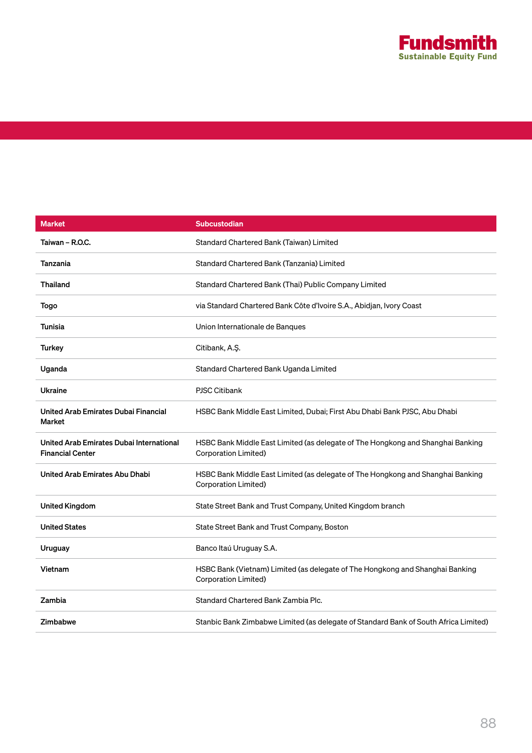| Market | Subcustodian |
| --- | --- |
| Taiwan – R.O.C. | Standard Chartered Bank (Taiwan) Limited |
| Tanzania | Standard Chartered Bank (Tanzania) Limited |
| Thailand | Standard Chartered Bank (Thai) Public Company Limited |
| Togo | via Standard Chartered Bank Côte d'Ivoire S.A., Abidjan, Ivory Coast |
| Tunisia | Union Internationale de Banques |
| Turkey | Citibank, A.Ş. |
| Uganda | Standard Chartered Bank Uganda Limited |
| Ukraine | PJSC Citibank |
| United Arab Emirates Dubai Financial Market | HSBC Bank Middle East Limited, Dubai; First Abu Dhabi Bank PJSC, Abu Dhabi |
| United Arab Emirates Dubai International Financial Center | HSBC Bank Middle East Limited (as delegate of The Hongkong and Shanghai Banking Corporation Limited) |
| United Arab Emirates Abu Dhabi | HSBC Bank Middle East Limited (as delegate of The Hongkong and Shanghai Banking Corporation Limited) |
| United Kingdom | State Street Bank and Trust Company, United Kingdom branch |
| United States | State Street Bank and Trust Company, Boston |
| Uruguay | Banco Itaú Uruguay S.A. |
| Vietnam | HSBC Bank (Vietnam) Limited (as delegate of The Hongkong and Shanghai Banking Corporation Limited) |
| Zambia | Standard Chartered Bank Zambia Plc. |
| Zimbabwe | Stanbic Bank Zimbabwe Limited (as delegate of Standard Bank of South Africa Limited) |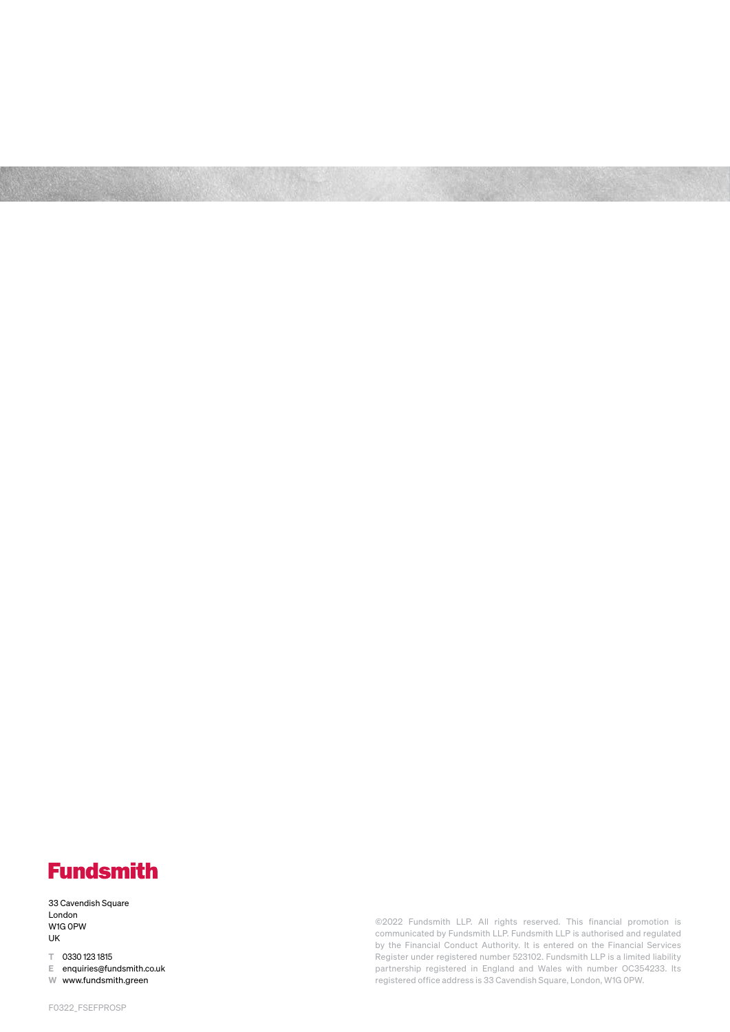**Fundsmith**

33 Cavendish Square
London
W1G 0PW
UK

T 0330 123 1815
E enquiries@fundsmith.co.uk
W www.fundsmith.green

©2022 Fundsmith LLP. All rights reserved. This financial promotion is communicated by Fundsmith LLP. Fundsmith LLP is authorised and regulated by the Financial Conduct Authority. It is entered on the Financial Services Register under registered number 523102. Fundsmith LLP is a limited liability partnership registered in England and Wales with number OC354233. Its registered office address is 33 Cavendish Square, London, W1G 0PW.

F0322_FSEFPROSP